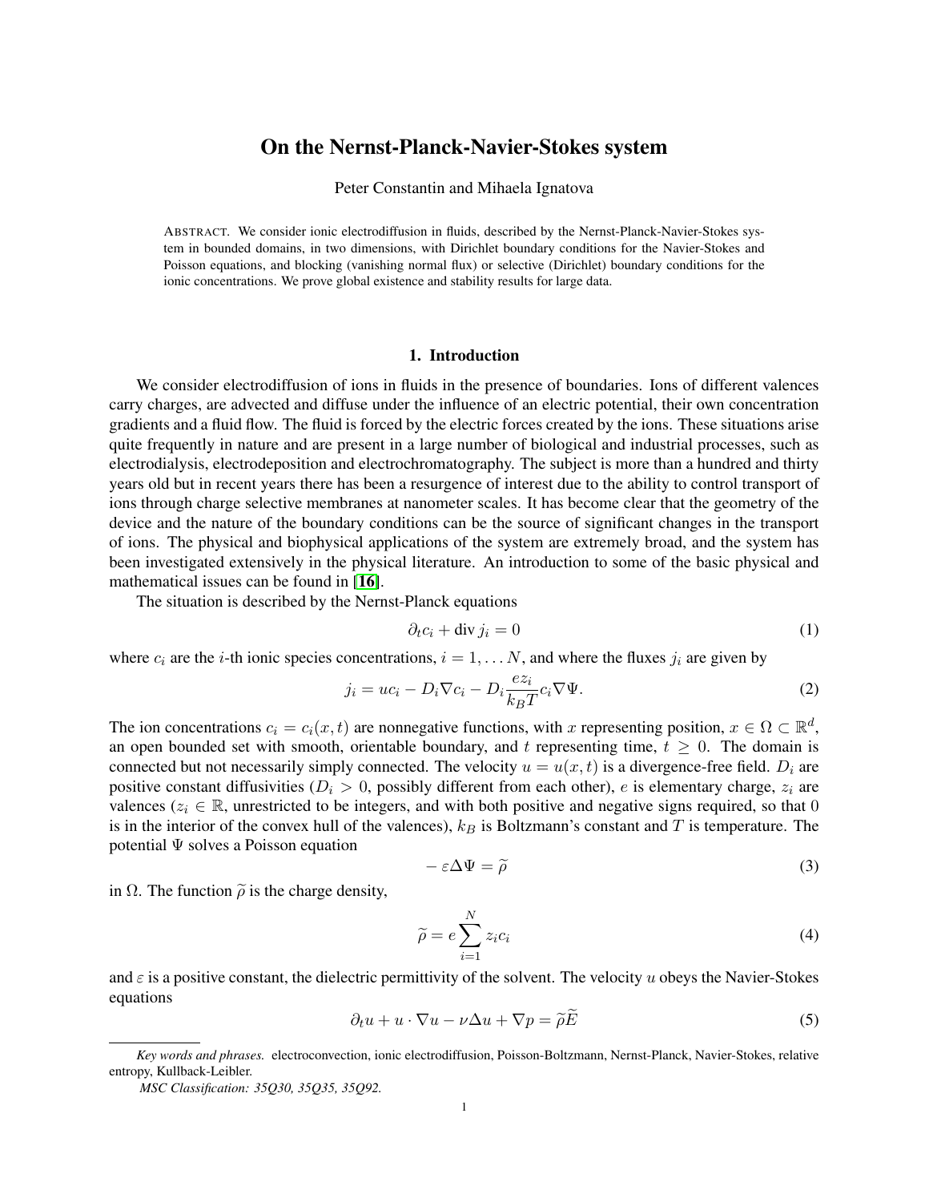# On the Nernst-Planck-Navier-Stokes system

Peter Constantin and Mihaela Ignatova

ABSTRACT. We consider ionic electrodiffusion in fluids, described by the Nernst-Planck-Navier-Stokes system in bounded domains, in two dimensions, with Dirichlet boundary conditions for the Navier-Stokes and Poisson equations, and blocking (vanishing normal flux) or selective (Dirichlet) boundary conditions for the ionic concentrations. We prove global existence and stability results for large data.

## 1. Introduction

We consider electrodiffusion of ions in fluids in the presence of boundaries. Ions of different valences carry charges, are advected and diffuse under the influence of an electric potential, their own concentration gradients and a fluid flow. The fluid is forced by the electric forces created by the ions. These situations arise quite frequently in nature and are present in a large number of biological and industrial processes, such as electrodialysis, electrodeposition and electrochromatography. The subject is more than a hundred and thirty years old but in recent years there has been a resurgence of interest due to the ability to control transport of ions through charge selective membranes at nanometer scales. It has become clear that the geometry of the device and the nature of the boundary conditions can be the source of significant changes in the transport of ions. The physical and biophysical applications of the system are extremely broad, and the system has been investigated extensively in the physical literature. An introduction to some of the basic physical and mathematical issues can be found in [16].

The situation is described by the Nernst-Planck equations

$$\partial_t c_i + \operatorname{div} j_i = 0 \tag{1}$$

where $c_i$ are the $i$-th ionic species concentrations, $i = 1, \dots N$, and where the fluxes $j_i$ are given by

$$j_i = uc_i - D_i \nabla c_i - D_i \frac{ez_i}{k_B T} c_i \nabla \Psi. \tag{2}$$

The ion concentrations $c_i = c_i(x,t)$ are nonnegative functions, with $x$ representing position, $x \in \Omega \subset \mathbb{R}^d$, an open bounded set with smooth, orientable boundary, and $t$ representing time, $t \geq 0$. The domain is connected but not necessarily simply connected. The velocity $u = u(x,t)$ is a divergence-free field. $D_i$ are positive constant diffusivities ($D_i > 0$, possibly different from each other), $e$ is elementary charge, $z_i$ are valences ($z_i \in \mathbb{R}$, unrestricted to be integers, and with both positive and negative signs required, so that 0 is in the interior of the convex hull of the valences), $k_B$ is Boltzmann's constant and $T$ is temperature. The potential $\Psi$ solves a Poisson equation

$$-\varepsilon \Delta \Psi = \widetilde{\rho} \tag{3}$$

in $\Omega$. The function $\widetilde{\rho}$ is the charge density,

$$\widetilde{\rho} = e \sum_{i=1}^{N} z_i c_i \tag{4}$$

and $\varepsilon$ is a positive constant, the dielectric permittivity of the solvent. The velocity $u$ obeys the Navier-Stokes equations

$$\partial_t u + u \cdot \nabla u - \nu \Delta u + \nabla p = \widetilde{\rho} \widetilde{E} \tag{5}$$

---

*Key words and phrases.* electroconvection, ionic electrodiffusion, Poisson-Boltzmann, Nernst-Planck, Navier-Stokes, relative entropy, Kullback-Leibler.

*MSC Classification: 35Q30, 35Q35, 35Q92.*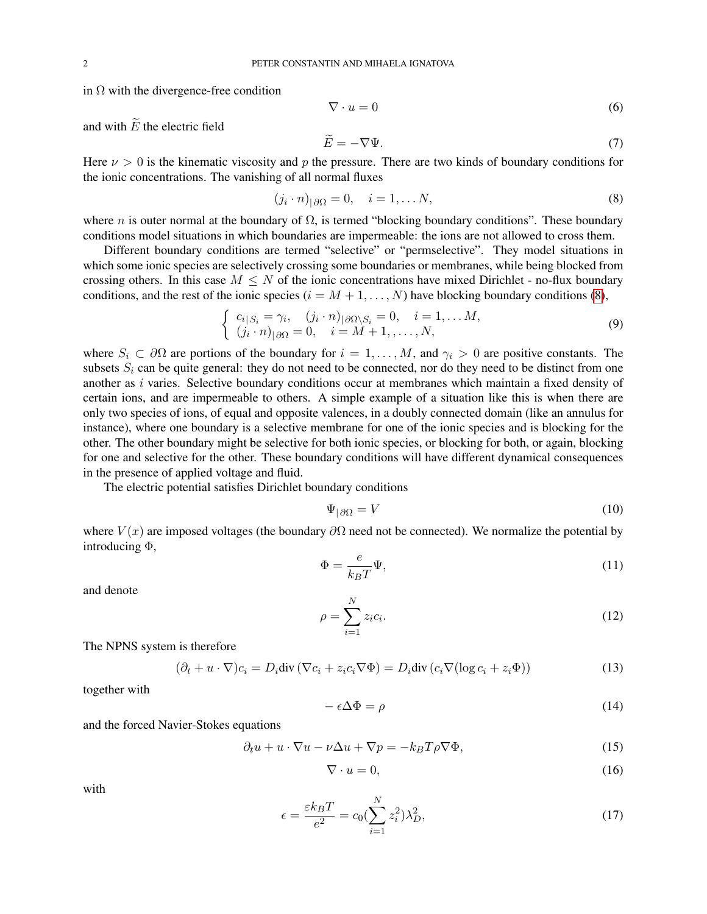in $\Omega$ with the divergence-free condition

$$\nabla \cdot u = 0 \tag{6}$$

and with $\widetilde{E}$ the electric field

$$\widetilde{E} = -\nabla \Psi. \tag{7}$$

Here $\nu > 0$ is the kinematic viscosity and $p$ the pressure. There are two kinds of boundary conditions for the ionic concentrations. The vanishing of all normal fluxes

$$(j_i \cdot n)_{|\partial\Omega} = 0, \quad i = 1, \dots N, \tag{8}$$

where $n$ is outer normal at the boundary of $\Omega$, is termed "blocking boundary conditions". These boundary conditions model situations in which boundaries are impermeable: the ions are not allowed to cross them.

Different boundary conditions are termed "selective" or "permselective". They model situations in which some ionic species are selectively crossing some boundaries or membranes, while being blocked from crossing others. In this case $M \le N$ of the ionic concentrations have mixed Dirichlet - no-flux boundary conditions, and the rest of the ionic species ($i = M+1, \dots, N$) have blocking boundary conditions (8),

$$\left\{ \begin{array}{l} c_{i|S_i} = \gamma_i, \quad (j_i \cdot n)_{|\partial\Omega \setminus S_i} = 0, \quad i = 1, \dots M, \\ (j_i \cdot n)_{|\partial\Omega} = 0, \quad i = M+1, \dots, N, \end{array} \right. \tag{9}$$

where $S_i \subset \partial\Omega$ are portions of the boundary for $i = 1, \dots, M$, and $\gamma_i > 0$ are positive constants. The subsets $S_i$ can be quite general: they do not need to be connected, nor do they need to be distinct from one another as $i$ varies. Selective boundary conditions occur at membranes which maintain a fixed density of certain ions, and are impermeable to others. A simple example of a situation like this is when there are only two species of ions, of equal and opposite valences, in a doubly connected domain (like an annulus for instance), where one boundary is a selective membrane for one of the ionic species and is blocking for the other. The other boundary might be selective for both ionic species, or blocking for both, or again, blocking for one and selective for the other. These boundary conditions will have different dynamical consequences in the presence of applied voltage and fluid.

The electric potential satisfies Dirichlet boundary conditions

$$\Psi_{|\partial\Omega} = V \tag{10}$$

where $V(x)$ are imposed voltages (the boundary $\partial\Omega$ need not be connected). We normalize the potential by introducing $\Phi$,

$$\Phi = \frac{e}{k_B T}\Psi, \tag{11}$$

and denote

$$\rho = \sum_{i=1}^{N} z_i c_i. \tag{12}$$

The NPNS system is therefore

$$(\partial_t + u \cdot \nabla) c_i = D_i \text{div}\left(\nabla c_i + z_i c_i \nabla \Phi\right) = D_i \text{div}\left(c_i \nabla(\log c_i + z_i \Phi)\right) \tag{13}$$

together with

$$-\epsilon \Delta \Phi = \rho \tag{14}$$

and the forced Navier-Stokes equations

$$\partial_t u + u \cdot \nabla u - \nu \Delta u + \nabla p = -k_B T \rho \nabla \Phi, \tag{15}$$

$$\nabla \cdot u = 0, \tag{16}$$

with

$$\epsilon = \frac{\varepsilon k_B T}{e^2} = c_0 \left(\sum_{i=1}^{N} z_i^2\right) \lambda_D^2, \tag{17}$$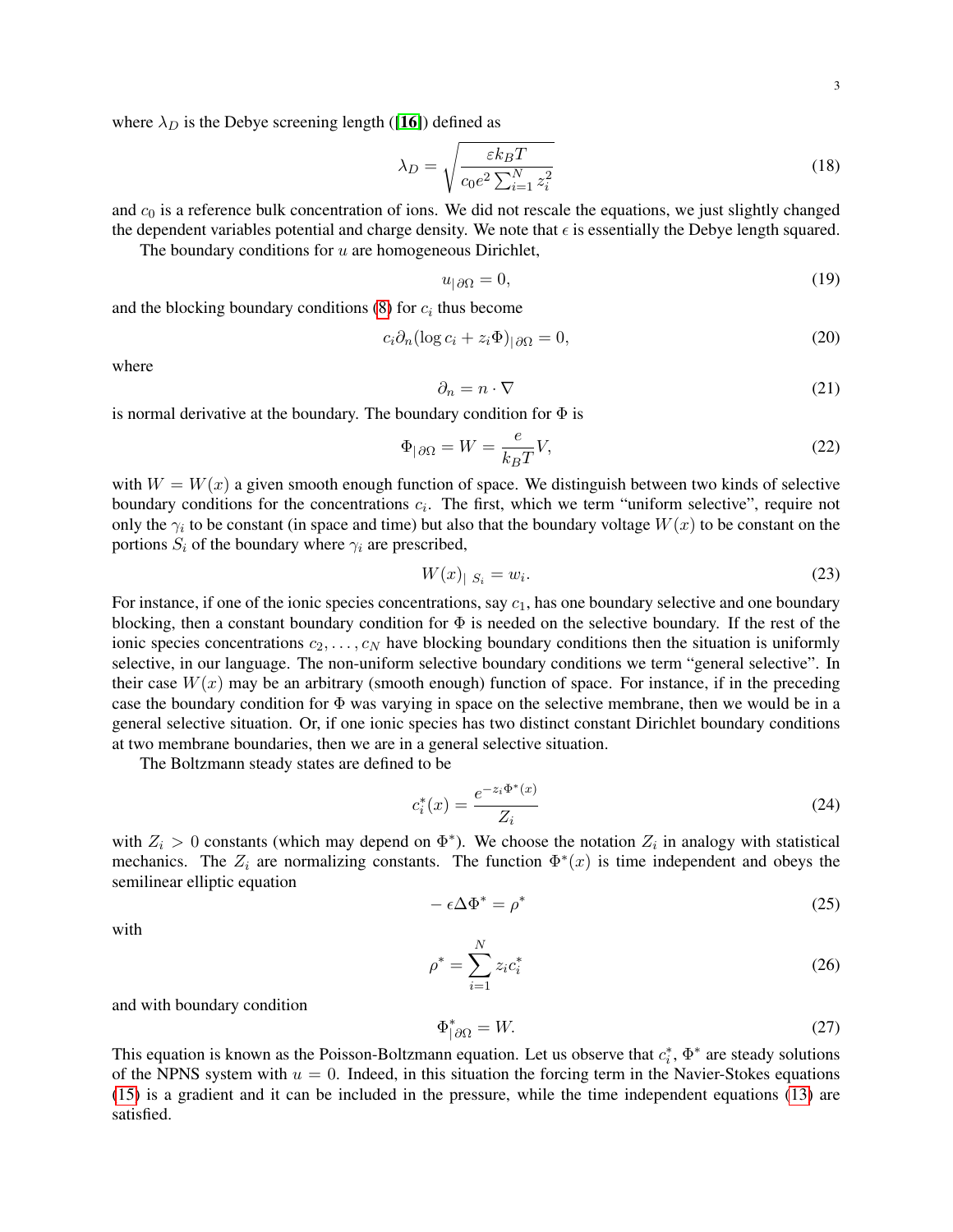where $\lambda_D$ is the Debye screening length ([16]) defined as

$$\lambda_D = \sqrt{\frac{\varepsilon k_B T}{c_0 e^2 \sum_{i=1}^N z_i^2}} \tag{18}$$

and $c_0$ is a reference bulk concentration of ions. We did not rescale the equations, we just slightly changed the dependent variables potential and charge density. We note that $\epsilon$ is essentially the Debye length squared.

The boundary conditions for $u$ are homogeneous Dirichlet,

$$u_{|\,\partial\Omega} = 0, \tag{19}$$

and the blocking boundary conditions (8) for $c_i$ thus become

$$c_i \partial_n (\log c_i + z_i \Phi)_{|\,\partial\Omega} = 0, \tag{20}$$

where

$$\partial_n = n \cdot \nabla \tag{21}$$

is normal derivative at the boundary. The boundary condition for $\Phi$ is

$$\Phi_{|\,\partial\Omega} = W = \frac{e}{k_B T} V, \tag{22}$$

with $W = W(x)$ a given smooth enough function of space. We distinguish between two kinds of selective boundary conditions for the concentrations $c_i$. The first, which we term "uniform selective", require not only the $\gamma_i$ to be constant (in space and time) but also that the boundary voltage $W(x)$ to be constant on the portions $S_i$ of the boundary where $\gamma_i$ are prescribed,

$$W(x)_{|\ S_i} = w_i. \tag{23}$$

For instance, if one of the ionic species concentrations, say $c_1$, has one boundary selective and one boundary blocking, then a constant boundary condition for $\Phi$ is needed on the selective boundary. If the rest of the ionic species concentrations $c_2, \dots, c_N$ have blocking boundary conditions then the situation is uniformly selective, in our language. The non-uniform selective boundary conditions we term "general selective". In their case $W(x)$ may be an arbitrary (smooth enough) function of space. For instance, if in the preceding case the boundary condition for $\Phi$ was varying in space on the selective membrane, then we would be in a general selective situation. Or, if one ionic species has two distinct constant Dirichlet boundary conditions at two membrane boundaries, then we are in a general selective situation.

The Boltzmann steady states are defined to be

$$c_i^*(x) = \frac{e^{-z_i \Phi^*(x)}}{Z_i} \tag{24}$$

with $Z_i > 0$ constants (which may depend on $\Phi^*$). We choose the notation $Z_i$ in analogy with statistical mechanics. The $Z_i$ are normalizing constants. The function $\Phi^*(x)$ is time independent and obeys the semilinear elliptic equation

$$-\epsilon \Delta \Phi^* = \rho^* \tag{25}$$

with

$$\rho^* = \sum_{i=1}^N z_i c_i^* \tag{26}$$

and with boundary condition

$$\Phi^*_{|\,\partial\Omega} = W. \tag{27}$$

This equation is known as the Poisson-Boltzmann equation. Let us observe that $c_i^*$, $\Phi^*$ are steady solutions of the NPNS system with $u = 0$. Indeed, in this situation the forcing term in the Navier-Stokes equations (15) is a gradient and it can be included in the pressure, while the time independent equations (13) are satisfied.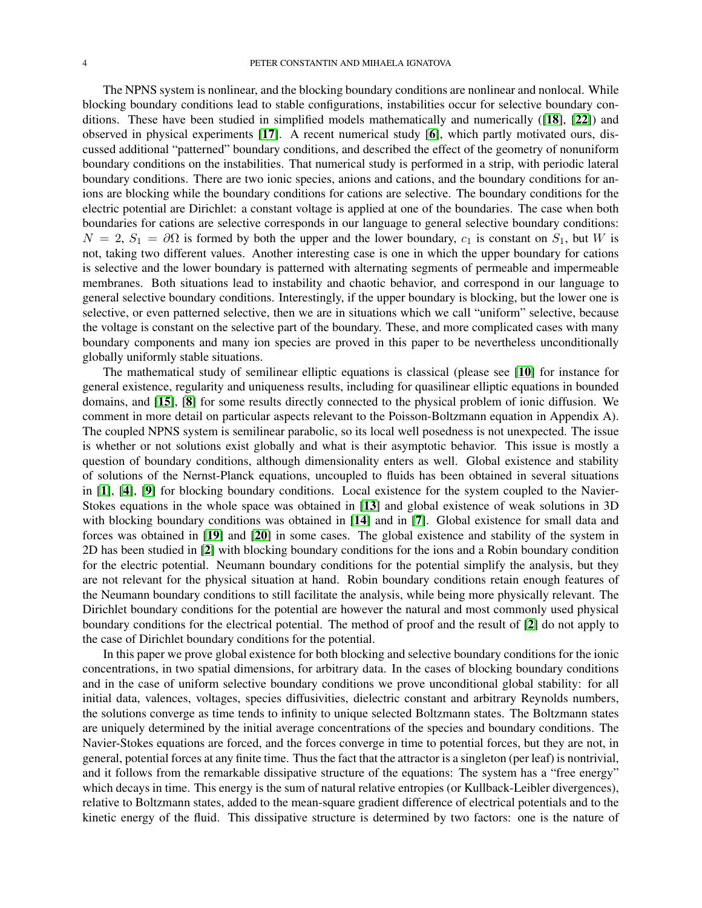The NPNS system is nonlinear, and the blocking boundary conditions are nonlinear and nonlocal. While blocking boundary conditions lead to stable configurations, instabilities occur for selective boundary conditions. These have been studied in simplified models mathematically and numerically ([18], [22]) and observed in physical experiments [17]. A recent numerical study [6], which partly motivated ours, discussed additional "patterned" boundary conditions, and described the effect of the geometry of nonuniform boundary conditions on the instabilities. That numerical study is performed in a strip, with periodic lateral boundary conditions. There are two ionic species, anions and cations, and the boundary conditions for anions are blocking while the boundary conditions for cations are selective. The boundary conditions for the electric potential are Dirichlet: a constant voltage is applied at one of the boundaries. The case when both boundaries for cations are selective corresponds in our language to general selective boundary conditions: $N = 2$, $S_1 = \partial\Omega$ is formed by both the upper and the lower boundary, $c_1$ is constant on $S_1$, but $W$ is not, taking two different values. Another interesting case is one in which the upper boundary for cations is selective and the lower boundary is patterned with alternating segments of permeable and impermeable membranes. Both situations lead to instability and chaotic behavior, and correspond in our language to general selective boundary conditions. Interestingly, if the upper boundary is blocking, but the lower one is selective, or even patterned selective, then we are in situations which we call "uniform" selective, because the voltage is constant on the selective part of the boundary. These, and more complicated cases with many boundary components and many ion species are proved in this paper to be nevertheless unconditionally globally uniformly stable situations.

The mathematical study of semilinear elliptic equations is classical (please see [10] for instance for general existence, regularity and uniqueness results, including for quasilinear elliptic equations in bounded domains, and [15], [8] for some results directly connected to the physical problem of ionic diffusion. We comment in more detail on particular aspects relevant to the Poisson-Boltzmann equation in Appendix A). The coupled NPNS system is semilinear parabolic, so its local well posedness is not unexpected. The issue is whether or not solutions exist globally and what is their asymptotic behavior. This issue is mostly a question of boundary conditions, although dimensionality enters as well. Global existence and stability of solutions of the Nernst-Planck equations, uncoupled to fluids has been obtained in several situations in [1], [4], [9] for blocking boundary conditions. Local existence for the system coupled to the Navier-Stokes equations in the whole space was obtained in [13] and global existence of weak solutions in 3D with blocking boundary conditions was obtained in [14] and in [7]. Global existence for small data and forces was obtained in [19] and [20] in some cases. The global existence and stability of the system in 2D has been studied in [2] with blocking boundary conditions for the ions and a Robin boundary condition for the electric potential. Neumann boundary conditions for the potential simplify the analysis, but they are not relevant for the physical situation at hand. Robin boundary conditions retain enough features of the Neumann boundary conditions to still facilitate the analysis, while being more physically relevant. The Dirichlet boundary conditions for the potential are however the natural and most commonly used physical boundary conditions for the electrical potential. The method of proof and the result of [2] do not apply to the case of Dirichlet boundary conditions for the potential.

In this paper we prove global existence for both blocking and selective boundary conditions for the ionic concentrations, in two spatial dimensions, for arbitrary data. In the cases of blocking boundary conditions and in the case of uniform selective boundary conditions we prove unconditional global stability: for all initial data, valences, voltages, species diffusivities, dielectric constant and arbitrary Reynolds numbers, the solutions converge as time tends to infinity to unique selected Boltzmann states. The Boltzmann states are uniquely determined by the initial average concentrations of the species and boundary conditions. The Navier-Stokes equations are forced, and the forces converge in time to potential forces, but they are not, in general, potential forces at any finite time. Thus the fact that the attractor is a singleton (per leaf) is nontrivial, and it follows from the remarkable dissipative structure of the equations: The system has a "free energy" which decays in time. This energy is the sum of natural relative entropies (or Kullback-Leibler divergences), relative to Boltzmann states, added to the mean-square gradient difference of electrical potentials and to the kinetic energy of the fluid. This dissipative structure is determined by two factors: one is the nature of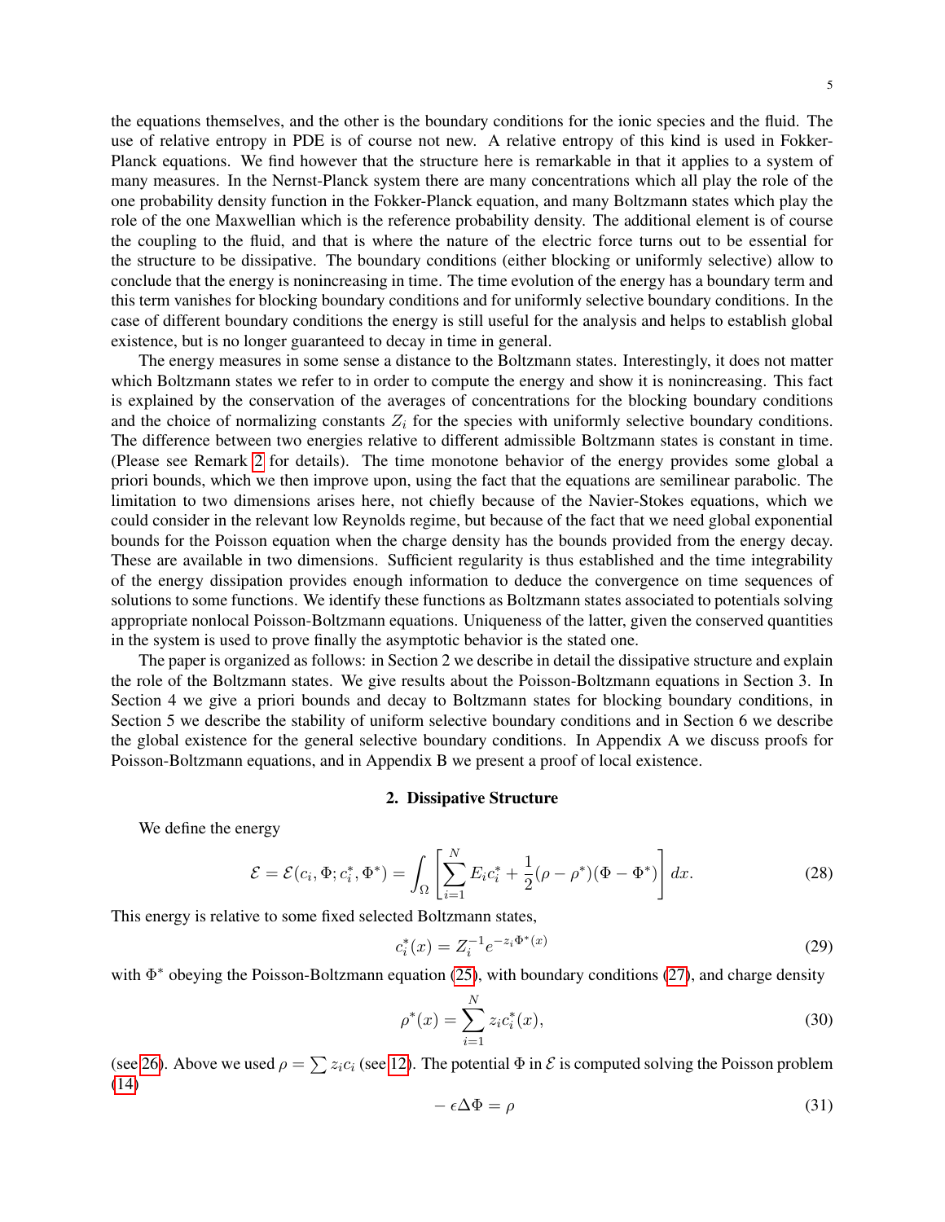the equations themselves, and the other is the boundary conditions for the ionic species and the fluid. The use of relative entropy in PDE is of course not new. A relative entropy of this kind is used in Fokker-Planck equations. We find however that the structure here is remarkable in that it applies to a system of many measures. In the Nernst-Planck system there are many concentrations which all play the role of the one probability density function in the Fokker-Planck equation, and many Boltzmann states which play the role of the one Maxwellian which is the reference probability density. The additional element is of course the coupling to the fluid, and that is where the nature of the electric force turns out to be essential for the structure to be dissipative. The boundary conditions (either blocking or uniformly selective) allow to conclude that the energy is nonincreasing in time. The time evolution of the energy has a boundary term and this term vanishes for blocking boundary conditions and for uniformly selective boundary conditions. In the case of different boundary conditions the energy is still useful for the analysis and helps to establish global existence, but is no longer guaranteed to decay in time in general.

The energy measures in some sense a distance to the Boltzmann states. Interestingly, it does not matter which Boltzmann states we refer to in order to compute the energy and show it is nonincreasing. This fact is explained by the conservation of the averages of concentrations for the blocking boundary conditions and the choice of normalizing constants $Z_i$ for the species with uniformly selective boundary conditions. The difference between two energies relative to different admissible Boltzmann states is constant in time. (Please see Remark 2 for details). The time monotone behavior of the energy provides some global a priori bounds, which we then improve upon, using the fact that the equations are semilinear parabolic. The limitation to two dimensions arises here, not chiefly because of the Navier-Stokes equations, which we could consider in the relevant low Reynolds regime, but because of the fact that we need global exponential bounds for the Poisson equation when the charge density has the bounds provided from the energy decay. These are available in two dimensions. Sufficient regularity is thus established and the time integrability of the energy dissipation provides enough information to deduce the convergence on time sequences of solutions to some functions. We identify these functions as Boltzmann states associated to potentials solving appropriate nonlocal Poisson-Boltzmann equations. Uniqueness of the latter, given the conserved quantities in the system is used to prove finally the asymptotic behavior is the stated one.

The paper is organized as follows: in Section 2 we describe in detail the dissipative structure and explain the role of the Boltzmann states. We give results about the Poisson-Boltzmann equations in Section 3. In Section 4 we give a priori bounds and decay to Boltzmann states for blocking boundary conditions, in Section 5 we describe the stability of uniform selective boundary conditions and in Section 6 we describe the global existence for the general selective boundary conditions. In Appendix A we discuss proofs for Poisson-Boltzmann equations, and in Appendix B we present a proof of local existence.

## 2. Dissipative Structure

We define the energy

$$\mathcal{E} = \mathcal{E}(c_i, \Phi; c_i^*, \Phi^*) = \int_\Omega \left[ \sum_{i=1}^N E_i c_i^* + \frac{1}{2}(\rho - \rho^*)(\Phi - \Phi^*) \right] dx. \tag{28}$$

This energy is relative to some fixed selected Boltzmann states,

$$c_i^*(x) = Z_i^{-1} e^{-z_i \Phi^*(x)} \tag{29}$$

with $\Phi^*$ obeying the Poisson-Boltzmann equation (25), with boundary conditions (27), and charge density

$$\rho^*(x) = \sum_{i=1}^N z_i c_i^*(x), \tag{30}$$

(see 26). Above we used $\rho = \sum z_i c_i$ (see 12). The potential $\Phi$ in $\mathcal{E}$ is computed solving the Poisson problem (14)

$$-\epsilon \Delta \Phi = \rho \tag{31}$$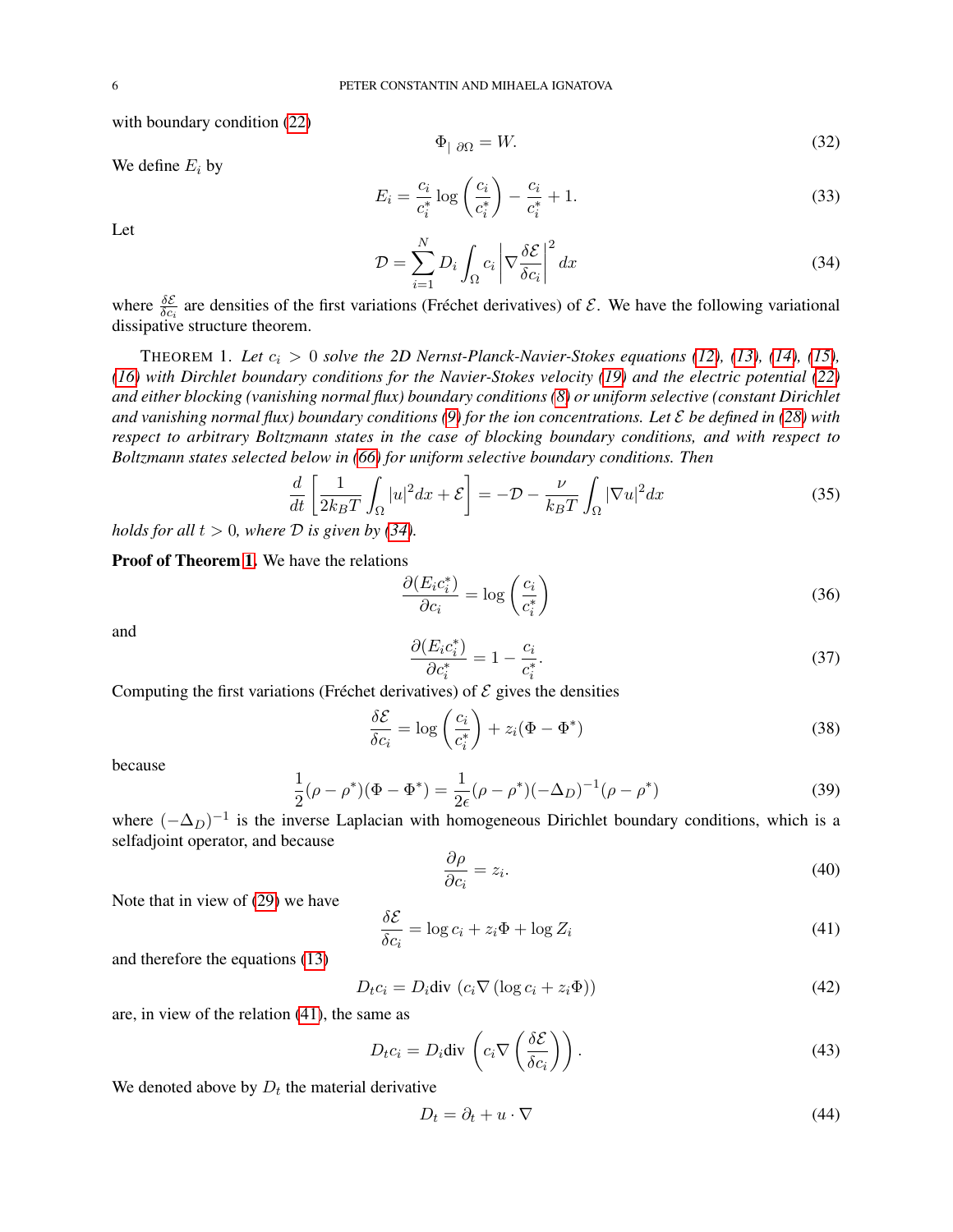with boundary condition (22)

$$
\Phi_{|\,\partial\Omega} = W. \tag{32}
$$

We define $E_i$ by

$$
E_i = \frac{c_i}{c_i^*}\log\left(\frac{c_i}{c_i^*}\right) - \frac{c_i}{c_i^*} + 1. \tag{33}
$$

Let

$$
\mathcal{D} = \sum_{i=1}^{N} D_i \int_\Omega c_i \left|\nabla \frac{\delta \mathcal{E}}{\delta c_i}\right|^2 dx \tag{34}
$$

where $\frac{\delta\mathcal{E}}{\delta c_i}$ are densities of the first variations (Fréchet derivatives) of $\mathcal{E}$. We have the following variational dissipative structure theorem.

THEOREM 1. *Let $c_i > 0$ solve the 2D Nernst-Planck-Navier-Stokes equations (12), (13), (14), (15), (16) with Dirchlet boundary conditions for the Navier-Stokes velocity (19) and the electric potential (22) and either blocking (vanishing normal flux) boundary conditions (8) or uniform selective (constant Dirichlet and vanishing normal flux) boundary conditions (9) for the ion concentrations. Let $\mathcal{E}$ be defined in (28) with respect to arbitrary Boltzmann states in the case of blocking boundary conditions, and with respect to Boltzmann states selected below in (66) for uniform selective boundary conditions. Then*

$$
\frac{d}{dt}\left[\frac{1}{2k_BT}\int_\Omega |u|^2 dx + \mathcal{E}\right] = -\mathcal{D} - \frac{\nu}{k_BT}\int_\Omega |\nabla u|^2 dx \tag{35}
$$

*holds for all $t > 0$, where $\mathcal{D}$ is given by (34).*

**Proof of Theorem 1.** We have the relations

$$
\frac{\partial(E_i c_i^*)}{\partial c_i} = \log\left(\frac{c_i}{c_i^*}\right) \tag{36}
$$

and

$$
\frac{\partial(E_i c_i^*)}{\partial c_i^*} = 1 - \frac{c_i}{c_i^*}. \tag{37}
$$

Computing the first variations (Fréchet derivatives) of $\mathcal{E}$ gives the densities

$$
\frac{\delta\mathcal{E}}{\delta c_i} = \log\left(\frac{c_i}{c_i^*}\right) + z_i(\Phi - \Phi^*) \tag{38}
$$

because

$$
\frac{1}{2}(\rho - \rho^*)(\Phi - \Phi^*) = \frac{1}{2\epsilon}(\rho - \rho^*)(-\Delta_D)^{-1}(\rho - \rho^*) \tag{39}
$$

where $(-\Delta_D)^{-1}$ is the inverse Laplacian with homogeneous Dirichlet boundary conditions, which is a selfadjoint operator, and because

$$
\frac{\partial\rho}{\partial c_i} = z_i. \tag{40}
$$

Note that in view of (29) we have

$$
\frac{\delta\mathcal{E}}{\delta c_i} = \log c_i + z_i\Phi + \log Z_i \tag{41}
$$

and therefore the equations (13)

$$
D_t c_i = D_i \mathrm{div}\,(c_i\nabla(\log c_i + z_i\Phi)) \tag{42}
$$

are, in view of the relation (41), the same as

$$
D_t c_i = D_i \mathrm{div}\left(c_i\nabla\left(\frac{\delta\mathcal{E}}{\delta c_i}\right)\right). \tag{43}
$$

We denoted above by $D_t$ the material derivative

$$
D_t = \partial_t + u\cdot\nabla \tag{44}
$$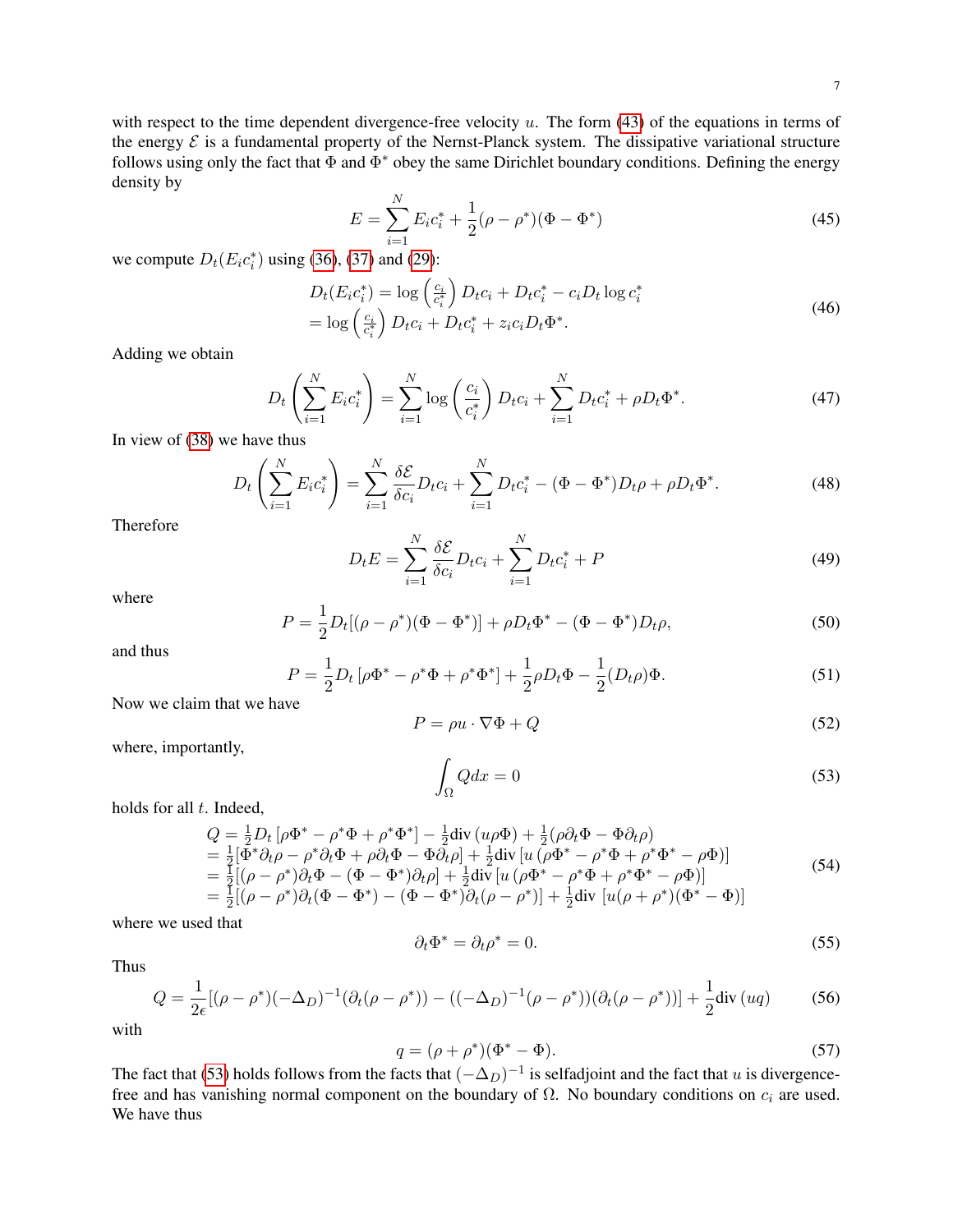with respect to the time dependent divergence-free velocity $u$. The form (43) of the equations in terms of the energy $\mathcal{E}$ is a fundamental property of the Nernst-Planck system. The dissipative variational structure follows using only the fact that $\Phi$ and $\Phi^*$ obey the same Dirichlet boundary conditions. Defining the energy density by

$$
E = \sum_{i=1}^N E_i c_i^* + \frac{1}{2}(\rho - \rho^*)(\Phi - \Phi^*) \tag{45}
$$

we compute $D_t(E_i c_i^*)$ using (36), (37) and (29):

$$
\begin{aligned}
D_t(E_i c_i^*) &= \log\left(\frac{c_i}{c_i^*}\right) D_t c_i + D_t c_i^* - c_i D_t \log c_i^* \\
&= \log\left(\frac{c_i}{c_i^*}\right) D_t c_i + D_t c_i^* + z_i c_i D_t \Phi^*.
\end{aligned} \tag{46}
$$

Adding we obtain

$$
D_t\left(\sum_{i=1}^N E_i c_i^*\right) = \sum_{i=1}^N \log\left(\frac{c_i}{c_i^*}\right) D_t c_i + \sum_{i=1}^N D_t c_i^* + \rho D_t \Phi^*. \tag{47}
$$

In view of (38) we have thus

$$
D_t\left(\sum_{i=1}^N E_i c_i^*\right) = \sum_{i=1}^N \frac{\delta \mathcal{E}}{\delta c_i} D_t c_i + \sum_{i=1}^N D_t c_i^* - (\Phi - \Phi^*) D_t \rho + \rho D_t \Phi^*. \tag{48}
$$

Therefore

$$
D_t E = \sum_{i=1}^N \frac{\delta \mathcal{E}}{\delta c_i} D_t c_i + \sum_{i=1}^N D_t c_i^* + P \tag{49}
$$

where

$$
P = \frac{1}{2} D_t[(\rho - \rho^*)(\Phi - \Phi^*)] + \rho D_t \Phi^* - (\Phi - \Phi^*) D_t \rho, \tag{50}
$$

and thus

$$
P = \frac{1}{2} D_t\left[\rho \Phi^* - \rho^* \Phi + \rho^* \Phi^*\right] + \frac{1}{2}\rho D_t \Phi - \frac{1}{2}(D_t \rho)\Phi. \tag{51}
$$

Now we claim that we have

$$
P = \rho u \cdot \nabla \Phi + Q \tag{52}
$$

where, importantly,

$$
\int_\Omega Q dx = 0 \tag{53}
$$

holds for all $t$. Indeed,

$$
\begin{aligned}
Q &= \tfrac{1}{2} D_t\left[\rho \Phi^* - \rho^* \Phi + \rho^* \Phi^*\right] - \tfrac{1}{2}\mathrm{div}\,(u \rho \Phi) + \tfrac{1}{2}(\rho \partial_t \Phi - \Phi \partial_t \rho) \\
&= \tfrac{1}{2}[\Phi^* \partial_t \rho - \rho^* \partial_t \Phi + \rho \partial_t \Phi - \Phi \partial_t \rho] + \tfrac{1}{2}\mathrm{div}\,[u\,(\rho \Phi^* - \rho^* \Phi + \rho^* \Phi^* - \rho \Phi)] \\
&= \tfrac{1}{2}[(\rho - \rho^*)\partial_t \Phi - (\Phi - \Phi^*)\partial_t \rho] + \tfrac{1}{2}\mathrm{div}\,[u\,(\rho \Phi^* - \rho^* \Phi + \rho^* \Phi^* - \rho \Phi)] \\
&= \tfrac{1}{2}[(\rho - \rho^*)\partial_t(\Phi - \Phi^*) - (\Phi - \Phi^*)\partial_t(\rho - \rho^*)] + \tfrac{1}{2}\mathrm{div}\,[u(\rho + \rho^*)(\Phi^* - \Phi)]
\end{aligned} \tag{54}
$$

where we used that

$$
\partial_t \Phi^* = \partial_t \rho^* = 0. \tag{55}
$$

Thus

$$
Q = \frac{1}{2\epsilon}[(\rho - \rho^*)(-\Delta_D)^{-1}(\partial_t(\rho - \rho^*)) - ((-\Delta_D)^{-1}(\rho - \rho^*))(\partial_t(\rho - \rho^*))] + \frac{1}{2}\mathrm{div}\,(uq) \tag{56}
$$

with

$$
q = (\rho + \rho^*)(\Phi^* - \Phi). \tag{57}
$$

The fact that (53) holds follows from the facts that $(-\Delta_D)^{-1}$ is selfadjoint and the fact that $u$ is divergence-free and has vanishing normal component on the boundary of $\Omega$. No boundary conditions on $c_i$ are used. We have thus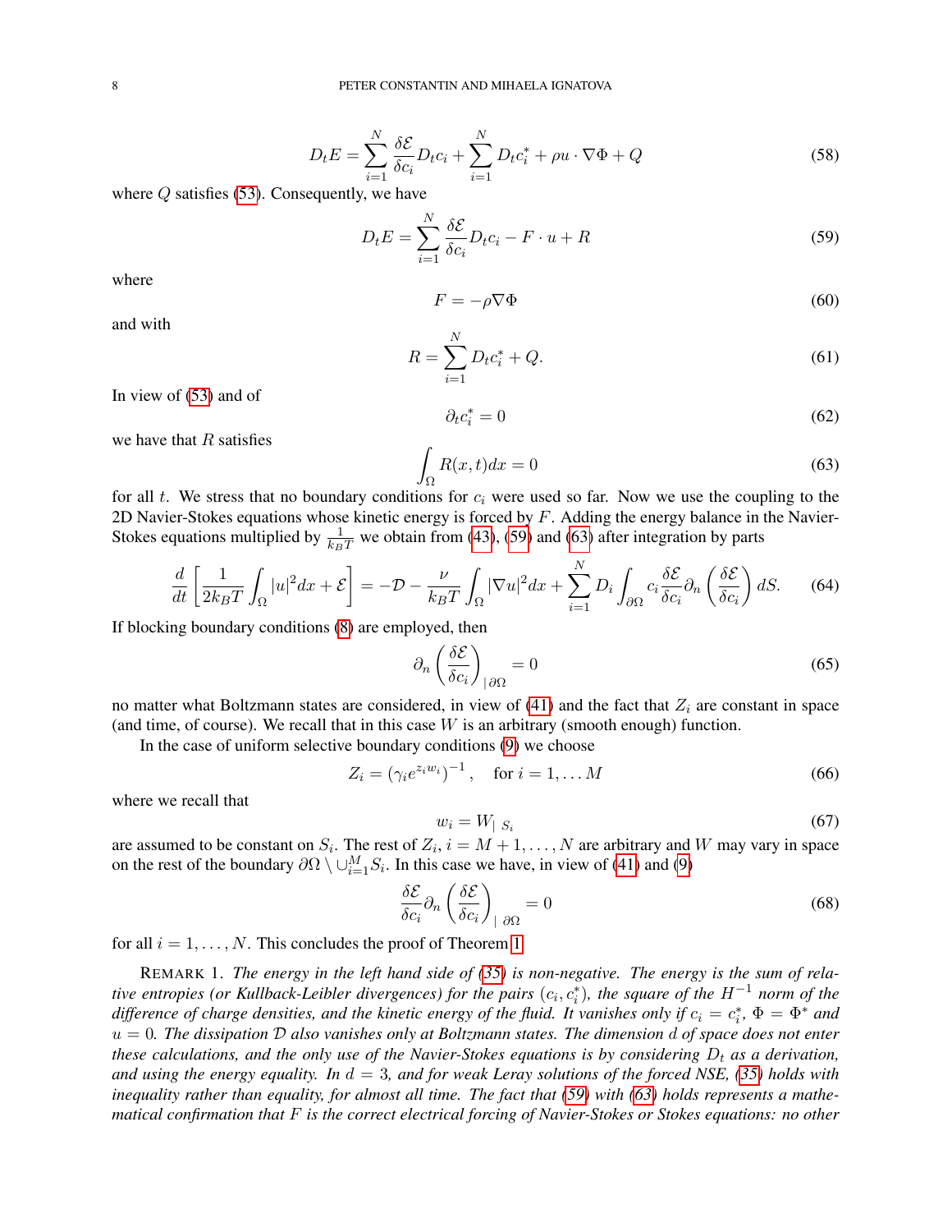$$
D_t E = \sum_{i=1}^N \frac{\delta \mathcal{E}}{\delta c_i} D_t c_i + \sum_{i=1}^N D_t c_i^* + \rho u \cdot \nabla \Phi + Q \tag{58}
$$

where $Q$ satisfies (53). Consequently, we have

$$
D_t E = \sum_{i=1}^N \frac{\delta \mathcal{E}}{\delta c_i} D_t c_i - F \cdot u + R \tag{59}
$$

where

$$
F = -\rho \nabla \Phi \tag{60}
$$

and with

$$
R = \sum_{i=1}^N D_t c_i^* + Q. \tag{61}
$$

In view of (53) and of

$$
\partial_t c_i^* = 0 \tag{62}
$$

we have that $R$ satisfies

$$
\int_\Omega R(x,t) dx = 0 \tag{63}
$$

for all $t$. We stress that no boundary conditions for $c_i$ were used so far. Now we use the coupling to the 2D Navier-Stokes equations whose kinetic energy is forced by $F$. Adding the energy balance in the Navier-Stokes equations multiplied by $\frac{1}{k_B T}$ we obtain from (43), (59) and (63) after integration by parts

$$
\frac{d}{dt}\left[\frac{1}{2k_B T}\int_\Omega |u|^2 dx + \mathcal{E}\right] = -\mathcal{D} - \frac{\nu}{k_B T}\int_\Omega |\nabla u|^2 dx + \sum_{i=1}^N D_i \int_{\partial\Omega} c_i \frac{\delta \mathcal{E}}{\delta c_i} \partial_n \left(\frac{\delta \mathcal{E}}{\delta c_i}\right) dS. \tag{64}
$$

If blocking boundary conditions (8) are employed, then

$$
\partial_n \left(\frac{\delta \mathcal{E}}{\delta c_i}\right)_{|\,\partial\Omega} = 0 \tag{65}
$$

no matter what Boltzmann states are considered, in view of (41) and the fact that $Z_i$ are constant in space (and time, of course). We recall that in this case $W$ is an arbitrary (smooth enough) function.

In the case of uniform selective boundary conditions (9) we choose

$$
Z_i = \left(\gamma_i e^{z_i w_i}\right)^{-1}, \quad \text{for } i = 1, \dots M \tag{66}
$$

where we recall that

$$
w_i = W_{|\ S_i} \tag{67}
$$

are assumed to be constant on $S_i$. The rest of $Z_i$, $i = M+1, \dots, N$ are arbitrary and $W$ may vary in space on the rest of the boundary $\partial\Omega \setminus \cup_{i=1}^M S_i$. In this case we have, in view of (41) and (9)

$$
\frac{\delta \mathcal{E}}{\delta c_i} \partial_n \left(\frac{\delta \mathcal{E}}{\delta c_i}\right)_{|\ \partial\Omega} = 0 \tag{68}
$$

for all $i = 1, \dots, N$. This concludes the proof of Theorem 1.

REMARK 1. *The energy in the left hand side of (35) is non-negative. The energy is the sum of relative entropies (or Kullback-Leibler divergences) for the pairs $(c_i, c_i^*)$, the square of the $H^{-1}$ norm of the difference of charge densities, and the kinetic energy of the fluid. It vanishes only if $c_i = c_i^*$, $\Phi = \Phi^*$ and $u = 0$. The dissipation $\mathcal{D}$ also vanishes only at Boltzmann states. The dimension $d$ of space does not enter these calculations, and the only use of the Navier-Stokes equations is by considering $D_t$ as a derivation, and using the energy equality. In $d = 3$, and for weak Leray solutions of the forced NSE, (35) holds with inequality rather than equality, for almost all time. The fact that (59) with (63) holds represents a mathematical confirmation that $F$ is the correct electrical forcing of Navier-Stokes or Stokes equations: no other*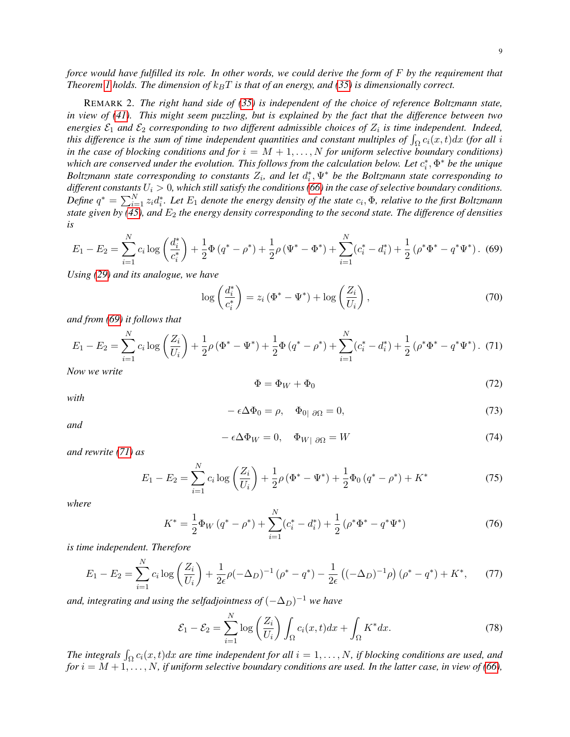*force would have fulfilled its role. In other words, we could derive the form of F by the requirement that Theorem 1 holds. The dimension of $k_BT$ is that of an energy, and (35) is dimensionally correct.*

REMARK 2. *The right hand side of (35) is independent of the choice of reference Boltzmann state, in view of (41). This might seem puzzling, but is explained by the fact that the difference between two energies $\mathcal{E}_1$ and $\mathcal{E}_2$ corresponding to two different admissible choices of $Z_i$ is time independent. Indeed, this difference is the sum of time independent quantities and constant multiples of $\int_\Omega c_i(x,t)dx$ (for all $i$ in the case of blocking conditions and for $i = M+1, \dots, N$ for uniform selective boundary conditions) which are conserved under the evolution. This follows from the calculation below. Let $c_i^*, \Phi^*$ be the unique Boltzmann state corresponding to constants $Z_i$, and let $d_i^*, \Psi^*$ be the Boltzmann state corresponding to different constants $U_i > 0$, which still satisfy the conditions (66) in the case of selective boundary conditions. Define $q^* = \sum_{i=1}^N z_i d_i^*$. Let $E_1$ denote the energy density of the state $c_i, \Phi$, relative to the first Boltzmann state given by (45), and $E_2$ the energy density corresponding to the second state. The difference of densities is*

$$E_1 - E_2 = \sum_{i=1}^N c_i \log\left(\frac{d_i^*}{c_i^*}\right) + \frac{1}{2}\Phi\left(q^* - \rho^*\right) + \frac{1}{2}\rho\left(\Psi^* - \Phi^*\right) + \sum_{i=1}^N (c_i^* - d_i^*) + \frac{1}{2}\left(\rho^*\Phi^* - q^*\Psi^*\right). \quad (69)$$

*Using (29) and its analogue, we have*

$$\log\left(\frac{d_i^*}{c_i^*}\right) = z_i\left(\Phi^* - \Psi^*\right) + \log\left(\frac{Z_i}{U_i}\right), \quad (70)$$

*and from (69) it follows that*

$$E_1 - E_2 = \sum_{i=1}^N c_i \log\left(\frac{Z_i}{U_i}\right) + \frac{1}{2}\rho\left(\Phi^* - \Psi^*\right) + \frac{1}{2}\Phi\left(q^* - \rho^*\right) + \sum_{i=1}^N (c_i^* - d_i^*) + \frac{1}{2}\left(\rho^*\Phi^* - q^*\Psi^*\right). \quad (71)$$

*Now we write*

$$\Phi = \Phi_W + \Phi_0 \quad (72)$$

*with*

$$-\epsilon\Delta\Phi_0 = \rho, \quad \Phi_{0|\,\partial\Omega} = 0, \quad (73)$$

*and*

$$-\epsilon\Delta\Phi_W = 0, \quad \Phi_{W|\,\partial\Omega} = W \quad (74)$$

*and rewrite (71) as*

$$E_1 - E_2 = \sum_{i=1}^N c_i \log\left(\frac{Z_i}{U_i}\right) + \frac{1}{2}\rho\left(\Phi^* - \Psi^*\right) + \frac{1}{2}\Phi_0\left(q^* - \rho^*\right) + K^* \quad (75)$$

*where*

$$K^* = \frac{1}{2}\Phi_W\left(q^* - \rho^*\right) + \sum_{i=1}^N (c_i^* - d_i^*) + \frac{1}{2}\left(\rho^*\Phi^* - q^*\Psi^*\right) \quad (76)$$

*is time independent. Therefore*

$$E_1 - E_2 = \sum_{i=1}^N c_i \log\left(\frac{Z_i}{U_i}\right) + \frac{1}{2\epsilon}\rho(-\Delta_D)^{-1}\left(\rho^* - q^*\right) - \frac{1}{2\epsilon}\left((-\Delta_D)^{-1}\rho\right)\left(\rho^* - q^*\right) + K^*, \quad (77)$$

*and, integrating and using the selfadjointness of $(-\Delta_D)^{-1}$ we have*

$$\mathcal{E}_1 - \mathcal{E}_2 = \sum_{i=1}^N \log\left(\frac{Z_i}{U_i}\right)\int_\Omega c_i(x,t)dx + \int_\Omega K^* dx. \quad (78)$$

*The integrals $\int_\Omega c_i(x,t)dx$ are time independent for all $i = 1, \dots, N$, if blocking conditions are used, and for $i = M+1, \dots, N$, if uniform selective boundary conditions are used. In the latter case, in view of (66),*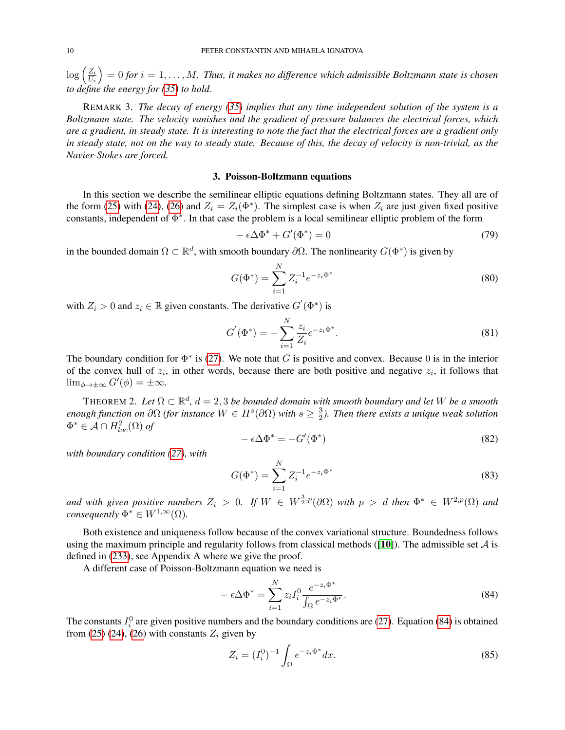$\log\left(\frac{Z_i}{U_i}\right) = 0$ *for* $i = 1, \ldots, M$. *Thus, it makes no difference which admissible Boltzmann state is chosen to define the energy for (35) to hold.*

REMARK 3. *The decay of energy (35) implies that any time independent solution of the system is a Boltzmann state. The velocity vanishes and the gradient of pressure balances the electrical forces, which are a gradient, in steady state. It is interesting to note the fact that the electrical forces are a gradient only in steady state, not on the way to steady state. Because of this, the decay of velocity is non-trivial, as the Navier-Stokes are forced.*

## 3. Poisson-Boltzmann equations

In this section we describe the semilinear elliptic equations defining Boltzmann states. They all are of the form (25) with (24), (26) and $Z_i = Z_i(\Phi^*)$. The simplest case is when $Z_i$ are just given fixed positive constants, independent of $\Phi^*$. In that case the problem is a local semilinear elliptic problem of the form

$$-\epsilon\Delta\Phi^* + G'(\Phi^*) = 0 \tag{79}$$

in the bounded domain $\Omega \subset \mathbb{R}^d$, with smooth boundary $\partial\Omega$. The nonlinearity $G(\Phi^*)$ is given by

$$G(\Phi^*) = \sum_{i=1}^{N} Z_i^{-1} e^{-z_i\Phi^*} \tag{80}$$

with $Z_i > 0$ and $z_i \in \mathbb{R}$ given constants. The derivative $G^{'}(\Phi^*)$ is

$$G^{'}(\Phi^*) = -\sum_{i=1}^{N} \frac{z_i}{Z_i} e^{-z_i\Phi^*}. \tag{81}$$

The boundary condition for $\Phi^*$ is (27). We note that $G$ is positive and convex. Because 0 is in the interior of the convex hull of $z_i$, in other words, because there are both positive and negative $z_i$, it follows that $\lim_{\phi\to\pm\infty} G'(\phi) = \pm\infty$.

THEOREM 2. *Let* $\Omega \subset \mathbb{R}^d$, $d = 2, 3$ *be bounded domain with smooth boundary and let* $W$ *be a smooth enough function on* $\partial\Omega$ *(for instance* $W \in H^s(\partial\Omega)$ *with* $s \geq \frac{3}{2}$*). Then there exists a unique weak solution* $\Phi^* \in \mathcal{A} \cap H^2_{loc}(\Omega)$ *of*

$$-\epsilon\Delta\Phi^* = -G'(\Phi^*) \tag{82}$$

*with boundary condition (27), with*

$$G(\Phi^*) = \sum_{i=1}^{N} Z_i^{-1} e^{-z_i\Phi^*} \tag{83}$$

*and with given positive numbers* $Z_i > 0$. *If* $W \in W^{\frac{3}{2},p}(\partial\Omega)$ *with* $p > d$ *then* $\Phi^* \in W^{2,p}(\Omega)$ *and consequently* $\Phi^* \in W^{1,\infty}(\Omega)$.

Both existence and uniqueness follow because of the convex variational structure. Boundedness follows using the maximum principle and regularity follows from classical methods ([10]). The admissible set $\mathcal{A}$ is defined in (233), see Appendix A where we give the proof.

A different case of Poisson-Boltzmann equation we need is

$$-\epsilon\Delta\Phi^* = \sum_{i=1}^{N} z_i I_i^0 \frac{e^{-z_i\Phi^*}}{\int_\Omega e^{-z_i\Phi^*}}. \tag{84}$$

The constants $I_i^0$ are given positive numbers and the boundary conditions are (27). Equation (84) is obtained from (25) (24), (26) with constants $Z_i$ given by

$$Z_i = (I_i^0)^{-1} \int_\Omega e^{-z_i\Phi^*} dx. \tag{85}$$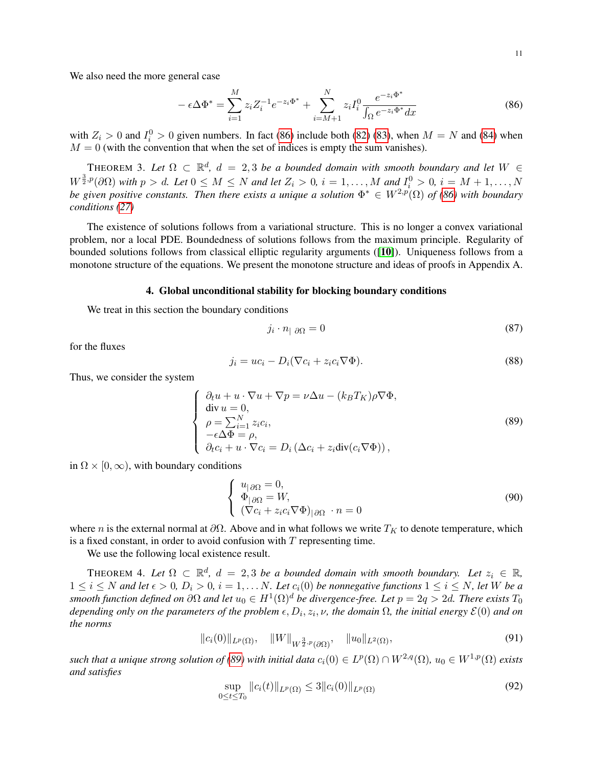We also need the more general case

$$
-\epsilon\Delta\Phi^* = \sum_{i=1}^{M} z_i Z_i^{-1} e^{-z_i\Phi^*} + \sum_{i=M+1}^{N} z_i I_i^0 \frac{e^{-z_i\Phi^*}}{\int_\Omega e^{-z_i\Phi^*}dx} \tag{86}
$$

with $Z_i > 0$ and $I_i^0 > 0$ given numbers. In fact (86) include both (82) (83), when $M = N$ and (84) when $M = 0$ (with the convention that when the set of indices is empty the sum vanishes).

THEOREM 3. *Let $\Omega \subset \mathbb{R}^d$, $d = 2, 3$ be a bounded domain with smooth boundary and let $W \in W^{\frac{3}{2},p}(\partial\Omega)$ with $p > d$. Let $0 \le M \le N$ and let $Z_i > 0$, $i = 1, \dots, M$ and $I_i^0 > 0$, $i = M+1, \dots, N$ be given positive constants. Then there exists a unique a solution $\Phi^* \in W^{2,p}(\Omega)$ of (86) with boundary conditions (27)*

The existence of solutions follows from a variational structure. This is no longer a convex variational problem, nor a local PDE. Boundedness of solutions follows from the maximum principle. Regularity of bounded solutions follows from classical elliptic regularity arguments ([10]). Uniqueness follows from a monotone structure of the equations. We present the monotone structure and ideas of proofs in Appendix A.

## 4. Global unconditional stability for blocking boundary conditions

We treat in this section the boundary conditions

$$
j_i \cdot n_{|\,\partial\Omega} = 0 \tag{87}
$$

for the fluxes

$$
j_i = uc_i - D_i(\nabla c_i + z_i c_i \nabla\Phi). \tag{88}
$$

Thus, we consider the system

$$
\left\{
\begin{array}{l}
\partial_t u + u\cdot\nabla u + \nabla p = \nu\Delta u - (k_B T_K)\rho\nabla\Phi,\\
\operatorname{div} u = 0,\\
\rho = \sum_{i=1}^N z_i c_i,\\
-\epsilon\Delta\Phi = \rho,\\
\partial_t c_i + u\cdot\nabla c_i = D_i\left(\Delta c_i + z_i \operatorname{div}(c_i\nabla\Phi)\right),
\end{array}
\right. \tag{89}
$$

in $\Omega \times [0, \infty)$, with boundary conditions

$$
\left\{
\begin{array}{l}
u_{|\,\partial\Omega} = 0,\\
\Phi_{|\,\partial\Omega} = W,\\
(\nabla c_i + z_i c_i \nabla\Phi)_{|\,\partial\Omega} \cdot n = 0
\end{array}
\right. \tag{90}
$$

where $n$ is the external normal at $\partial\Omega$. Above and in what follows we write $T_K$ to denote temperature, which is a fixed constant, in order to avoid confusion with $T$ representing time.

We use the following local existence result.

THEOREM 4. *Let $\Omega \subset \mathbb{R}^d$, $d = 2, 3$ be a bounded domain with smooth boundary. Let $z_i \in \mathbb{R}$, $1 \le i \le N$ and let $\epsilon > 0$, $D_i > 0$, $i = 1, \dots N$. Let $c_i(0)$ be nonnegative functions $1 \le i \le N$, let $W$ be a smooth function defined on $\partial\Omega$ and let $u_0 \in H^1(\Omega)^d$ be divergence-free. Let $p = 2q > 2d$. There exists $T_0$ depending only on the parameters of the problem $\epsilon, D_i, z_i, \nu$, the domain $\Omega$, the initial energy $\mathcal{E}(0)$ and on the norms*

$$
\|c_i(0)\|_{L^p(\Omega)}, \quad \|W\|_{W^{\frac{3}{2},p}(\partial\Omega)}, \quad \|u_0\|_{L^2(\Omega)}, \tag{91}
$$

*such that a unique strong solution of (89) with initial data $c_i(0) \in L^p(\Omega) \cap W^{2,q}(\Omega)$, $u_0 \in W^{1,p}(\Omega)$ exists and satisfies*

$$
\sup_{0\le t\le T_0} \|c_i(t)\|_{L^p(\Omega)} \le 3\|c_i(0)\|_{L^p(\Omega)} \tag{92}
$$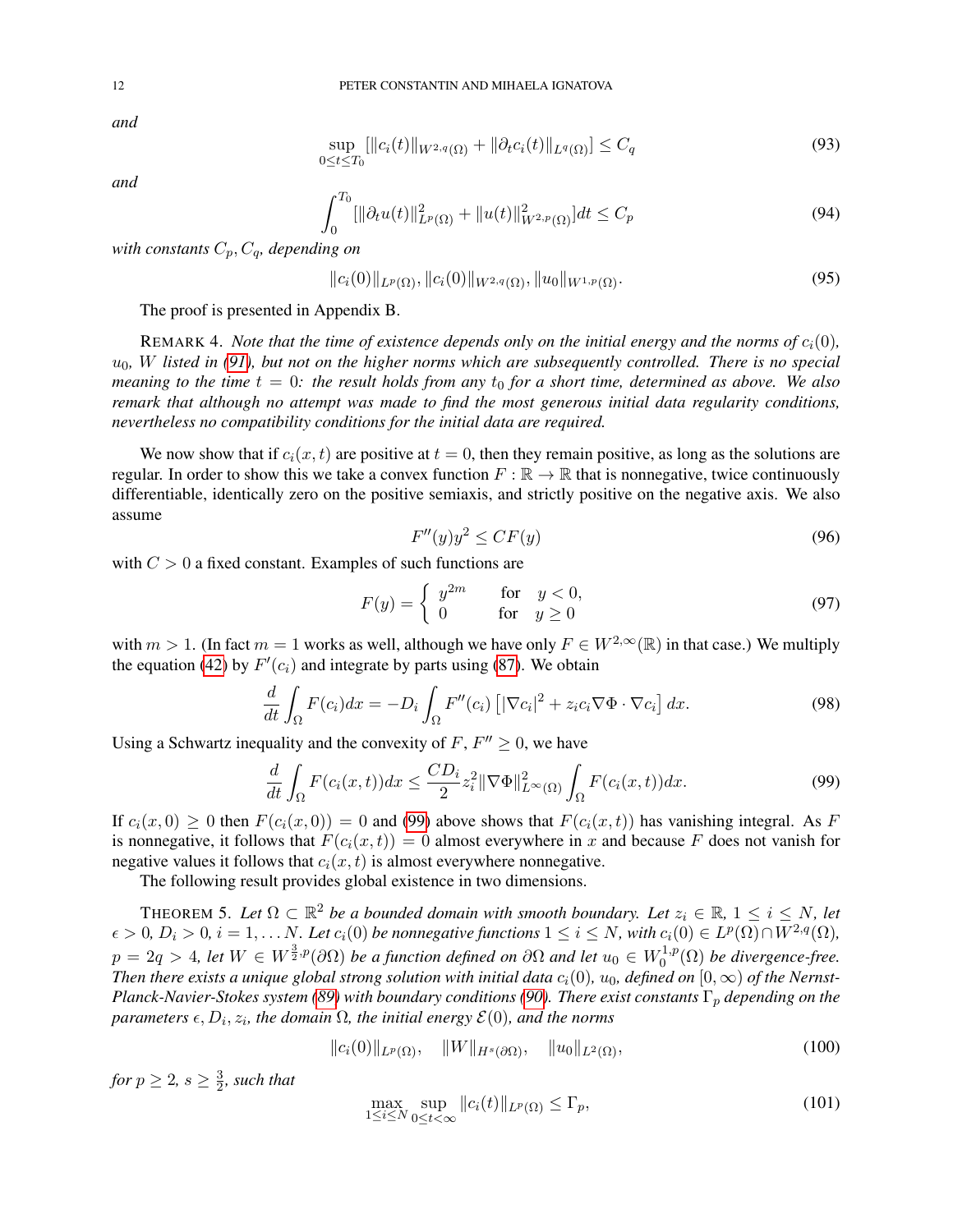*and*

$$\sup_{0\le t\le T_0}[\|c_i(t)\|_{W^{2,q}(\Omega)} + \|\partial_t c_i(t)\|_{L^q(\Omega)}] \le C_q \tag{93}$$

*and*

$$\int_0^{T_0}[\|\partial_t u(t)\|^2_{L^p(\Omega)} + \|u(t)\|^2_{W^{2,p}(\Omega)}]dt \le C_p \tag{94}$$

*with constants $C_p, C_q$, depending on*

$$\|c_i(0)\|_{L^p(\Omega)}, \|c_i(0)\|_{W^{2,q}(\Omega)}, \|u_0\|_{W^{1,p}(\Omega)}. \tag{95}$$

The proof is presented in Appendix B.

REMARK 4. *Note that the time of existence depends only on the initial energy and the norms of $c_i(0)$, $u_0$, $W$ listed in (91), but not on the higher norms which are subsequently controlled. There is no special meaning to the time $t = 0$: the result holds from any $t_0$ for a short time, determined as above. We also remark that although no attempt was made to find the most generous initial data regularity conditions, nevertheless no compatibility conditions for the initial data are required.*

We now show that if $c_i(x,t)$ are positive at $t = 0$, then they remain positive, as long as the solutions are regular. In order to show this we take a convex function $F : \mathbb{R} \to \mathbb{R}$ that is nonnegative, twice continuously differentiable, identically zero on the positive semiaxis, and strictly positive on the negative axis. We also assume

$$F''(y)y^2 \le CF(y) \tag{96}$$

with $C > 0$ a fixed constant. Examples of such functions are

$$F(y) = \begin{cases} y^{2m} & \text{for} \quad y < 0, \\ 0 & \text{for} \quad y \ge 0 \end{cases} \tag{97}$$

with $m > 1$. (In fact $m = 1$ works as well, although we have only $F \in W^{2,\infty}(\mathbb{R})$ in that case.) We multiply the equation (42) by $F'(c_i)$ and integrate by parts using (87). We obtain

$$\frac{d}{dt}\int_\Omega F(c_i)dx = -D_i\int_\Omega F''(c_i)\left[|\nabla c_i|^2 + z_i c_i \nabla\Phi\cdot\nabla c_i\right]dx. \tag{98}$$

Using a Schwartz inequality and the convexity of $F$, $F'' \ge 0$, we have

$$\frac{d}{dt}\int_\Omega F(c_i(x,t))dx \le \frac{CD_i}{2}z_i^2\|\nabla\Phi\|^2_{L^\infty(\Omega)}\int_\Omega F(c_i(x,t))dx. \tag{99}$$

If $c_i(x,0) \ge 0$ then $F(c_i(x,0)) = 0$ and (99) above shows that $F(c_i(x,t))$ has vanishing integral. As $F$ is nonnegative, it follows that $F(c_i(x,t)) = 0$ almost everywhere in $x$ and because $F$ does not vanish for negative values it follows that $c_i(x,t)$ is almost everywhere nonnegative.

The following result provides global existence in two dimensions.

THEOREM 5. *Let $\Omega \subset \mathbb{R}^2$ be a bounded domain with smooth boundary. Let $z_i \in \mathbb{R}$, $1 \le i \le N$, let $\epsilon > 0$, $D_i > 0$, $i = 1, \dots N$. Let $c_i(0)$ be nonnegative functions $1 \le i \le N$, with $c_i(0) \in L^p(\Omega)\cap W^{2,q}(\Omega)$, $p = 2q > 4$, let $W \in W^{\frac{3}{2},p}(\partial\Omega)$ be a function defined on $\partial\Omega$ and let $u_0 \in W_0^{1,p}(\Omega)$ be divergence-free. Then there exists a unique global strong solution with initial data $c_i(0)$, $u_0$, defined on $[0,\infty)$ of the Nernst-Planck-Navier-Stokes system (89) with boundary conditions (90). There exist constants $\Gamma_p$ depending on the parameters $\epsilon, D_i, z_i$, the domain $\Omega$, the initial energy $\mathcal{E}(0)$, and the norms*

$$\|c_i(0)\|_{L^p(\Omega)}, \quad \|W\|_{H^s(\partial\Omega)}, \quad \|u_0\|_{L^2(\Omega)}, \tag{100}$$

*for $p \ge 2$, $s \ge \frac{3}{2}$, such that*

$$\max_{1\le i\le N}\sup_{0\le t<\infty}\|c_i(t)\|_{L^p(\Omega)} \le \Gamma_p, \tag{101}$$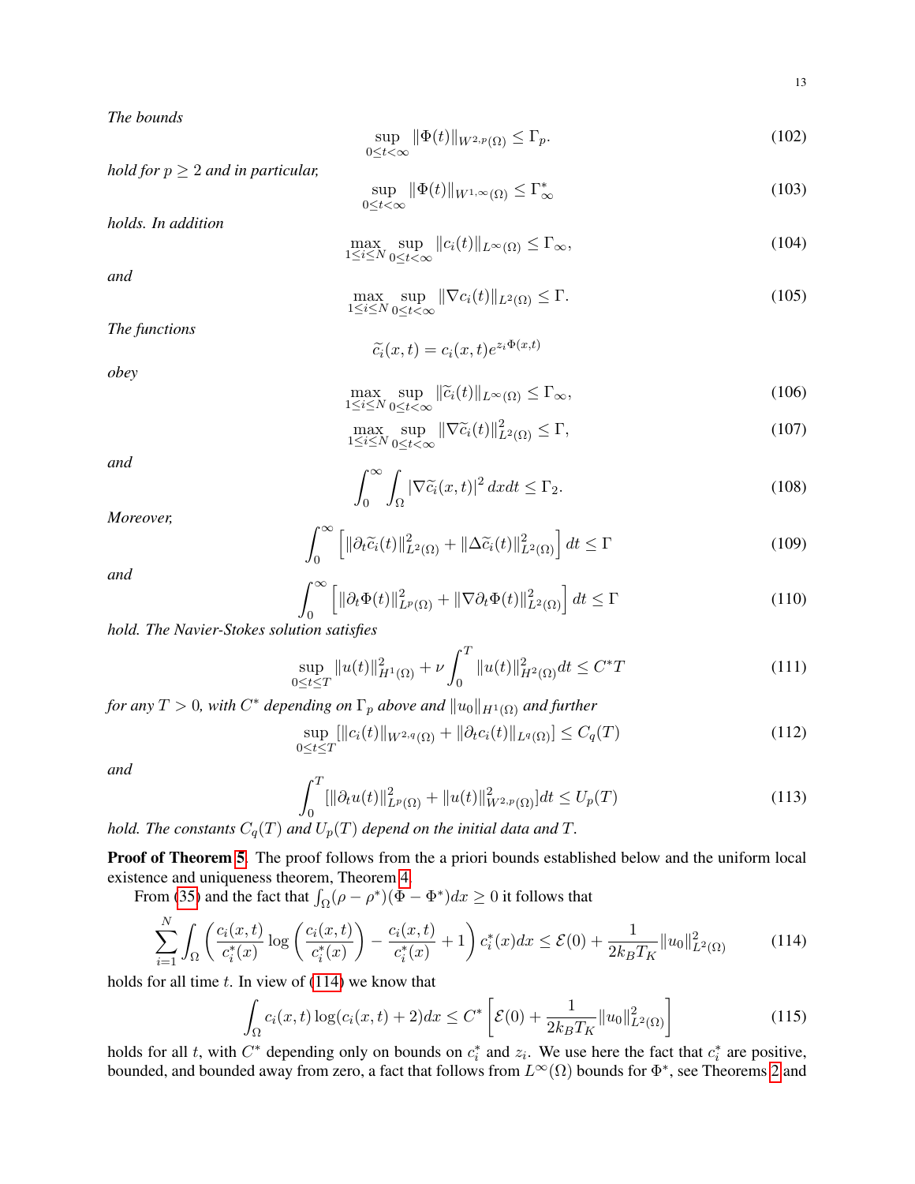*The bounds*

$$\sup_{0\le t<\infty} \|\Phi(t)\|_{W^{2,p}(\Omega)} \le \Gamma_p. \tag{102}$$

*hold for $p \ge 2$ and in particular,*

$$\sup_{0\le t<\infty} \|\Phi(t)\|_{W^{1,\infty}(\Omega)} \le \Gamma_\infty^* \tag{103}$$

*holds. In addition*

$$\max_{1\le i\le N}\sup_{0\le t<\infty} \|c_i(t)\|_{L^\infty(\Omega)} \le \Gamma_\infty, \tag{104}$$

*and*

$$\max_{1\le i\le N}\sup_{0\le t<\infty} \|\nabla c_i(t)\|_{L^2(\Omega)} \le \Gamma. \tag{105}$$

*The functions*

$$\widetilde{c_i}(x,t) = c_i(x,t)e^{z_i\Phi(x,t)}$$

*obey*

$$\max_{1\le i\le N}\sup_{0\le t<\infty} \|\widetilde{c_i}(t)\|_{L^\infty(\Omega)} \le \Gamma_\infty, \tag{106}$$

$$\max_{1\le i\le N}\sup_{0\le t<\infty} \|\nabla\widetilde{c_i}(t)\|^2_{L^2(\Omega)} \le \Gamma, \tag{107}$$

*and*

$$\int_0^\infty\int_\Omega |\nabla\widetilde{c_i}(x,t)|^2\, dxdt \le \Gamma_2. \tag{108}$$

*Moreover,*

$$\int_0^\infty \left[\|\partial_t\widetilde{c_i}(t)\|^2_{L^2(\Omega)} + \|\Delta\widetilde{c_i}(t)\|^2_{L^2(\Omega)}\right] dt \le \Gamma \tag{109}$$

*and*

$$\int_0^\infty \left[\|\partial_t\Phi(t)\|^2_{L^p(\Omega)} + \|\nabla\partial_t\Phi(t)\|^2_{L^2(\Omega)}\right] dt \le \Gamma \tag{110}$$

*hold. The Navier-Stokes solution satisfies*

$$\sup_{0\le t\le T}\|u(t)\|^2_{H^1(\Omega)} + \nu\int_0^T \|u(t)\|^2_{H^2(\Omega)}dt \le C^*T \tag{111}$$

*for any $T>0$, with $C^*$ depending on $\Gamma_p$ above and $\|u_0\|_{H^1(\Omega)}$ and further*

$$\sup_{0\le t\le T}[\|c_i(t)\|_{W^{2,q}(\Omega)} + \|\partial_t c_i(t)\|_{L^q(\Omega)}] \le C_q(T) \tag{112}$$

*and*

$$\int_0^T [\|\partial_t u(t)\|^2_{L^p(\Omega)} + \|u(t)\|^2_{W^{2,p}(\Omega)}]dt \le U_p(T) \tag{113}$$

*hold. The constants $C_q(T)$ and $U_p(T)$ depend on the initial data and $T$.*

**Proof of Theorem 5**. The proof follows from the a priori bounds established below and the uniform local existence and uniqueness theorem, Theorem 4.

From (35) and the fact that $\int_\Omega(\rho-\rho^*)(\Phi-\Phi^*)dx \ge 0$ it follows that

$$\sum_{i=1}^N\int_\Omega\left(\frac{c_i(x,t)}{c_i^*(x)}\log\left(\frac{c_i(x,t)}{c_i^*(x)}\right) - \frac{c_i(x,t)}{c_i^*(x)} + 1\right)c_i^*(x)dx \le \mathcal{E}(0) + \frac{1}{2k_BT_K}\|u_0\|^2_{L^2(\Omega)} \tag{114}$$

holds for all time $t$. In view of (114) we know that

$$\int_\Omega c_i(x,t)\log(c_i(x,t)+2)dx \le C^*\left[\mathcal{E}(0) + \frac{1}{2k_BT_K}\|u_0\|^2_{L^2(\Omega)}\right] \tag{115}$$

holds for all $t$, with $C^*$ depending only on bounds on $c_i^*$ and $z_i$. We use here the fact that $c_i^*$ are positive, bounded, and bounded away from zero, a fact that follows from $L^\infty(\Omega)$ bounds for $\Phi^*$, see Theorems 2 and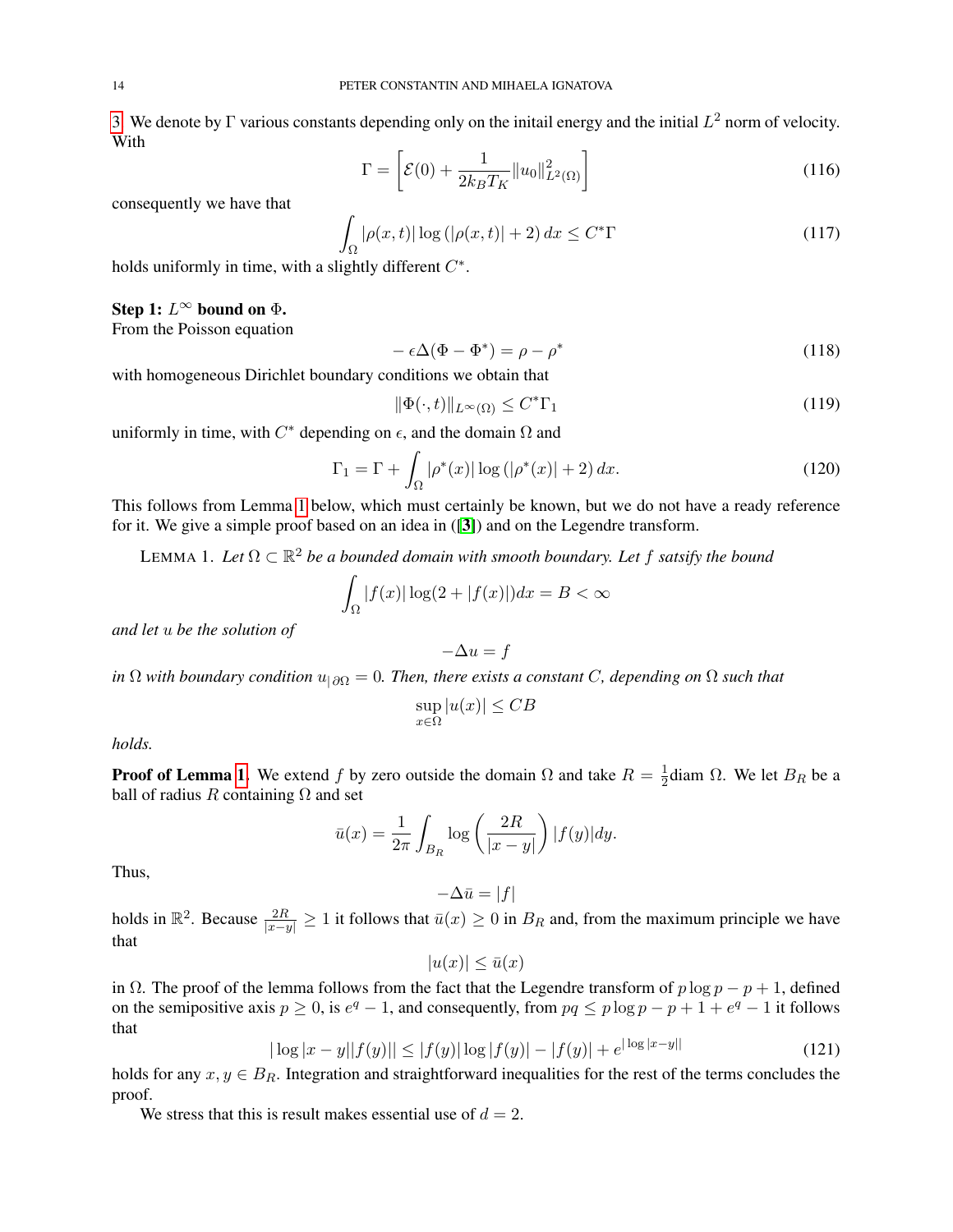3. We denote by $\Gamma$ various constants depending only on the initail energy and the initial $L^2$ norm of velocity. With

$$\Gamma = \left[\mathcal{E}(0) + \frac{1}{2k_B T_K}\|u_0\|^2_{L^2(\Omega)}\right] \tag{116}$$

consequently we have that

$$\int_\Omega |\rho(x,t)| \log\left(|\rho(x,t)| + 2\right) dx \le C^*\Gamma \tag{117}$$

holds uniformly in time, with a slightly different $C^*$.

**Step 1: $L^\infty$ bound on $\Phi$.**
From the Poisson equation

$$-\epsilon\Delta(\Phi - \Phi^*) = \rho - \rho^* \tag{118}$$

with homogeneous Dirichlet boundary conditions we obtain that

$$\|\Phi(\cdot, t)\|_{L^\infty(\Omega)} \le C^*\Gamma_1 \tag{119}$$

uniformly in time, with $C^*$ depending on $\epsilon$, and the domain $\Omega$ and

$$\Gamma_1 = \Gamma + \int_\Omega |\rho^*(x)| \log\left(|\rho^*(x)| + 2\right) dx. \tag{120}$$

This follows from Lemma 1 below, which must certainly be known, but we do not have a ready reference for it. We give a simple proof based on an idea in ([3]) and on the Legendre transform.

LEMMA 1. *Let $\Omega \subset \mathbb{R}^2$ be a bounded domain with smooth boundary. Let $f$ satsify the bound*

$$\int_\Omega |f(x)| \log(2 + |f(x)|) dx = B < \infty$$

*and let $u$ be the solution of*

$$-\Delta u = f$$

*in $\Omega$ with boundary condition $u_{|\,\partial\Omega} = 0$. Then, there exists a constant $C$, depending on $\Omega$ such that*

$$\sup_{x\in\Omega} |u(x)| \le CB$$

*holds.*

**Proof of Lemma 1.** We extend $f$ by zero outside the domain $\Omega$ and take $R = \frac{1}{2}\text{diam }\Omega$. We let $B_R$ be a ball of radius $R$ containing $\Omega$ and set

$$\bar{u}(x) = \frac{1}{2\pi}\int_{B_R} \log\left(\frac{2R}{|x-y|}\right)|f(y)|dy.$$

Thus,

$$-\Delta\bar{u} = |f|$$

holds in $\mathbb{R}^2$. Because $\frac{2R}{|x-y|} \ge 1$ it follows that $\bar{u}(x) \ge 0$ in $B_R$ and, from the maximum principle we have that

$$|u(x)| \le \bar{u}(x)$$

in $\Omega$. The proof of the lemma follows from the fact that the Legendre transform of $p\log p - p + 1$, defined on the semipositive axis $p \ge 0$, is $e^q - 1$, and consequently, from $pq \le p\log p - p + 1 + e^q - 1$ it follows that

$$|\log|x-y||f(y)|| \le |f(y)|\log|f(y)| - |f(y)| + e^{|\log|x-y||} \tag{121}$$

holds for any $x, y \in B_R$. Integration and straightforward inequalities for the rest of the terms concludes the proof.

We stress that this is result makes essential use of $d = 2$.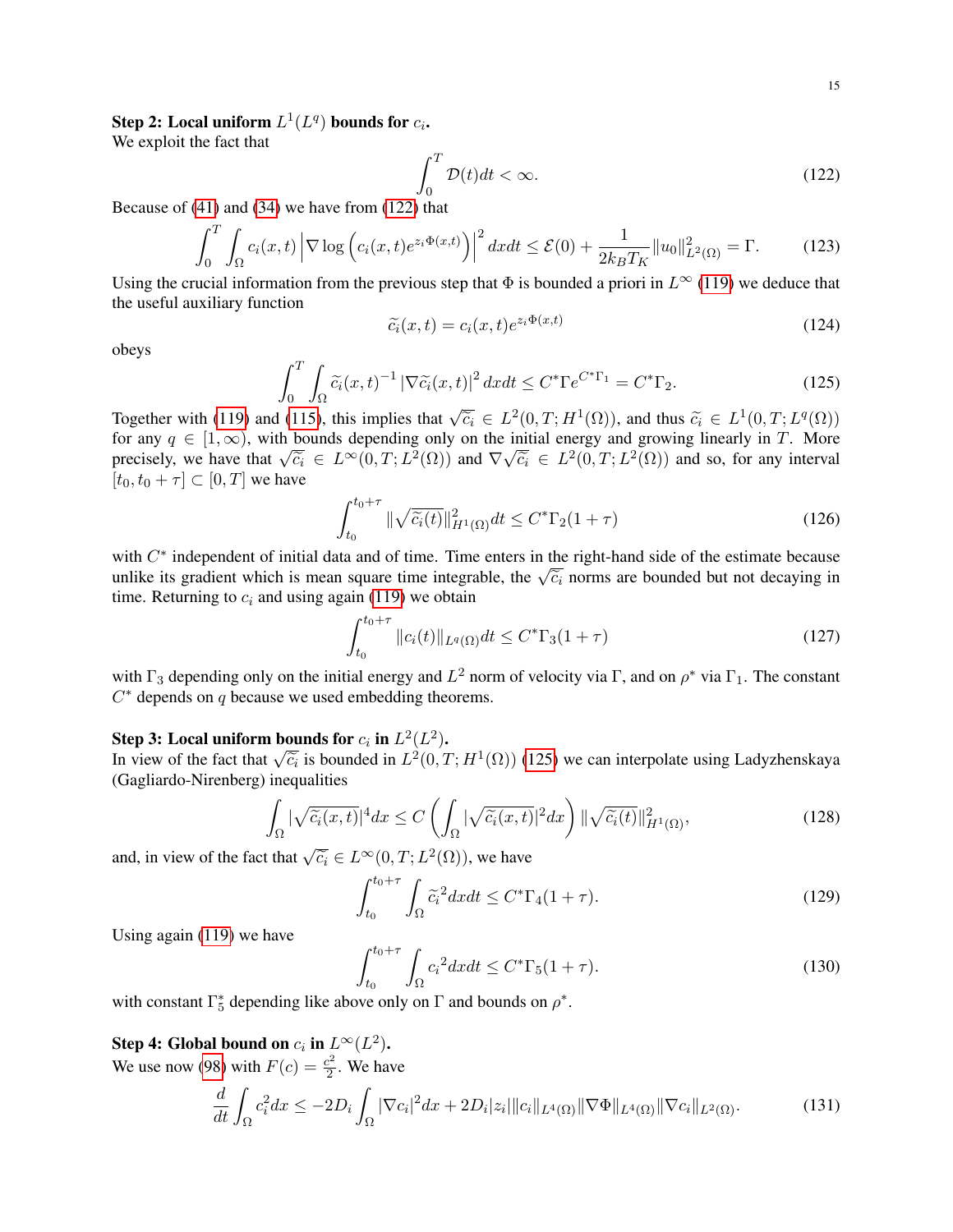**Step 2: Local uniform $L^1(L^q)$ bounds for $c_i$.**
We exploit the fact that

$$\int_0^T \mathcal{D}(t)dt < \infty. \tag{122}$$

Because of (41) and (34) we have from (122) that

$$\int_0^T \int_\Omega c_i(x,t) \left| \nabla \log \left( c_i(x,t) e^{z_i \Phi(x,t)} \right) \right|^2 dxdt \le \mathcal{E}(0) + \frac{1}{2k_B T_K} \|u_0\|^2_{L^2(\Omega)} = \Gamma. \tag{123}$$

Using the crucial information from the previous step that $\Phi$ is bounded a priori in $L^\infty$ (119) we deduce that the useful auxiliary function

$$\widetilde{c_i}(x,t) = c_i(x,t) e^{z_i \Phi(x,t)} \tag{124}$$

obeys

$$\int_0^T \int_\Omega \widetilde{c_i}(x,t)^{-1} \left| \nabla \widetilde{c_i}(x,t) \right|^2 dxdt \le C^* \Gamma e^{C^* \Gamma_1} = C^* \Gamma_2. \tag{125}$$

Together with (119) and (115), this implies that $\sqrt{\widetilde{c_i}} \in L^2(0,T; H^1(\Omega))$, and thus $\widetilde{c_i} \in L^1(0,T; L^q(\Omega))$ for any $q \in [1, \infty)$, with bounds depending only on the initial energy and growing linearly in $T$. More precisely, we have that $\sqrt{\widetilde{c_i}} \in L^\infty(0,T; L^2(\Omega))$ and $\nabla \sqrt{\widetilde{c_i}} \in L^2(0,T; L^2(\Omega))$ and so, for any interval $[t_0, t_0 + \tau] \subset [0,T]$ we have

$$\int_{t_0}^{t_0+\tau} \|\sqrt{\widetilde{c_i}(t)}\|^2_{H^1(\Omega)} dt \le C^* \Gamma_2 (1 + \tau) \tag{126}$$

with $C^*$ independent of initial data and of time. Time enters in the right-hand side of the estimate because unlike its gradient which is mean square time integrable, the $\sqrt{\widetilde{c_i}}$ norms are bounded but not decaying in time. Returning to $c_i$ and using again (119) we obtain

$$\int_{t_0}^{t_0+\tau} \|c_i(t)\|_{L^q(\Omega)} dt \le C^* \Gamma_3 (1 + \tau) \tag{127}$$

with $\Gamma_3$ depending only on the initial energy and $L^2$ norm of velocity via $\Gamma$, and on $\rho^*$ via $\Gamma_1$. The constant $C^*$ depends on $q$ because we used embedding theorems.

**Step 3: Local uniform bounds for $c_i$ in $L^2(L^2)$.**
In view of the fact that $\sqrt{\widetilde{c_i}}$ is bounded in $L^2(0,T; H^1(\Omega))$ (125) we can interpolate using Ladyzhenskaya (Gagliardo-Nirenberg) inequalities

$$\int_\Omega |\sqrt{\widetilde{c_i}(x,t)}|^4 dx \le C \left( \int_\Omega |\sqrt{\widetilde{c_i}(x,t)}|^2 dx \right) \|\sqrt{\widetilde{c_i}(t)}\|^2_{H^1(\Omega)}, \tag{128}$$

and, in view of the fact that $\sqrt{\widetilde{c_i}} \in L^\infty(0,T; L^2(\Omega))$, we have

$$\int_{t_0}^{t_0+\tau} \int_\Omega \widetilde{c_i}^2 dxdt \le C^* \Gamma_4 (1 + \tau). \tag{129}$$

Using again (119) we have

$$\int_{t_0}^{t_0+\tau} \int_\Omega {c_i}^2 dxdt \le C^* \Gamma_5 (1 + \tau). \tag{130}$$

with constant $\Gamma_5^*$ depending like above only on $\Gamma$ and bounds on $\rho^*$.

**Step 4: Global bound on $c_i$ in $L^\infty(L^2)$.**
We use now (98) with $F(c) = \frac{c^2}{2}$. We have

$$\frac{d}{dt} \int_\Omega c_i^2 dx \le -2D_i \int_\Omega |\nabla c_i|^2 dx + 2D_i |z_i| \|c_i\|_{L^4(\Omega)} \|\nabla \Phi\|_{L^4(\Omega)} \|\nabla c_i\|_{L^2(\Omega)}. \tag{131}$$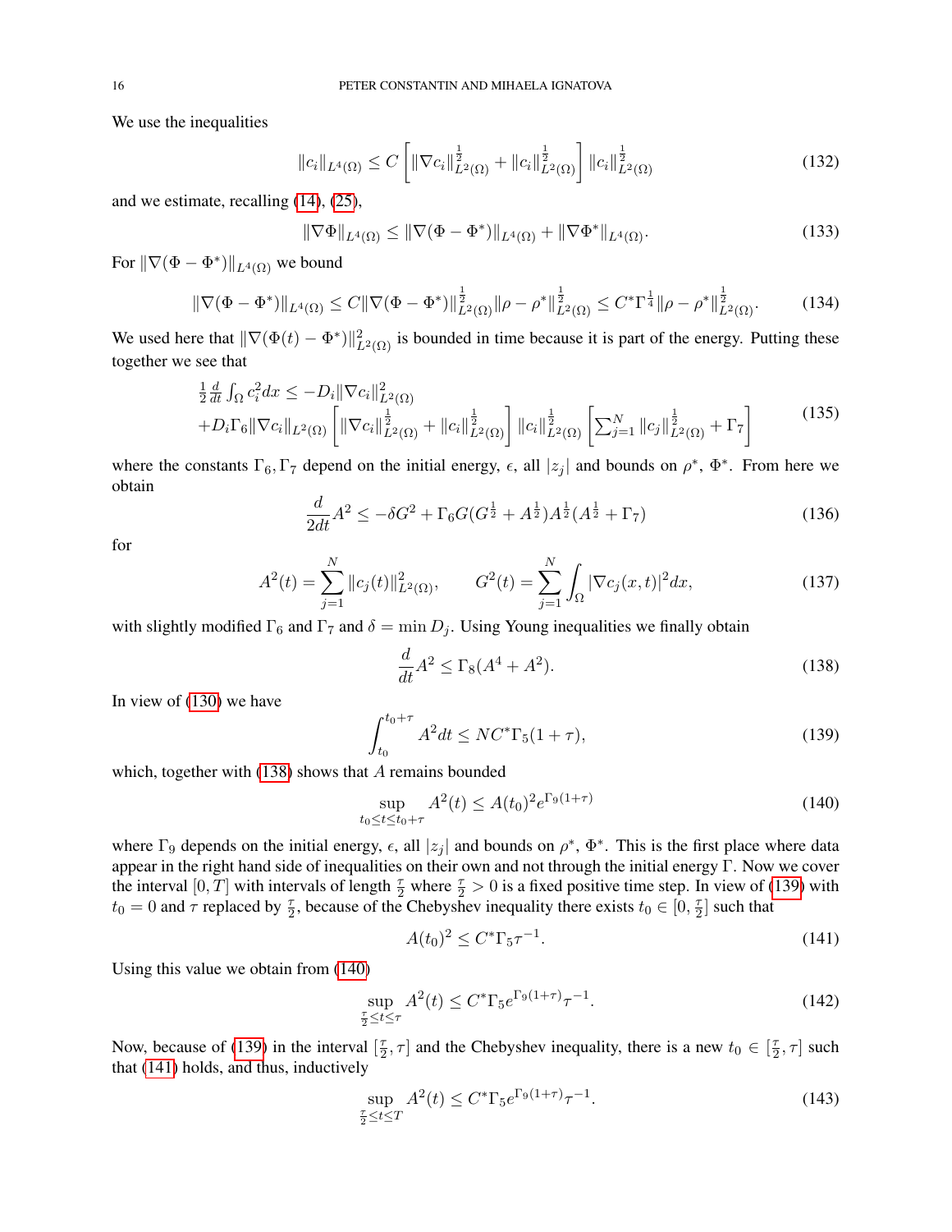We use the inequalities

$$
\|c_i\|_{L^4(\Omega)} \le C\left[\|\nabla c_i\|_{L^2(\Omega)}^{\frac12} + \|c_i\|_{L^2(\Omega)}^{\frac12}\right]\|c_i\|_{L^2(\Omega)}^{\frac12} \tag{132}
$$

and we estimate, recalling (14), (25),

$$
\|\nabla\Phi\|_{L^4(\Omega)} \le \|\nabla(\Phi-\Phi^*)\|_{L^4(\Omega)} + \|\nabla\Phi^*\|_{L^4(\Omega)}. \tag{133}
$$

For $\|\nabla(\Phi-\Phi^*)\|_{L^4(\Omega)}$ we bound

$$
\|\nabla(\Phi-\Phi^*)\|_{L^4(\Omega)} \le C\|\nabla(\Phi-\Phi^*)\|_{L^2(\Omega)}^{\frac12}\|\rho-\rho^*\|_{L^2(\Omega)}^{\frac12} \le C^*\Gamma^{\frac14}\|\rho-\rho^*\|_{L^2(\Omega)}^{\frac12}. \tag{134}
$$

We used here that $\|\nabla(\Phi(t)-\Phi^*)\|_{L^2(\Omega)}^2$ is bounded in time because it is part of the energy. Putting these together we see that

$$
\begin{array}{l}
\frac12\frac{d}{dt}\int_\Omega c_i^2dx \le -D_i\|\nabla c_i\|_{L^2(\Omega)}^2\\
+D_i\Gamma_6\|\nabla c_i\|_{L^2(\Omega)}\left[\|\nabla c_i\|_{L^2(\Omega)}^{\frac12} + \|c_i\|_{L^2(\Omega)}^{\frac12}\right]\|c_i\|_{L^2(\Omega)}^{\frac12}\left[\sum_{j=1}^N\|c_j\|_{L^2(\Omega)}^{\frac12} + \Gamma_7\right]
\end{array} \tag{135}
$$

where the constants $\Gamma_6, \Gamma_7$ depend on the initial energy, $\epsilon$, all $|z_j|$ and bounds on $\rho^*$, $\Phi^*$. From here we obtain

$$
\frac{d}{2dt}A^2 \le -\delta G^2 + \Gamma_6 G(G^{\frac12} + A^{\frac12})A^{\frac12}(A^{\frac12} + \Gamma_7) \tag{136}
$$

for

$$
A^2(t) = \sum_{j=1}^N \|c_j(t)\|_{L^2(\Omega)}^2, \qquad G^2(t) = \sum_{j=1}^N\int_\Omega |\nabla c_j(x,t)|^2dx, \tag{137}
$$

with slightly modified $\Gamma_6$ and $\Gamma_7$ and $\delta = \min D_j$. Using Young inequalities we finally obtain

$$
\frac{d}{dt}A^2 \le \Gamma_8(A^4 + A^2). \tag{138}
$$

In view of (130) we have

$$
\int_{t_0}^{t_0+\tau} A^2 dt \le NC^*\Gamma_5(1+\tau), \tag{139}
$$

which, together with (138) shows that $A$ remains bounded

$$
\sup_{t_0\le t\le t_0+\tau} A^2(t) \le A(t_0)^2 e^{\Gamma_9(1+\tau)} \tag{140}
$$

where $\Gamma_9$ depends on the initial energy, $\epsilon$, all $|z_j|$ and bounds on $\rho^*$, $\Phi^*$. This is the first place where data appear in the right hand side of inequalities on their own and not through the initial energy $\Gamma$. Now we cover the interval $[0,T]$ with intervals of length $\frac{\tau}{2}$ where $\frac{\tau}{2} > 0$ is a fixed positive time step. In view of (139) with $t_0 = 0$ and $\tau$ replaced by $\frac{\tau}{2}$, because of the Chebyshev inequality there exists $t_0 \in [0, \frac{\tau}{2}]$ such that

$$
A(t_0)^2 \le C^*\Gamma_5\tau^{-1}. \tag{141}
$$

Using this value we obtain from (140)

$$
\sup_{\frac{\tau}{2}\le t\le\tau} A^2(t) \le C^*\Gamma_5 e^{\Gamma_9(1+\tau)}\tau^{-1}. \tag{142}
$$

Now, because of (139) in the interval $[\frac{\tau}{2}, \tau]$ and the Chebyshev inequality, there is a new $t_0 \in [\frac{\tau}{2}, \tau]$ such that (141) holds, and thus, inductively

$$
\sup_{\frac{\tau}{2}\le t\le T} A^2(t) \le C^*\Gamma_5 e^{\Gamma_9(1+\tau)}\tau^{-1}. \tag{143}
$$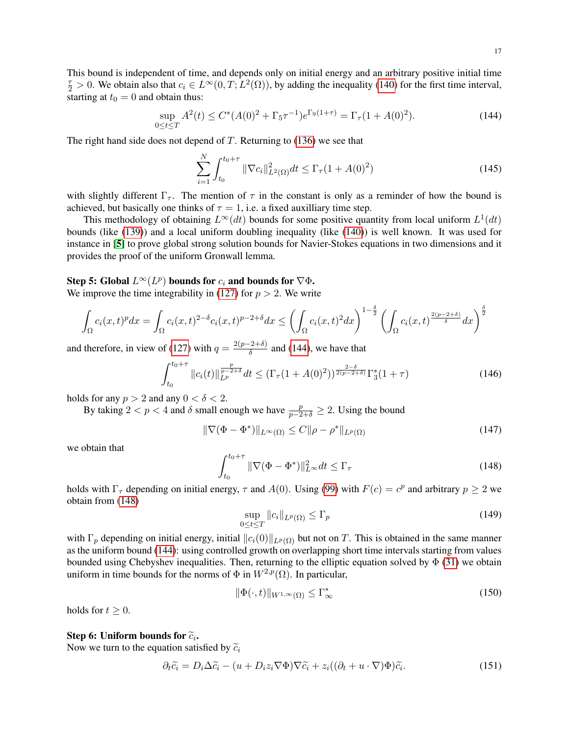This bound is independent of time, and depends only on initial energy and an arbitrary positive initial time $\frac{\tau}{2} > 0$. We obtain also that $c_i \in L^\infty(0, T; L^2(\Omega))$, by adding the inequality (140) for the first time interval, starting at $t_0 = 0$ and obtain thus:

$$\sup_{0 \le t \le T} A^2(t) \le C^*(A(0)^2 + \Gamma_5 \tau^{-1}) e^{\Gamma_9(1+\tau)} = \Gamma_\tau(1 + A(0)^2). \tag{144}$$

The right hand side does not depend of $T$. Returning to (136) we see that

$$\sum_{i=1}^N \int_{t_0}^{t_0+\tau} \|\nabla c_i\|^2_{L^2(\Omega)} dt \le \Gamma_\tau(1 + A(0)^2) \tag{145}$$

with slightly different $\Gamma_\tau$. The mention of $\tau$ in the constant is only as a reminder of how the bound is achieved, but basically one thinks of $\tau = 1$, i.e. a fixed auxilliary time step.

This methodology of obtaining $L^\infty(dt)$ bounds for some positive quantity from local uniform $L^1(dt)$ bounds (like (139)) and a local uniform doubling inequality (like (140)) is well known. It was used for instance in [5] to prove global strong solution bounds for Navier-Stokes equations in two dimensions and it provides the proof of the uniform Gronwall lemma.

**Step 5: Global $L^\infty(L^p)$ bounds for $c_i$ and bounds for $\nabla\Phi$.**
We improve the time integrability in (127) for $p > 2$. We write

$$\int_\Omega c_i(x,t)^p dx = \int_\Omega c_i(x,t)^{2-\delta} c_i(x,t)^{p-2+\delta} dx \le \left(\int_\Omega c_i(x,t)^2 dx\right)^{1-\frac{\delta}{2}} \left(\int_\Omega c_i(x,t)^{\frac{2(p-2+\delta)}{\delta}} dx\right)^{\frac{\delta}{2}}$$

and therefore, in view of (127) with $q = \frac{2(p-2+\delta)}{\delta}$ and (144), we have that

$$\int_{t_0}^{t_0+\tau} \|c_i(t)\|_{L^p}^{\frac{p}{p-2+\delta}} dt \le (\Gamma_\tau(1 + A(0)^2))^{\frac{2-\delta}{2(p-2+\delta)}} \Gamma_3^*(1+\tau) \tag{146}$$

holds for any $p > 2$ and any $0 < \delta < 2$.

By taking $2 < p < 4$ and $\delta$ small enough we have $\frac{p}{p-2+\delta} \ge 2$. Using the bound

$$\|\nabla(\Phi - \Phi^*)\|_{L^\infty(\Omega)} \le C\|\rho - \rho^*\|_{L^p(\Omega)} \tag{147}$$

we obtain that

$$\int_{t_0}^{t_0+\tau} \|\nabla(\Phi - \Phi^*)\|^2_{L^\infty} dt \le \Gamma_\tau \tag{148}$$

holds with $\Gamma_\tau$ depending on initial energy, $\tau$ and $A(0)$. Using (99) with $F(c) = c^p$ and arbitrary $p \ge 2$ we obtain from (148)

$$\sup_{0 \le t \le T} \|c_i\|_{L^p(\Omega)} \le \Gamma_p \tag{149}$$

with $\Gamma_p$ depending on initial energy, initial $\|c_i(0)\|_{L^p(\Omega)}$ but not on $T$. This is obtained in the same manner as the uniform bound (144): using controlled growth on overlapping short time intervals starting from values bounded using Chebyshev inequalities. Then, returning to the elliptic equation solved by $\Phi$ (31) we obtain uniform in time bounds for the norms of $\Phi$ in $W^{2,p}(\Omega)$. In particular,

$$\|\Phi(\cdot, t)\|_{W^{1,\infty}(\Omega)} \le \Gamma_\infty^* \tag{150}$$

holds for $t \ge 0$.

**Step 6: Uniform bounds for $\widetilde{c}_i$.**
Now we turn to the equation satisfied by $\widetilde{c}_i$

$$\partial_t \widetilde{c}_i = D_i \Delta \widetilde{c}_i - (u + D_i z_i \nabla\Phi)\nabla\widetilde{c}_i + z_i((\partial_t + u \cdot \nabla)\Phi)\widetilde{c}_i. \tag{151}$$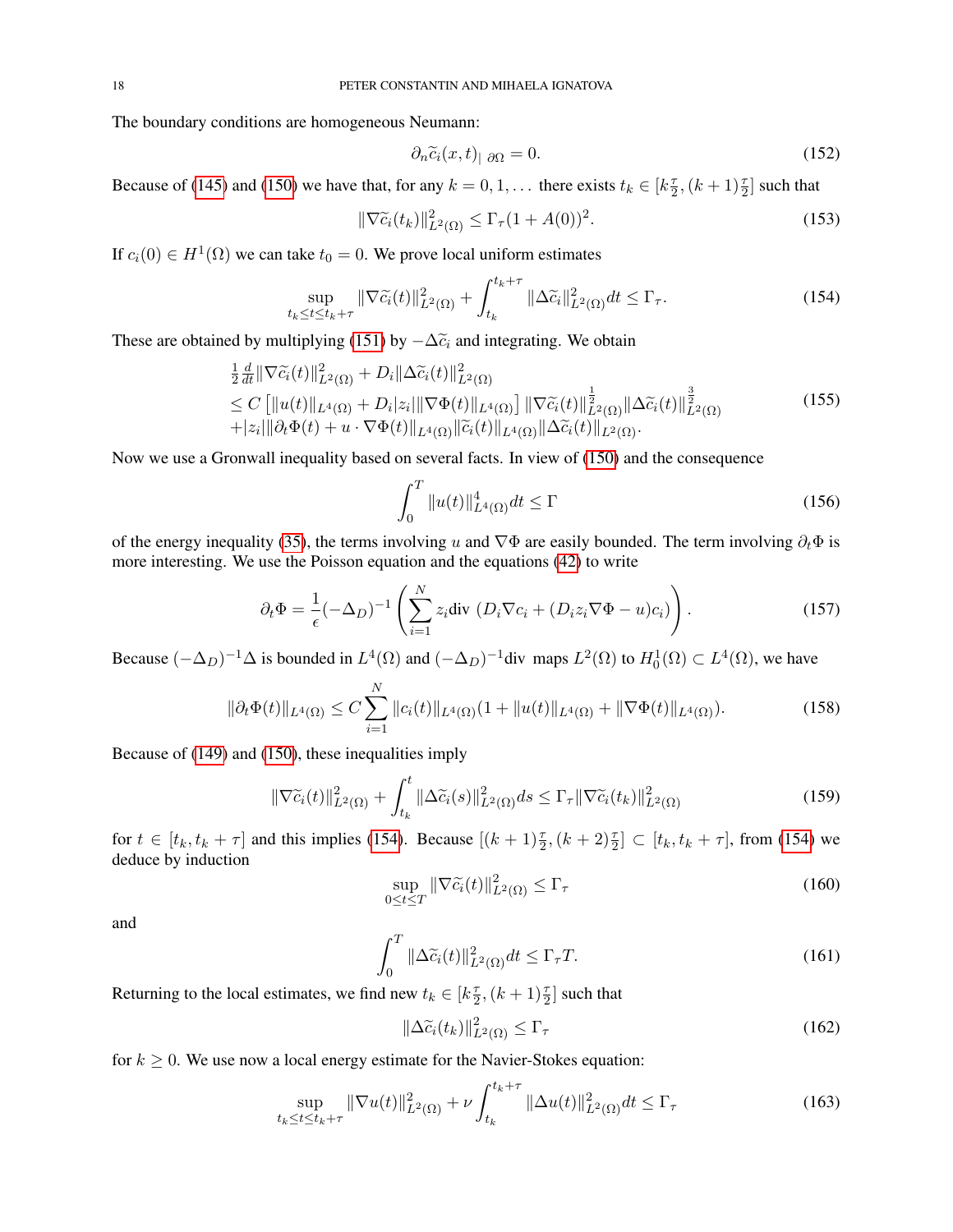The boundary conditions are homogeneous Neumann:

$$\partial_n \widetilde{c}_i(x,t)_{|\,\partial\Omega} = 0. \tag{152}$$

Because of (145) and (150) we have that, for any $k = 0, 1, \dots$ there exists $t_k \in [k\frac{\tau}{2}, (k+1)\frac{\tau}{2}]$ such that

$$\|\nabla \widetilde{c}_i(t_k)\|^2_{L^2(\Omega)} \le \Gamma_\tau (1 + A(0))^2. \tag{153}$$

If $c_i(0) \in H^1(\Omega)$ we can take $t_0 = 0$. We prove local uniform estimates

$$\sup_{t_k \le t \le t_k + \tau} \|\nabla \widetilde{c}_i(t)\|^2_{L^2(\Omega)} + \int_{t_k}^{t_k+\tau} \|\Delta \widetilde{c}_i\|^2_{L^2(\Omega)} dt \le \Gamma_\tau. \tag{154}$$

These are obtained by multiplying (151) by $-\Delta \widetilde{c}_i$ and integrating. We obtain

$$\begin{array}{l} \frac{1}{2}\frac{d}{dt}\|\nabla \widetilde{c}_i(t)\|^2_{L^2(\Omega)} + D_i \|\Delta \widetilde{c}_i(t)\|^2_{L^2(\Omega)} \\ \le C\left[\|u(t)\|_{L^4(\Omega)} + D_i|z_i|\|\nabla\Phi(t)\|_{L^4(\Omega)}\right]\|\nabla \widetilde{c}_i(t)\|^{\frac{1}{2}}_{L^2(\Omega)}\|\Delta \widetilde{c}_i(t)\|^{\frac{3}{2}}_{L^2(\Omega)} \\ +|z_i|\|\partial_t \Phi(t) + u\cdot\nabla\Phi(t)\|_{L^4(\Omega)}\|\widetilde{c}_i(t)\|_{L^4(\Omega)}\|\Delta \widetilde{c}_i(t)\|_{L^2(\Omega)}. \end{array} \tag{155}$$

Now we use a Gronwall inequality based on several facts. In view of (150) and the consequence

$$\int_0^T \|u(t)\|^4_{L^4(\Omega)} dt \le \Gamma \tag{156}$$

of the energy inequality (35), the terms involving $u$ and $\nabla\Phi$ are easily bounded. The term involving $\partial_t\Phi$ is more interesting. We use the Poisson equation and the equations (42) to write

$$\partial_t \Phi = \frac{1}{\epsilon}(-\Delta_D)^{-1}\left(\sum_{i=1}^N z_i \mathrm{div}\,\left(D_i\nabla c_i + (D_i z_i \nabla\Phi - u)c_i\right)\right). \tag{157}$$

Because $(-\Delta_D)^{-1}\Delta$ is bounded in $L^4(\Omega)$ and $(-\Delta_D)^{-1}\mathrm{div}$ maps $L^2(\Omega)$ to $H^1_0(\Omega) \subset L^4(\Omega)$, we have

$$\|\partial_t\Phi(t)\|_{L^4(\Omega)} \le C\sum_{i=1}^N \|c_i(t)\|_{L^4(\Omega)}(1 + \|u(t)\|_{L^4(\Omega)} + \|\nabla\Phi(t)\|_{L^4(\Omega)}). \tag{158}$$

Because of (149) and (150), these inequalities imply

$$\|\nabla \widetilde{c}_i(t)\|^2_{L^2(\Omega)} + \int_{t_k}^t \|\Delta \widetilde{c}_i(s)\|^2_{L^2(\Omega)} ds \le \Gamma_\tau \|\nabla \widetilde{c}_i(t_k)\|^2_{L^2(\Omega)} \tag{159}$$

for $t \in [t_k, t_k + \tau]$ and this implies (154). Because $[(k+1)\frac{\tau}{2}, (k+2)\frac{\tau}{2}] \subset [t_k, t_k + \tau]$, from (154) we deduce by induction

$$\sup_{0\le t\le T}\|\nabla \widetilde{c}_i(t)\|^2_{L^2(\Omega)} \le \Gamma_\tau \tag{160}$$

and

$$\int_0^T \|\Delta \widetilde{c}_i(t)\|^2_{L^2(\Omega)} dt \le \Gamma_\tau T. \tag{161}$$

Returning to the local estimates, we find new $t_k \in [k\frac{\tau}{2}, (k+1)\frac{\tau}{2}]$ such that

$$\|\Delta \widetilde{c}_i(t_k)\|^2_{L^2(\Omega)} \le \Gamma_\tau \tag{162}$$

for $k \ge 0$. We use now a local energy estimate for the Navier-Stokes equation:

$$\sup_{t_k\le t\le t_k+\tau}\|\nabla u(t)\|^2_{L^2(\Omega)} + \nu\int_{t_k}^{t_k+\tau}\|\Delta u(t)\|^2_{L^2(\Omega)} dt \le \Gamma_\tau \tag{163}$$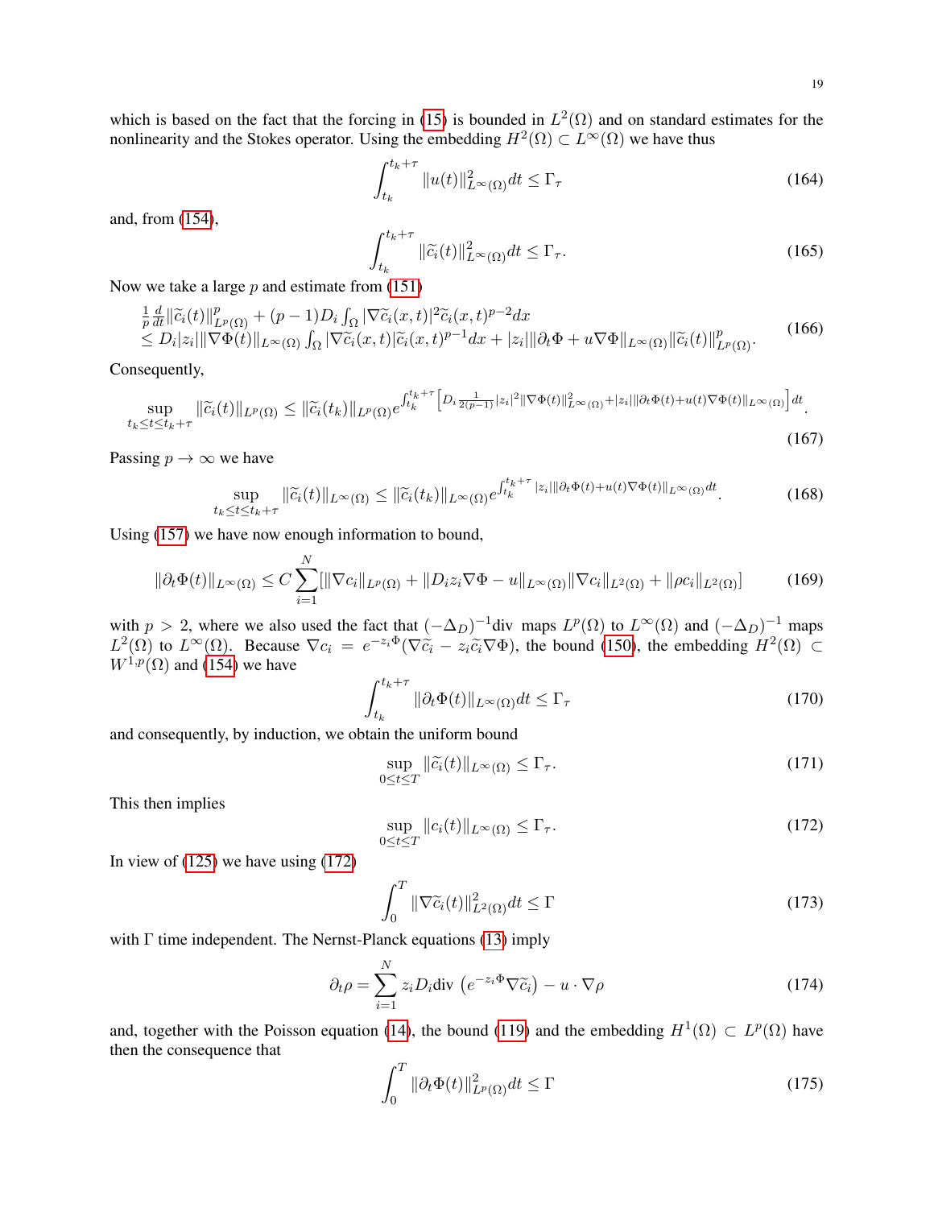which is based on the fact that the forcing in (15) is bounded in $L^2(\Omega)$ and on standard estimates for the nonlinearity and the Stokes operator. Using the embedding $H^2(\Omega) \subset L^\infty(\Omega)$ we have thus

$$\int_{t_k}^{t_k+\tau} \|u(t)\|^2_{L^\infty(\Omega)} dt \le \Gamma_\tau \tag{164}$$

and, from (154),

$$\int_{t_k}^{t_k+\tau} \|\widetilde{c}_i(t)\|^2_{L^\infty(\Omega)} dt \le \Gamma_\tau. \tag{165}$$

Now we take a large $p$ and estimate from (151)

$$\begin{array}{l} \frac{1}{p}\frac{d}{dt}\|\widetilde{c}_i(t)\|^p_{L^p(\Omega)} + (p-1)D_i \int_\Omega |\nabla \widetilde{c}_i(x,t)|^2 \widetilde{c}_i(x,t)^{p-2} dx \\ \le D_i|z_i|\|\nabla\Phi(t)\|_{L^\infty(\Omega)} \int_\Omega |\nabla\widetilde{c}_i(x,t)|\widetilde{c}_i(x,t)^{p-1}dx + |z_i|\|\partial_t\Phi + u\nabla\Phi\|_{L^\infty(\Omega)}\|\widetilde{c}_i(t)\|^p_{L^p(\Omega)}. \end{array} \tag{166}$$

Consequently,

$$\sup_{t_k\le t\le t_k+\tau} \|\widetilde{c}_i(t)\|_{L^p(\Omega)} \le \|\widetilde{c}_i(t_k)\|_{L^p(\Omega)} e^{\int_{t_k}^{t_k+\tau}\left[D_i\frac{1}{2(p-1)}|z_i|^2\|\nabla\Phi(t)\|^2_{L^\infty(\Omega)} + |z_i|\|\partial_t\Phi(t)+u(t)\nabla\Phi(t)\|_{L^\infty(\Omega)}\right]dt}. \tag{167}$$

Passing $p \to \infty$ we have

$$\sup_{t_k\le t\le t_k+\tau} \|\widetilde{c}_i(t)\|_{L^\infty(\Omega)} \le \|\widetilde{c}_i(t_k)\|_{L^\infty(\Omega)} e^{\int_{t_k}^{t_k+\tau}|z_i|\|\partial_t\Phi(t)+u(t)\nabla\Phi(t)\|_{L^\infty(\Omega)}dt}. \tag{168}$$

Using (157) we have now enough information to bound,

$$\|\partial_t\Phi(t)\|_{L^\infty(\Omega)} \le C\sum_{i=1}^N [\|\nabla c_i\|_{L^p(\Omega)} + \|D_i z_i\nabla\Phi - u\|_{L^\infty(\Omega)}\|\nabla c_i\|_{L^2(\Omega)} + \|\rho c_i\|_{L^2(\Omega)}] \tag{169}$$

with $p > 2$, where we also used the fact that $(-\Delta_D)^{-1}\mathrm{div}$ maps $L^p(\Omega)$ to $L^\infty(\Omega)$ and $(-\Delta_D)^{-1}$ maps $L^2(\Omega)$ to $L^\infty(\Omega)$. Because $\nabla c_i = e^{-z_i\Phi}(\nabla\widetilde{c}_i - z_i\widetilde{c}_i\nabla\Phi)$, the bound (150), the embedding $H^2(\Omega) \subset W^{1,p}(\Omega)$ and (154) we have

$$\int_{t_k}^{t_k+\tau} \|\partial_t\Phi(t)\|_{L^\infty(\Omega)} dt \le \Gamma_\tau \tag{170}$$

and consequently, by induction, we obtain the uniform bound

$$\sup_{0\le t\le T} \|\widetilde{c}_i(t)\|_{L^\infty(\Omega)} \le \Gamma_\tau. \tag{171}$$

This then implies

$$\sup_{0\le t\le T} \|c_i(t)\|_{L^\infty(\Omega)} \le \Gamma_\tau. \tag{172}$$

In view of (125) we have using (172)

$$\int_0^T \|\nabla\widetilde{c}_i(t)\|^2_{L^2(\Omega)} dt \le \Gamma \tag{173}$$

with $\Gamma$ time independent. The Nernst-Planck equations (13) imply

$$\partial_t\rho = \sum_{i=1}^N z_i D_i \mathrm{div}\left(e^{-z_i\Phi}\nabla\widetilde{c}_i\right) - u\cdot\nabla\rho \tag{174}$$

and, together with the Poisson equation (14), the bound (119) and the embedding $H^1(\Omega) \subset L^p(\Omega)$ have then the consequence that

$$\int_0^T \|\partial_t\Phi(t)\|^2_{L^p(\Omega)} dt \le \Gamma \tag{175}$$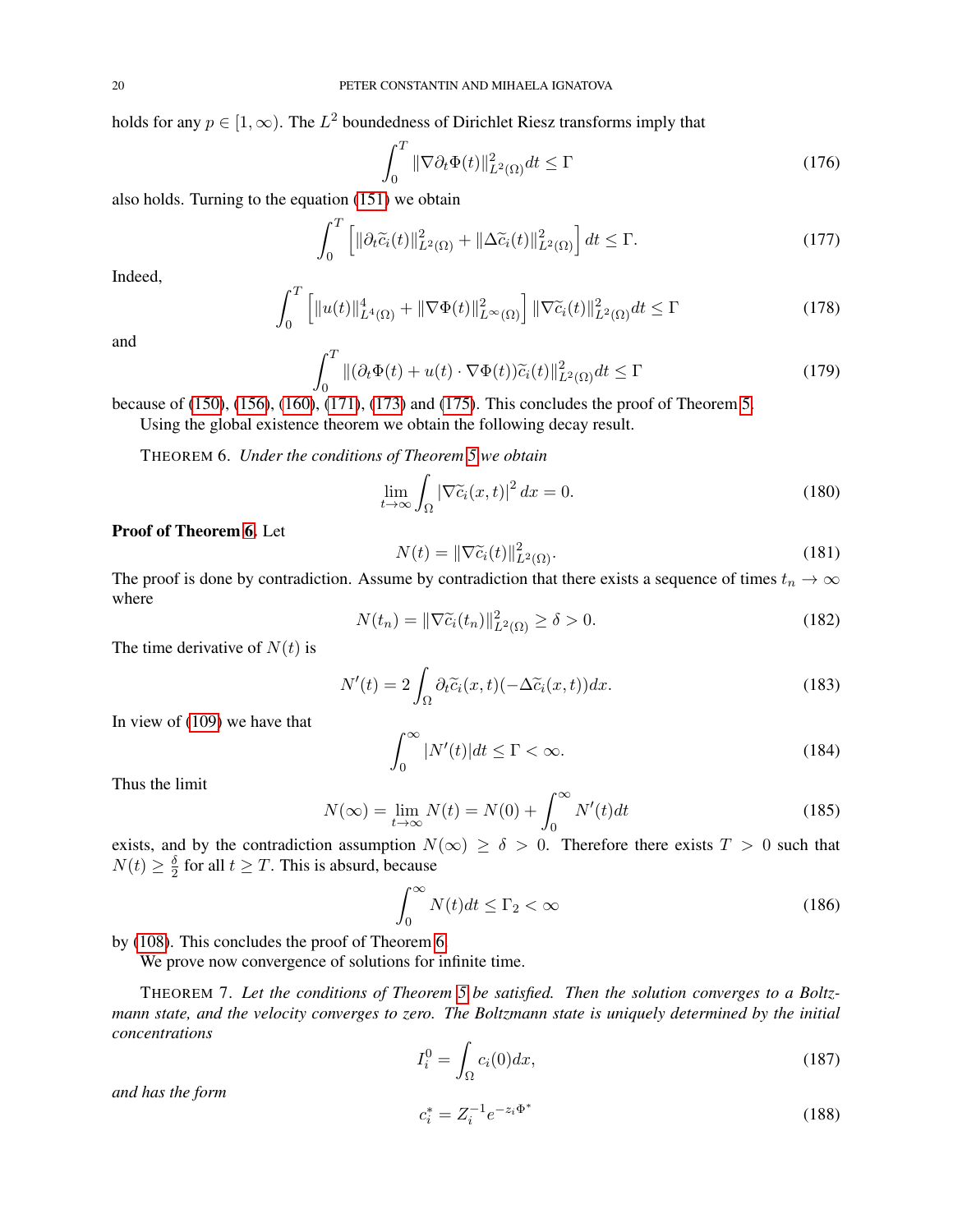holds for any $p \in [1, \infty)$. The $L^2$ boundedness of Dirichlet Riesz transforms imply that

$$\int_0^T \|\nabla \partial_t \Phi(t)\|^2_{L^2(\Omega)} dt \le \Gamma \tag{176}$$

also holds. Turning to the equation (151) we obtain

$$\int_0^T \left[ \|\partial_t \widetilde{c}_i(t)\|^2_{L^2(\Omega)} + \|\Delta \widetilde{c}_i(t)\|^2_{L^2(\Omega)} \right] dt \le \Gamma. \tag{177}$$

Indeed,

$$\int_0^T \left[ \|u(t)\|^4_{L^4(\Omega)} + \|\nabla \Phi(t)\|^2_{L^\infty(\Omega)} \right] \|\nabla \widetilde{c}_i(t)\|^2_{L^2(\Omega)} dt \le \Gamma \tag{178}$$

and

$$\int_0^T \|(\partial_t \Phi(t) + u(t) \cdot \nabla \Phi(t)) \widetilde{c}_i(t)\|^2_{L^2(\Omega)} dt \le \Gamma \tag{179}$$

because of (150), (156), (160), (171), (173) and (175). This concludes the proof of Theorem 5.

Using the global existence theorem we obtain the following decay result.

THEOREM 6. *Under the conditions of Theorem 5 we obtain*

$$\lim_{t \to \infty} \int_\Omega |\nabla \widetilde{c}_i(x,t)|^2 \, dx = 0. \tag{180}$$

**Proof of Theorem 6.** Let

$$N(t) = \|\nabla \widetilde{c}_i(t)\|^2_{L^2(\Omega)}. \tag{181}$$

The proof is done by contradiction. Assume by contradiction that there exists a sequence of times $t_n \to \infty$ where

$$N(t_n) = \|\nabla \widetilde{c}_i(t_n)\|^2_{L^2(\Omega)} \ge \delta > 0. \tag{182}$$

The time derivative of $N(t)$ is

$$N'(t) = 2 \int_\Omega \partial_t \widetilde{c}_i(x,t)(-\Delta \widetilde{c}_i(x,t)) dx. \tag{183}$$

In view of (109) we have that

$$\int_0^\infty |N'(t)| dt \le \Gamma < \infty. \tag{184}$$

Thus the limit

$$N(\infty) = \lim_{t \to \infty} N(t) = N(0) + \int_0^\infty N'(t) dt \tag{185}$$

exists, and by the contradiction assumption $N(\infty) \ge \delta > 0$. Therefore there exists $T > 0$ such that $N(t) \ge \frac{\delta}{2}$ for all $t \ge T$. This is absurd, because

$$\int_0^\infty N(t) dt \le \Gamma_2 < \infty \tag{186}$$

by (108). This concludes the proof of Theorem 6.

We prove now convergence of solutions for infinite time.

THEOREM 7. *Let the conditions of Theorem 5 be satisfied. Then the solution converges to a Boltzmann state, and the velocity converges to zero. The Boltzmann state is uniquely determined by the initial concentrations*

$$I_i^0 = \int_\Omega c_i(0) dx, \tag{187}$$

*and has the form*

$$c_i^* = Z_i^{-1} e^{-z_i \Phi^*} \tag{188}$$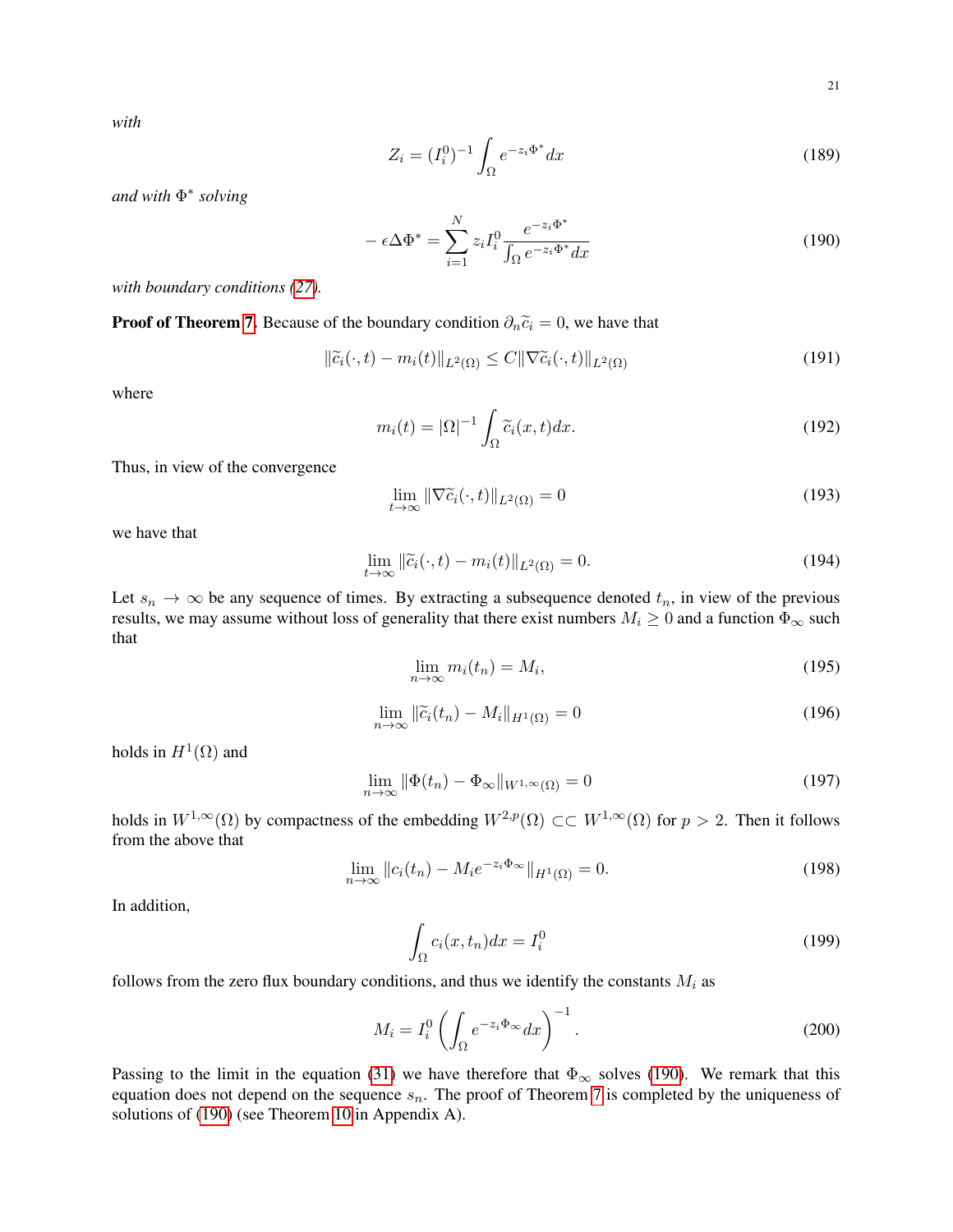*with*

$$Z_i = (I_i^0)^{-1} \int_\Omega e^{-z_i \Phi^*} dx \tag{189}$$

*and with* $\Phi^*$ *solving*

$$-\epsilon \Delta \Phi^* = \sum_{i=1}^N z_i I_i^0 \frac{e^{-z_i \Phi^*}}{\int_\Omega e^{-z_i \Phi^*} dx} \tag{190}$$

*with boundary conditions (27).*

**Proof of Theorem 7.** Because of the boundary condition $\partial_n \widetilde{c}_i = 0$, we have that

$$\|\widetilde{c}_i(\cdot, t) - m_i(t)\|_{L^2(\Omega)} \le C \|\nabla \widetilde{c}_i(\cdot, t)\|_{L^2(\Omega)} \tag{191}$$

where

$$m_i(t) = |\Omega|^{-1} \int_\Omega \widetilde{c}_i(x, t) dx. \tag{192}$$

Thus, in view of the convergence

$$\lim_{t\to\infty} \|\nabla \widetilde{c}_i(\cdot, t)\|_{L^2(\Omega)} = 0 \tag{193}$$

we have that

$$\lim_{t\to\infty} \|\widetilde{c}_i(\cdot, t) - m_i(t)\|_{L^2(\Omega)} = 0. \tag{194}$$

Let $s_n \to \infty$ be any sequence of times. By extracting a subsequence denoted $t_n$, in view of the previous results, we may assume without loss of generality that there exist numbers $M_i \ge 0$ and a function $\Phi_\infty$ such that

$$\lim_{n\to\infty} m_i(t_n) = M_i, \tag{195}$$

$$\lim_{n\to\infty} \|\widetilde{c}_i(t_n) - M_i\|_{H^1(\Omega)} = 0 \tag{196}$$

holds in $H^1(\Omega)$ and

$$\lim_{n\to\infty} \|\Phi(t_n) - \Phi_\infty\|_{W^{1,\infty}(\Omega)} = 0 \tag{197}$$

holds in $W^{1,\infty}(\Omega)$ by compactness of the embedding $W^{2,p}(\Omega) \subset\subset W^{1,\infty}(\Omega)$ for $p > 2$. Then it follows from the above that

$$\lim_{n\to\infty} \|c_i(t_n) - M_i e^{-z_i \Phi_\infty}\|_{H^1(\Omega)} = 0. \tag{198}$$

In addition,

$$\int_\Omega c_i(x, t_n) dx = I_i^0 \tag{199}$$

follows from the zero flux boundary conditions, and thus we identify the constants $M_i$ as

$$M_i = I_i^0 \left( \int_\Omega e^{-z_i \Phi_\infty} dx \right)^{-1}. \tag{200}$$

Passing to the limit in the equation (31) we have therefore that $\Phi_\infty$ solves (190). We remark that this equation does not depend on the sequence $s_n$. The proof of Theorem 7 is completed by the uniqueness of solutions of (190) (see Theorem 10 in Appendix A).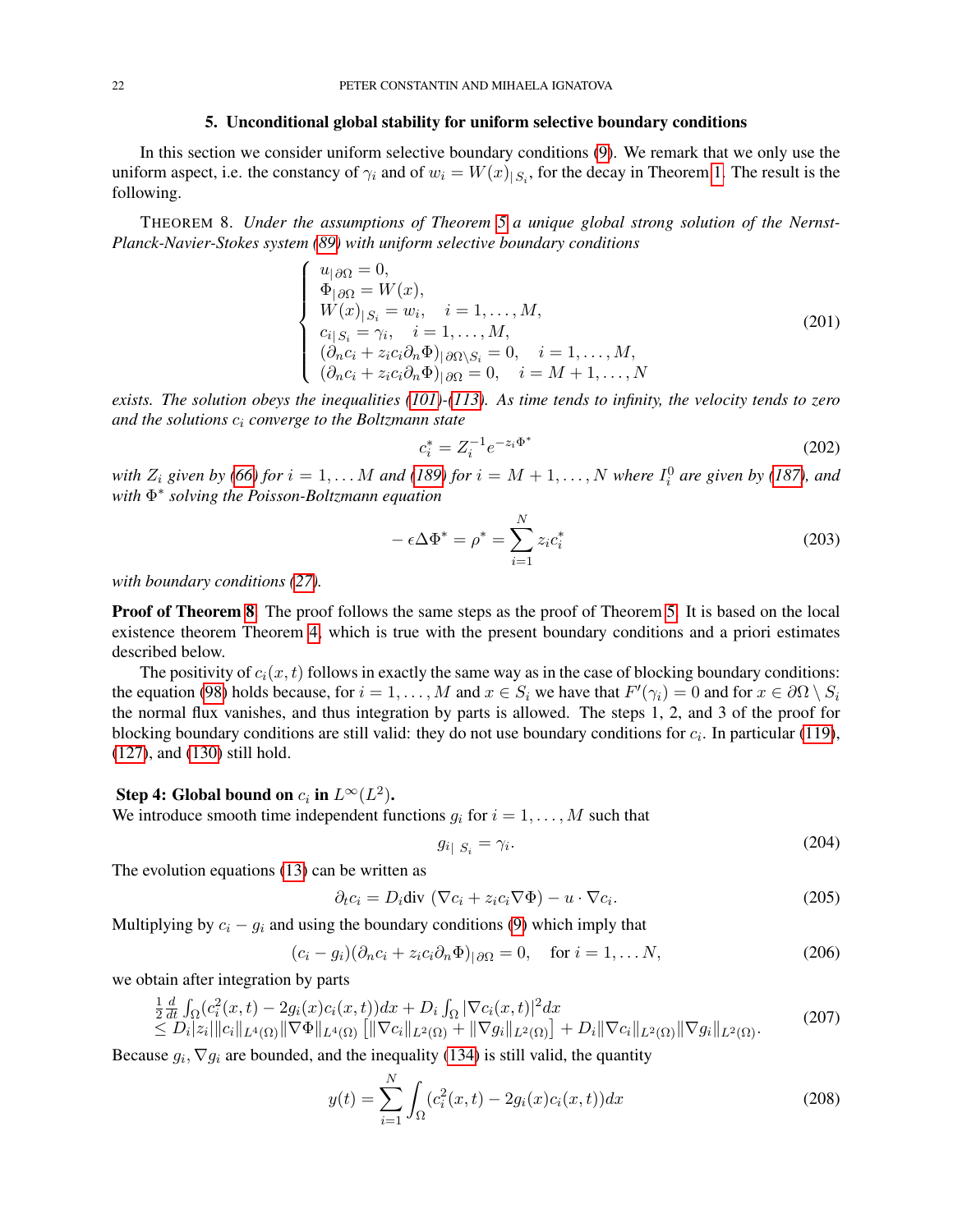## 5. Unconditional global stability for uniform selective boundary conditions

In this section we consider uniform selective boundary conditions (9). We remark that we only use the uniform aspect, i.e. the constancy of $\gamma_i$ and of $w_i = W(x)_{|S_i}$, for the decay in Theorem 1. The result is the following.

THEOREM 8. *Under the assumptions of Theorem 5 a unique global strong solution of the Nernst-Planck-Navier-Stokes system (89) with uniform selective boundary conditions*

$$
\left\{
\begin{array}{l}
u_{|\partial\Omega} = 0,\\
\Phi_{|\partial\Omega} = W(x),\\
W(x)_{|S_i} = w_i, \quad i = 1,\dots,M,\\
c_{i|S_i} = \gamma_i, \quad i = 1,\dots,M,\\
(\partial_n c_i + z_i c_i \partial_n \Phi)_{|\partial\Omega\setminus S_i} = 0, \quad i = 1,\dots,M,\\
(\partial_n c_i + z_i c_i \partial_n \Phi)_{|\partial\Omega} = 0, \quad i = M+1,\dots,N
\end{array}
\right.
\tag{201}
$$

*exists. The solution obeys the inequalities (101)-(113). As time tends to infinity, the velocity tends to zero and the solutions $c_i$ converge to the Boltzmann state*

$$
c_i^* = Z_i^{-1} e^{-z_i \Phi^*}
\tag{202}
$$

*with $Z_i$ given by (66) for $i = 1,\dots M$ and (189) for $i = M+1,\dots,N$ where $I_i^0$ are given by (187), and with $\Phi^*$ solving the Poisson-Boltzmann equation*

$$
-\epsilon\Delta\Phi^* = \rho^* = \sum_{i=1}^N z_i c_i^*
\tag{203}
$$

*with boundary conditions (27).*

**Proof of Theorem 8.** The proof follows the same steps as the proof of Theorem 5. It is based on the local existence theorem Theorem 4, which is true with the present boundary conditions and a priori estimates described below.

The positivity of $c_i(x,t)$ follows in exactly the same way as in the case of blocking boundary conditions: the equation (98) holds because, for $i = 1,\dots,M$ and $x \in S_i$ we have that $F'(\gamma_i) = 0$ and for $x \in \partial\Omega \setminus S_i$ the normal flux vanishes, and thus integration by parts is allowed. The steps 1, 2, and 3 of the proof for blocking boundary conditions are still valid: they do not use boundary conditions for $c_i$. In particular (119), (127), and (130) still hold.

**Step 4: Global bound on $c_i$ in $L^\infty(L^2)$.**
We introduce smooth time independent functions $g_i$ for $i = 1,\dots,M$ such that

$$
g_{i|\,S_i} = \gamma_i.
\tag{204}
$$

The evolution equations (13) can be written as

$$
\partial_t c_i = D_i \text{div}\,(\nabla c_i + z_i c_i \nabla\Phi) - u\cdot\nabla c_i.
\tag{205}
$$

Multiplying by $c_i - g_i$ and using the boundary conditions (9) which imply that

$$
(c_i - g_i)(\partial_n c_i + z_i c_i \partial_n \Phi)_{|\partial\Omega} = 0, \quad \text{for } i = 1,\dots N,
\tag{206}
$$

we obtain after integration by parts

$$
\begin{array}{l}
\frac{1}{2}\frac{d}{dt}\int_\Omega (c_i^2(x,t) - 2g_i(x)c_i(x,t))dx + D_i\int_\Omega |\nabla c_i(x,t)|^2 dx\\
\le D_i|z_i|\|c_i\|_{L^4(\Omega)}\|\nabla\Phi\|_{L^4(\Omega)}\left[\|\nabla c_i\|_{L^2(\Omega)} + \|\nabla g_i\|_{L^2(\Omega)}\right] + D_i\|\nabla c_i\|_{L^2(\Omega)}\|\nabla g_i\|_{L^2(\Omega)}.
\end{array}
\tag{207}
$$

Because $g_i, \nabla g_i$ are bounded, and the inequality (134) is still valid, the quantity

$$
y(t) = \sum_{i=1}^N \int_\Omega (c_i^2(x,t) - 2g_i(x)c_i(x,t))dx
\tag{208}
$$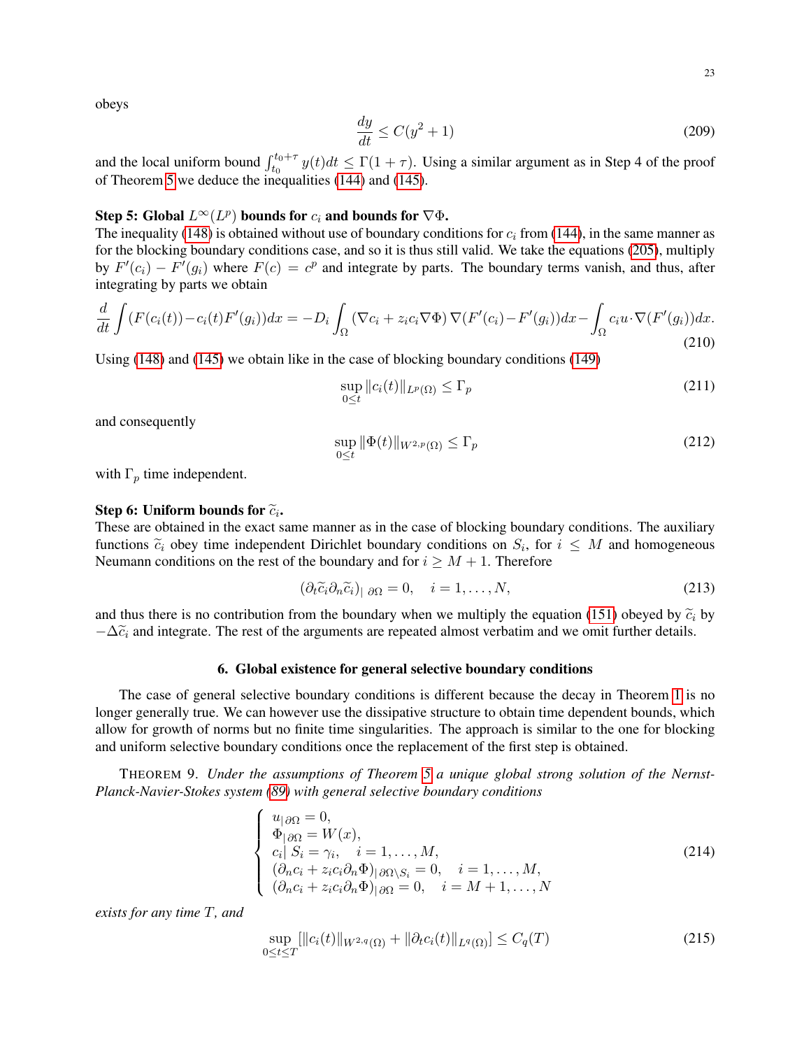obeys

$$
\frac{dy}{dt} \leq C(y^2 + 1) \tag{209}
$$

and the local uniform bound $\int_{t_0}^{t_0+\tau} y(t)dt \leq \Gamma(1+\tau)$. Using a similar argument as in Step 4 of the proof of Theorem 5 we deduce the inequalities (144) and (145).

**Step 5: Global $L^\infty(L^p)$ bounds for $c_i$ and bounds for $\nabla\Phi$.**
The inequality (148) is obtained without use of boundary conditions for $c_i$ from (144), in the same manner as for the blocking boundary conditions case, and so it is thus still valid. We take the equations (205), multiply by $F'(c_i) - F'(g_i)$ where $F(c) = c^p$ and integrate by parts. The boundary terms vanish, and thus, after integrating by parts we obtain

$$
\frac{d}{dt}\int (F(c_i(t)) - c_i(t)F'(g_i))dx = -D_i \int_\Omega (\nabla c_i + z_i c_i \nabla\Phi)\nabla(F'(c_i) - F'(g_i))dx - \int_\Omega c_i u \cdot \nabla(F'(g_i))dx. \tag{210}
$$

Using (148) and (145) we obtain like in the case of blocking boundary conditions (149)

$$
\sup_{0\leq t} \|c_i(t)\|_{L^p(\Omega)} \leq \Gamma_p \tag{211}
$$

and consequently

$$
\sup_{0\leq t} \|\Phi(t)\|_{W^{2,p}(\Omega)} \leq \Gamma_p \tag{212}
$$

with $\Gamma_p$ time independent.

**Step 6: Uniform bounds for $\widetilde{c}_i$.**
These are obtained in the exact same manner as in the case of blocking boundary conditions. The auxiliary functions $\widetilde{c}_i$ obey time independent Dirichlet boundary conditions on $S_i$, for $i \leq M$ and homogeneous Neumann conditions on the rest of the boundary and for $i \geq M+1$. Therefore

$$
(\partial_t \widetilde{c}_i \partial_n \widetilde{c}_i)_{|\,\partial\Omega} = 0, \quad i = 1, \dots, N, \tag{213}
$$

and thus there is no contribution from the boundary when we multiply the equation (151) obeyed by $\widetilde{c}_i$ by $-\Delta\widetilde{c}_i$ and integrate. The rest of the arguments are repeated almost verbatim and we omit further details.

## 6. Global existence for general selective boundary conditions

The case of general selective boundary conditions is different because the decay in Theorem 1 is no longer generally true. We can however use the dissipative structure to obtain time dependent bounds, which allow for growth of norms but no finite time singularities. The approach is similar to the one for blocking and uniform selective boundary conditions once the replacement of the first step is obtained.

THEOREM 9. *Under the assumptions of Theorem 5 a unique global strong solution of the Nernst-Planck-Navier-Stokes system (89) with general selective boundary conditions*

$$
\begin{cases}
u_{|\,\partial\Omega} = 0, \\
\Phi_{|\,\partial\Omega} = W(x), \\
c_i|\, S_i = \gamma_i, \quad i = 1, \dots, M, \\
(\partial_n c_i + z_i c_i \partial_n \Phi)_{|\,\partial\Omega\setminus S_i} = 0, \quad i = 1, \dots, M, \\
(\partial_n c_i + z_i c_i \partial_n \Phi)_{|\,\partial\Omega} = 0, \quad i = M+1, \dots, N
\end{cases} \tag{214}
$$

*exists for any time $T$, and*

$$
\sup_{0\leq t\leq T} [\|c_i(t)\|_{W^{2,q}(\Omega)} + \|\partial_t c_i(t)\|_{L^q(\Omega)}] \leq C_q(T) \tag{215}
$$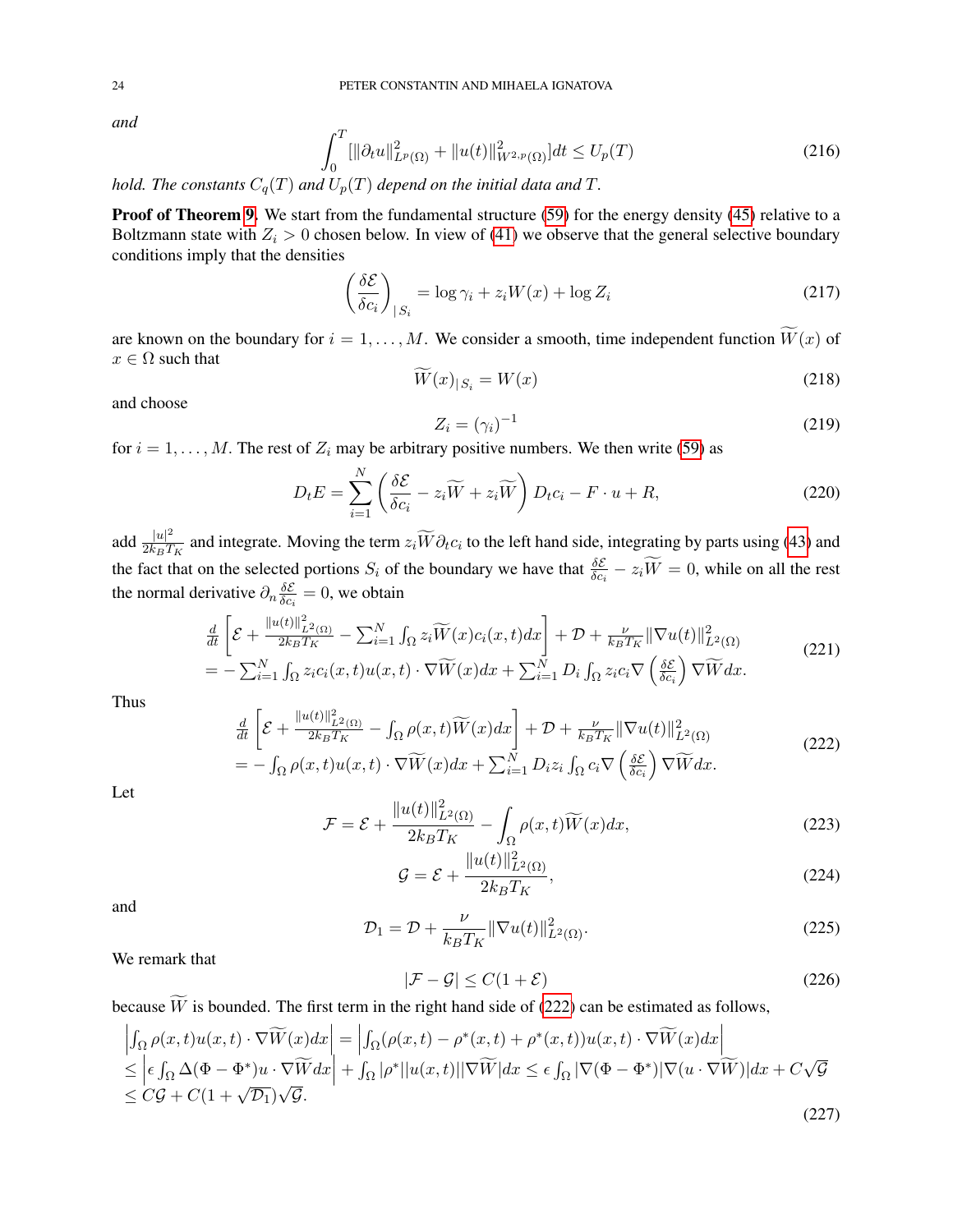*and*

$$
\int_0^T [\|\partial_t u\|^2_{L^p(\Omega)} + \|u(t)\|^2_{W^{2,p}(\Omega)}]dt \le U_p(T) \tag{216}
$$

*hold. The constants $C_q(T)$ and $U_p(T)$ depend on the initial data and $T$.*

**Proof of Theorem 9.** We start from the fundamental structure (59) for the energy density (45) relative to a Boltzmann state with $Z_i > 0$ chosen below. In view of (41) we observe that the general selective boundary conditions imply that the densities

$$
\left(\frac{\delta \mathcal{E}}{\delta c_i}\right)_{|S_i} = \log \gamma_i + z_i W(x) + \log Z_i \tag{217}
$$

are known on the boundary for $i = 1, \dots, M$. We consider a smooth, time independent function $\widetilde{W}(x)$ of $x \in \Omega$ such that

$$
\widetilde{W}(x)_{|S_i} = W(x) \tag{218}
$$

and choose

$$
Z_i = (\gamma_i)^{-1} \tag{219}
$$

for $i = 1, \dots, M$. The rest of $Z_i$ may be arbitrary positive numbers. We then write (59) as

$$
D_t E = \sum_{i=1}^N \left(\frac{\delta \mathcal{E}}{\delta c_i} - z_i \widetilde{W} + z_i \widetilde{W}\right) D_t c_i - F \cdot u + R, \tag{220}
$$

add $\frac{|u|^2}{2k_BT_K}$ and integrate. Moving the term $z_i\widetilde{W}\partial_t c_i$ to the left hand side, integrating by parts using (43) and the fact that on the selected portions $S_i$ of the boundary we have that $\frac{\delta\mathcal{E}}{\delta c_i} - z_i\widetilde{W} = 0$, while on all the rest the normal derivative $\partial_n \frac{\delta \mathcal{E}}{\delta c_i} = 0$, we obtain

$$
\begin{array}{l}
\frac{d}{dt}\left[\mathcal{E} + \frac{\|u(t)\|^2_{L^2(\Omega)}}{2k_BT_K} - \sum_{i=1}^N \int_\Omega z_i \widetilde{W}(x) c_i(x,t)dx\right] + \mathcal{D} + \frac{\nu}{k_BT_K}\|\nabla u(t)\|^2_{L^2(\Omega)} \\
= -\sum_{i=1}^N \int_\Omega z_i c_i(x,t) u(x,t)\cdot\nabla\widetilde{W}(x)dx + \sum_{i=1}^N D_i \int_\Omega z_i c_i \nabla\left(\frac{\delta\mathcal{E}}{\delta c_i}\right)\nabla\widetilde{W}dx.
\end{array} \tag{221}
$$

Thus

$$
\begin{array}{l}
\frac{d}{dt}\left[\mathcal{E} + \frac{\|u(t)\|^2_{L^2(\Omega)}}{2k_BT_K} - \int_\Omega \rho(x,t)\widetilde{W}(x)dx\right] + \mathcal{D} + \frac{\nu}{k_BT_K}\|\nabla u(t)\|^2_{L^2(\Omega)} \\
= -\int_\Omega \rho(x,t)u(x,t)\cdot\nabla\widetilde{W}(x)dx + \sum_{i=1}^N D_i z_i \int_\Omega c_i \nabla\left(\frac{\delta\mathcal{E}}{\delta c_i}\right)\nabla\widetilde{W}dx.
\end{array} \tag{222}
$$

Let

$$
\mathcal{F} = \mathcal{E} + \frac{\|u(t)\|^2_{L^2(\Omega)}}{2k_BT_K} - \int_\Omega \rho(x,t)\widetilde{W}(x)dx, \tag{223}
$$

$$
\mathcal{G} = \mathcal{E} + \frac{\|u(t)\|^2_{L^2(\Omega)}}{2k_BT_K}, \tag{224}
$$

and

$$
\mathcal{D}_1 = \mathcal{D} + \frac{\nu}{k_BT_K}\|\nabla u(t)\|^2_{L^2(\Omega)}. \tag{225}
$$

We remark that

$$
|\mathcal{F} - \mathcal{G}| \le C(1 + \mathcal{E}) \tag{226}
$$

because $\widetilde{W}$ is bounded. The first term in the right hand side of (222) can be estimated as follows,

$$
\begin{array}{l}
\left|\int_\Omega \rho(x,t)u(x,t)\cdot\nabla\widetilde{W}(x)dx\right| = \left|\int_\Omega(\rho(x,t) - \rho^*(x,t) + \rho^*(x,t))u(x,t)\cdot\nabla\widetilde{W}(x)dx\right| \\
\le \left|\epsilon\int_\Omega \Delta(\Phi - \Phi^*)u\cdot\nabla\widetilde{W}dx\right| + \int_\Omega |\rho^*||u(x,t)||\nabla\widetilde{W}|dx \le \epsilon\int_\Omega |\nabla(\Phi-\Phi^*)||\nabla(u\cdot\nabla\widetilde{W})|dx + C\sqrt{\mathcal{G}} \\
\le C\mathcal{G} + C(1+\sqrt{\mathcal{D}_1})\sqrt{\mathcal{G}}.
\end{array} \tag{227}
$$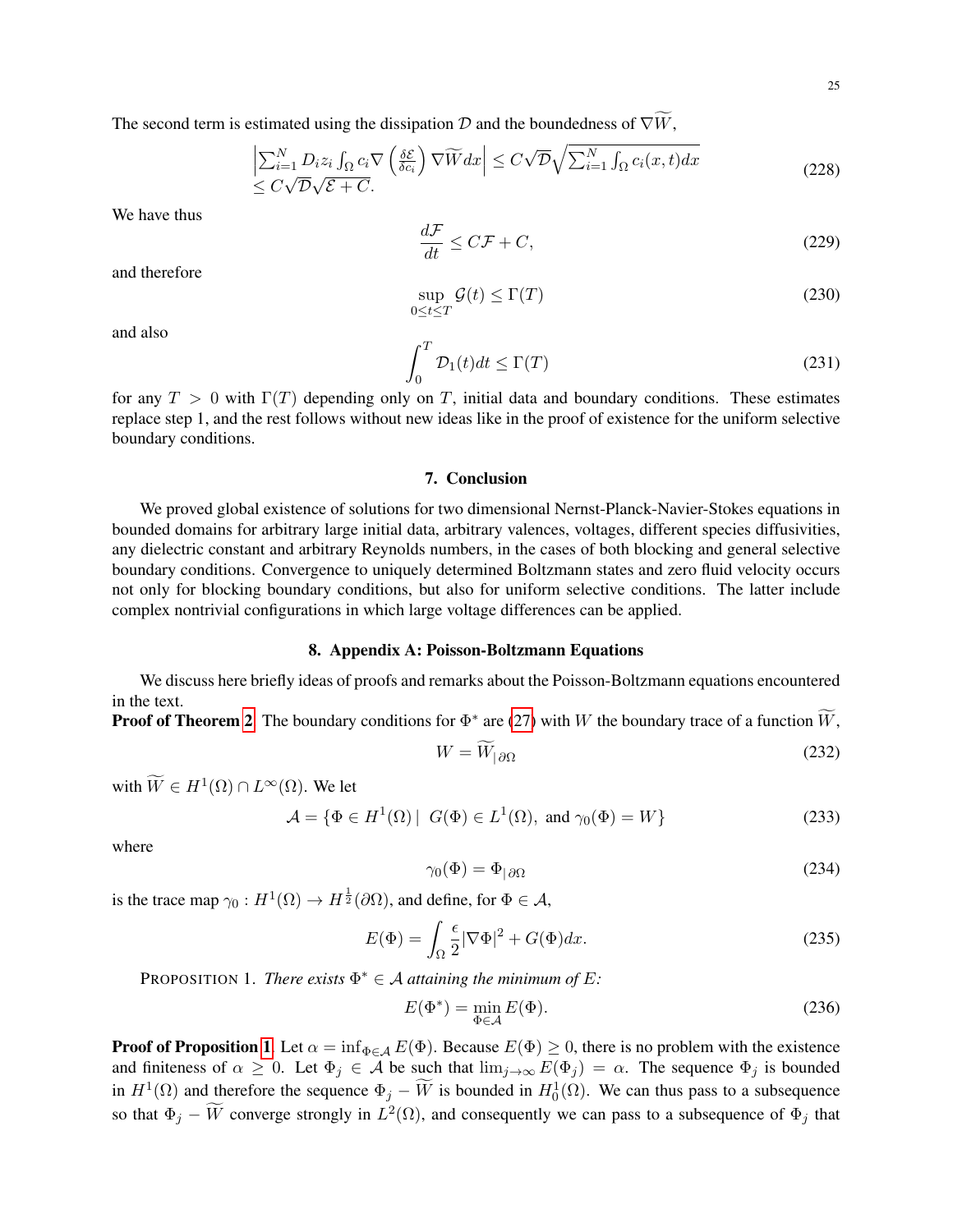The second term is estimated using the dissipation $\mathcal{D}$ and the boundedness of $\nabla\widetilde{W}$,

$$
\begin{array}{l}
\left|\sum_{i=1}^N D_i z_i \int_\Omega c_i \nabla\left(\frac{\delta\mathcal{E}}{\delta c_i}\right)\nabla\widetilde{W}dx\right| \le C\sqrt{\mathcal{D}}\sqrt{\sum_{i=1}^N\int_\Omega c_i(x,t)dx}\\
\le C\sqrt{\mathcal{D}}\sqrt{\mathcal{E}+C}.
\end{array}
\tag{228}
$$

We have thus

$$
\frac{d\mathcal{F}}{dt} \le C\mathcal{F} + C, \tag{229}
$$

and therefore

$$
\sup_{0\le t\le T}\mathcal{G}(t) \le \Gamma(T) \tag{230}
$$

and also

$$
\int_0^T \mathcal{D}_1(t)dt \le \Gamma(T) \tag{231}
$$

for any $T > 0$ with $\Gamma(T)$ depending only on $T$, initial data and boundary conditions. These estimates replace step 1, and the rest follows without new ideas like in the proof of existence for the uniform selective boundary conditions.

## 7. Conclusion

We proved global existence of solutions for two dimensional Nernst-Planck-Navier-Stokes equations in bounded domains for arbitrary large initial data, arbitrary valences, voltages, different species diffusivities, any dielectric constant and arbitrary Reynolds numbers, in the cases of both blocking and general selective boundary conditions. Convergence to uniquely determined Boltzmann states and zero fluid velocity occurs not only for blocking boundary conditions, but also for uniform selective conditions. The latter include complex nontrivial configurations in which large voltage differences can be applied.

## 8. Appendix A: Poisson-Boltzmann Equations

We discuss here briefly ideas of proofs and remarks about the Poisson-Boltzmann equations encountered in the text.

**Proof of Theorem 2** The boundary conditions for $\Phi^*$ are (27) with $W$ the boundary trace of a function $\widetilde{W}$,

$$
W = \widetilde{W}_{|\partial\Omega} \tag{232}
$$

with $\widetilde{W} \in H^1(\Omega)\cap L^\infty(\Omega)$. We let

$$
\mathcal{A} = \{\Phi \in H^1(\Omega)\,|\;\; G(\Phi)\in L^1(\Omega),\;\text{and}\;\gamma_0(\Phi) = W\} \tag{233}
$$

where

$$
\gamma_0(\Phi) = \Phi_{|\partial\Omega} \tag{234}
$$

is the trace map $\gamma_0 : H^1(\Omega) \to H^{\frac{1}{2}}(\partial\Omega)$, and define, for $\Phi\in\mathcal{A}$,

$$
E(\Phi) = \int_\Omega \frac{\epsilon}{2}|\nabla\Phi|^2 + G(\Phi)dx. \tag{235}
$$

PROPOSITION 1. *There exists $\Phi^*\in\mathcal{A}$ attaining the minimum of $E$:*

$$
E(\Phi^*) = \min_{\Phi\in\mathcal{A}} E(\Phi). \tag{236}
$$

**Proof of Proposition 1** Let $\alpha = \inf_{\Phi\in\mathcal{A}} E(\Phi)$. Because $E(\Phi)\ge 0$, there is no problem with the existence and finiteness of $\alpha \ge 0$. Let $\Phi_j \in \mathcal{A}$ be such that $\lim_{j\to\infty} E(\Phi_j) = \alpha$. The sequence $\Phi_j$ is bounded in $H^1(\Omega)$ and therefore the sequence $\Phi_j - \widetilde{W}$ is bounded in $H_0^1(\Omega)$. We can thus pass to a subsequence so that $\Phi_j - \widetilde{W}$ converge strongly in $L^2(\Omega)$, and consequently we can pass to a subsequence of $\Phi_j$ that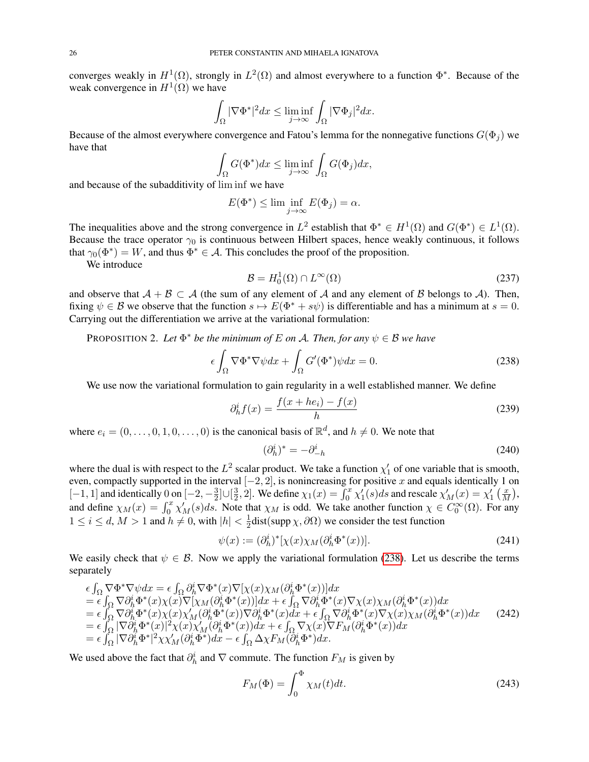converges weakly in $H^1(\Omega)$, strongly in $L^2(\Omega)$ and almost everywhere to a function $\Phi^*$. Because of the weak convergence in $H^1(\Omega)$ we have

$$\int_\Omega |\nabla\Phi^*|^2 dx \le \liminf_{j\to\infty} \int_\Omega |\nabla\Phi_j|^2 dx.$$

Because of the almost everywhere convergence and Fatou's lemma for the nonnegative functions $G(\Phi_j)$ we have that

$$\int_\Omega G(\Phi^*) dx \le \liminf_{j\to\infty} \int_\Omega G(\Phi_j) dx,$$

and because of the subadditivity of $\liminf$ we have

$$E(\Phi^*) \le \lim\inf_{j\to\infty} E(\Phi_j) = \alpha.$$

The inequalities above and the strong convergence in $L^2$ establish that $\Phi^* \in H^1(\Omega)$ and $G(\Phi^*) \in L^1(\Omega)$. Because the trace operator $\gamma_0$ is continuous between Hilbert spaces, hence weakly continuous, it follows that $\gamma_0(\Phi^*) = W$, and thus $\Phi^* \in \mathcal{A}$. This concludes the proof of the proposition.

We introduce

$$\mathcal{B} = H_0^1(\Omega) \cap L^\infty(\Omega) \tag{237}$$

and observe that $\mathcal{A} + \mathcal{B} \subset \mathcal{A}$ (the sum of any element of $\mathcal{A}$ and any element of $\mathcal{B}$ belongs to $\mathcal{A}$). Then, fixing $\psi \in \mathcal{B}$ we observe that the function $s \mapsto E(\Phi^* + s\psi)$ is differentiable and has a minimum at $s = 0$. Carrying out the differentiation we arrive at the variational formulation:

PROPOSITION 2. *Let $\Phi^*$ be the minimum of $E$ on $\mathcal{A}$. Then, for any $\psi \in \mathcal{B}$ we have*

$$\epsilon \int_\Omega \nabla\Phi^* \nabla\psi dx + \int_\Omega G'(\Phi^*)\psi dx = 0. \tag{238}$$

We use now the variational formulation to gain regularity in a well established manner. We define

$$\partial_h^i f(x) = \frac{f(x + he_i) - f(x)}{h} \tag{239}$$

where $e_i = (0, \dots, 0, 1, 0, \dots, 0)$ is the canonical basis of $\mathbb{R}^d$, and $h \neq 0$. We note that

$$(\partial_h^i)^* = -\partial_{-h}^i \tag{240}$$

where the dual is with respect to the $L^2$ scalar product. We take a function $\chi_1'$ of one variable that is smooth, even, compactly supported in the interval $[-2, 2]$, is nonincreasing for positive $x$ and equals identically 1 on $[-1, 1]$ and identically 0 on $[-2, -\frac{3}{2}] \cup [\frac{3}{2}, 2]$. We define $\chi_1(x) = \int_0^x \chi_1'(s) ds$ and rescale $\chi_M'(x) = \chi_1'\left(\frac{x}{M}\right)$, and define $\chi_M(x) = \int_0^x \chi_M'(s) ds$. Note that $\chi_M$ is odd. We take another function $\chi \in C_0^\infty(\Omega)$. For any $1 \le i \le d$, $M > 1$ and $h \neq 0$, with $|h| < \frac{1}{2}\text{dist}(\text{supp}\,\chi, \partial\Omega)$ we consider the test function

$$\psi(x) := (\partial_h^i)^*[\chi(x)\chi_M(\partial_h^i\Phi^*(x))]. \tag{241}$$

We easily check that $\psi \in \mathcal{B}$. Now we apply the variational formulation (238). Let us describe the terms separately

$$\begin{aligned}
&\epsilon \int_\Omega \nabla\Phi^* \nabla\psi dx = \epsilon \int_\Omega \partial_h^i \nabla\Phi^*(x) \nabla[\chi(x)\chi_M(\partial_h^i\Phi^*(x))] dx \\
&= \epsilon \int_\Omega \nabla\partial_h^i\Phi^*(x)\chi(x)\nabla[\chi_M(\partial_h^i\Phi^*(x))] dx + \epsilon \int_\Omega \nabla\partial_h^i\Phi^*(x)\nabla\chi(x)\chi_M(\partial_h^i\Phi^*(x)) dx \\
&= \epsilon \int_\Omega \nabla\partial_h^i\Phi^*(x)\chi(x)\chi_M'(\partial_h^i\Phi^*(x))\nabla\partial_h^i\Phi^*(x) dx + \epsilon \int_\Omega \nabla\partial_h^i\Phi^*(x)\nabla\chi(x)\chi_M(\partial_h^i\Phi^*(x)) dx \\
&= \epsilon \int_\Omega |\nabla\partial_h^i\Phi^*(x)|^2\chi(x)\chi_M'(\partial_h^i\Phi^*(x)) dx + \epsilon \int_\Omega \nabla\chi(x)\nabla F_M(\partial_h^i\Phi^*(x)) dx \\
&= \epsilon \int_\Omega |\nabla\partial_h^i\Phi^*|^2\chi\chi_M'(\partial_h^i\Phi^*) dx - \epsilon \int_\Omega \Delta\chi F_M(\partial_h^i\Phi^*) dx.
\end{aligned} \tag{242}$$

We used above the fact that $\partial_h^i$ and $\nabla$ commute. The function $F_M$ is given by

$$F_M(\Phi) = \int_0^\Phi \chi_M(t) dt. \tag{243}$$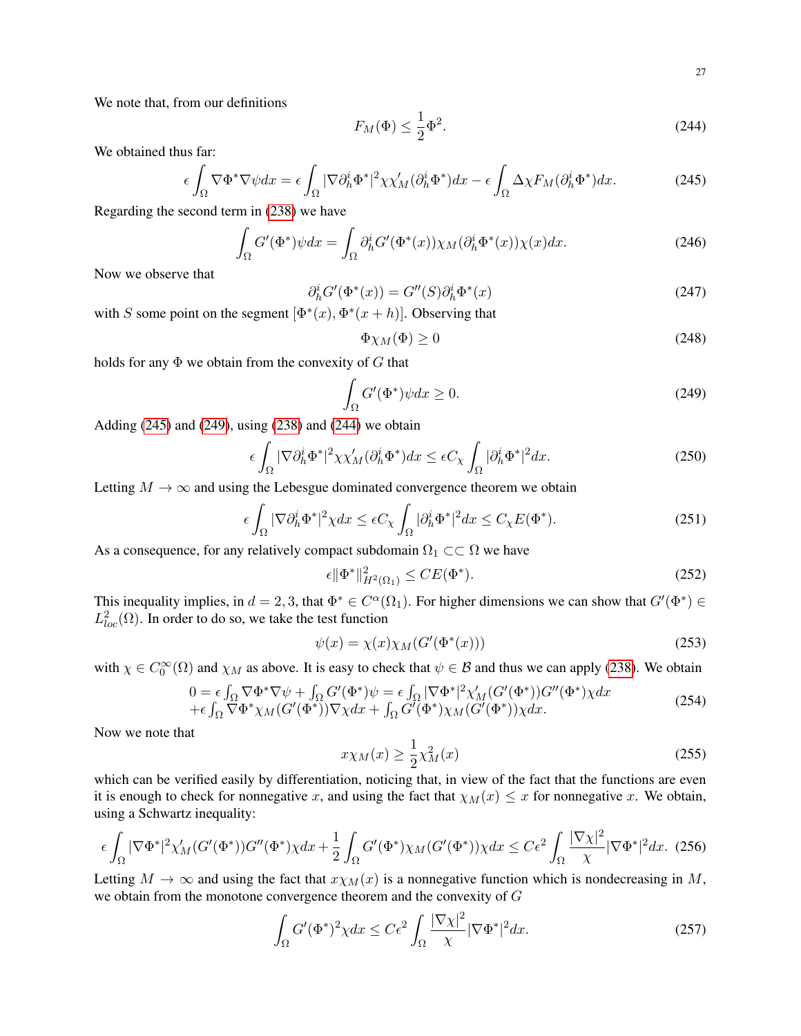We note that, from our definitions

$$F_M(\Phi) \le \frac{1}{2}\Phi^2. \tag{244}$$

We obtained thus far:

$$\epsilon \int_\Omega \nabla\Phi^* \nabla\psi dx = \epsilon \int_\Omega |\nabla \partial_h^i \Phi^*|^2 \chi \chi_M'(\partial_h^i \Phi^*) dx - \epsilon \int_\Omega \Delta\chi F_M(\partial_h^i \Phi^*) dx. \tag{245}$$

Regarding the second term in (238) we have

$$\int_\Omega G'(\Phi^*)\psi dx = \int_\Omega \partial_h^i G'(\Phi^*(x)) \chi_M(\partial_h^i \Phi^*(x))\chi(x) dx. \tag{246}$$

Now we observe that

$$\partial_h^i G'(\Phi^*(x)) = G''(S)\partial_h^i \Phi^*(x) \tag{247}$$

with $S$ some point on the segment $[\Phi^*(x), \Phi^*(x+h)]$. Observing that

$$\Phi\chi_M(\Phi) \ge 0 \tag{248}$$

holds for any $\Phi$ we obtain from the convexity of $G$ that

$$\int_\Omega G'(\Phi^*)\psi dx \ge 0. \tag{249}$$

Adding (245) and (249), using (238) and (244) we obtain

$$\epsilon \int_\Omega |\nabla \partial_h^i \Phi^*|^2 \chi \chi_M'(\partial_h^i \Phi^*) dx \le \epsilon C_\chi \int_\Omega |\partial_h^i \Phi^*|^2 dx. \tag{250}$$

Letting $M \to \infty$ and using the Lebesgue dominated convergence theorem we obtain

$$\epsilon \int_\Omega |\nabla \partial_h^i \Phi^*|^2 \chi dx \le \epsilon C_\chi \int_\Omega |\partial_h^i \Phi^*|^2 dx \le C_\chi E(\Phi^*). \tag{251}$$

As a consequence, for any relatively compact subdomain $\Omega_1 \subset\subset \Omega$ we have

$$\epsilon \|\Phi^*\|^2_{H^2(\Omega_1)} \le CE(\Phi^*). \tag{252}$$

This inequality implies, in $d = 2, 3$, that $\Phi^* \in C^\alpha(\Omega_1)$. For higher dimensions we can show that $G'(\Phi^*) \in L^2_{loc}(\Omega)$. In order to do so, we take the test function

$$\psi(x) = \chi(x)\chi_M(G'(\Phi^*(x))) \tag{253}$$

with $\chi \in C_0^\infty(\Omega)$ and $\chi_M$ as above. It is easy to check that $\psi \in \mathcal{B}$ and thus we can apply (238). We obtain

$$\begin{aligned} 0 &= \epsilon \int_\Omega \nabla\Phi^*\nabla\psi + \int_\Omega G'(\Phi^*)\psi = \epsilon \int_\Omega |\nabla\Phi^*|^2 \chi_M'(G'(\Phi^*))G''(\Phi^*)\chi dx \\ &+ \epsilon \int_\Omega \nabla\Phi^* \chi_M(G'(\Phi^*))\nabla\chi dx + \int_\Omega G'(\Phi^*)\chi_M(G'(\Phi^*))\chi dx. \end{aligned} \tag{254}$$

Now we note that

$$x\chi_M(x) \ge \frac{1}{2}\chi_M^2(x) \tag{255}$$

which can be verified easily by differentiation, noticing that, in view of the fact that the functions are even it is enough to check for nonnegative $x$, and using the fact that $\chi_M(x) \le x$ for nonnegative $x$. We obtain, using a Schwartz inequality:

$$\epsilon \int_\Omega |\nabla\Phi^*|^2 \chi_M'(G'(\Phi^*))G''(\Phi^*)\chi dx + \frac{1}{2}\int_\Omega G'(\Phi^*)\chi_M(G'(\Phi^*))\chi dx \le C\epsilon^2 \int_\Omega \frac{|\nabla\chi|^2}{\chi}|\nabla\Phi^*|^2 dx. \tag{256}$$

Letting $M \to \infty$ and using the fact that $x\chi_M(x)$ is a nonnegative function which is nondecreasing in $M$, we obtain from the monotone convergence theorem and the convexity of $G$

$$\int_\Omega G'(\Phi^*)^2 \chi dx \le C\epsilon^2 \int_\Omega \frac{|\nabla\chi|^2}{\chi}|\nabla\Phi^*|^2 dx. \tag{257}$$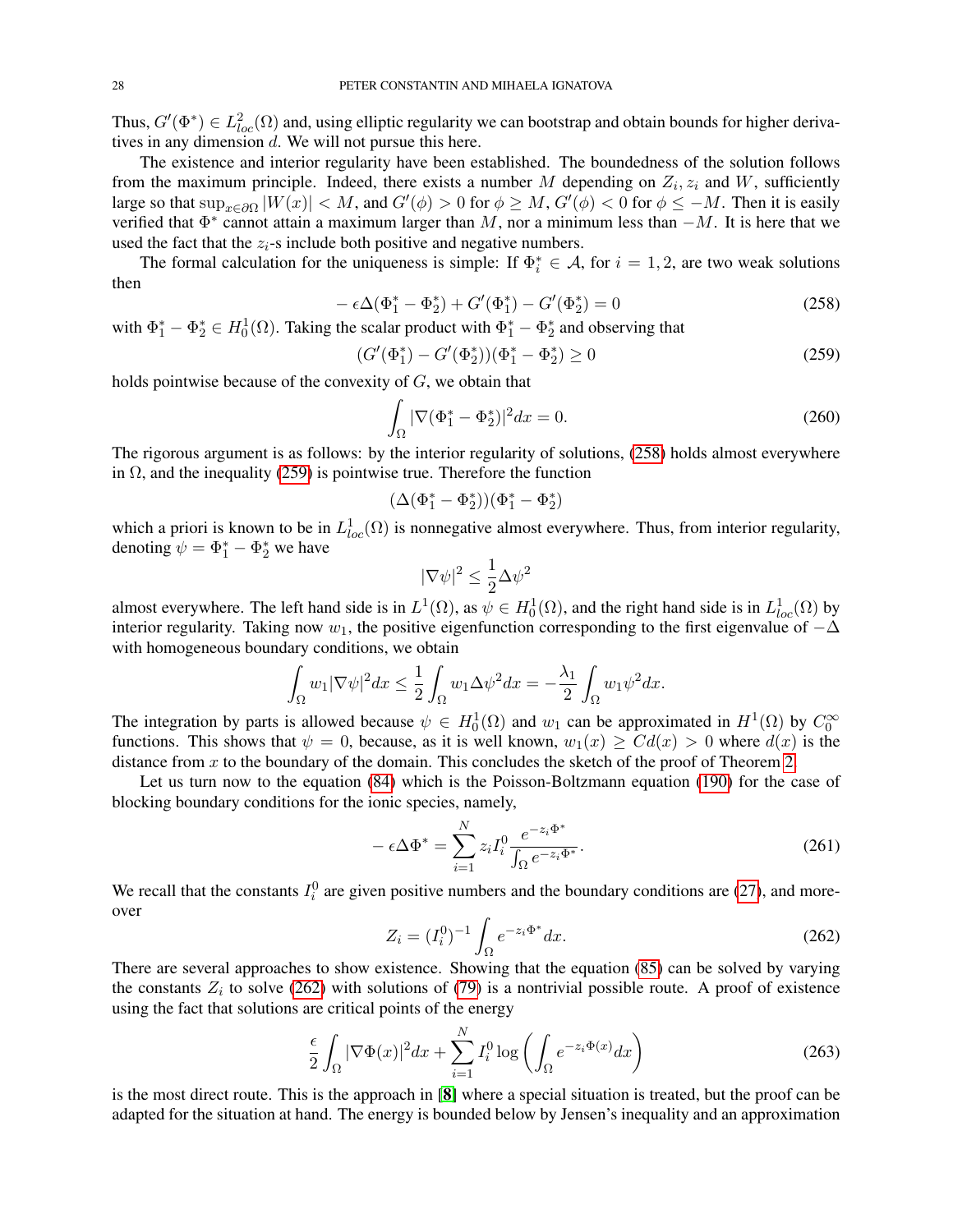Thus, $G'(\Phi^*) \in L^2_{loc}(\Omega)$ and, using elliptic regularity we can bootstrap and obtain bounds for higher derivatives in any dimension $d$. We will not pursue this here.

The existence and interior regularity have been established. The boundedness of the solution follows from the maximum principle. Indeed, there exists a number $M$ depending on $Z_i, z_i$ and $W$, sufficiently large so that $\sup_{x\in\partial\Omega}|W(x)| < M$, and $G'(\phi) > 0$ for $\phi \geq M$, $G'(\phi) < 0$ for $\phi \leq -M$. Then it is easily verified that $\Phi^*$ cannot attain a maximum larger than $M$, nor a minimum less than $-M$. It is here that we used the fact that the $z_i$-s include both positive and negative numbers.

The formal calculation for the uniqueness is simple: If $\Phi_i^* \in \mathcal{A}$, for $i = 1, 2$, are two weak solutions then

$$
-\epsilon\Delta(\Phi_1^* - \Phi_2^*) + G'(\Phi_1^*) - G'(\Phi_2^*) = 0 \tag{258}
$$

with $\Phi_1^* - \Phi_2^* \in H_0^1(\Omega)$. Taking the scalar product with $\Phi_1^* - \Phi_2^*$ and observing that

$$
(G'(\Phi_1^*) - G'(\Phi_2^*))(\Phi_1^* - \Phi_2^*) \geq 0 \tag{259}
$$

holds pointwise because of the convexity of $G$, we obtain that

$$
\int_\Omega |\nabla(\Phi_1^* - \Phi_2^*)|^2 dx = 0. \tag{260}
$$

The rigorous argument is as follows: by the interior regularity of solutions, (258) holds almost everywhere in $\Omega$, and the inequality (259) is pointwise true. Therefore the function

$$
(\Delta(\Phi_1^* - \Phi_2^*))(\Phi_1^* - \Phi_2^*)
$$

which a priori is known to be in $L^1_{loc}(\Omega)$ is nonnegative almost everywhere. Thus, from interior regularity, denoting $\psi = \Phi_1^* - \Phi_2^*$ we have

$$
|\nabla\psi|^2 \leq \frac{1}{2}\Delta\psi^2
$$

almost everywhere. The left hand side is in $L^1(\Omega)$, as $\psi \in H_0^1(\Omega)$, and the right hand side is in $L^1_{loc}(\Omega)$ by interior regularity. Taking now $w_1$, the positive eigenfunction corresponding to the first eigenvalue of $-\Delta$ with homogeneous boundary conditions, we obtain

$$
\int_\Omega w_1|\nabla\psi|^2 dx \leq \frac{1}{2}\int_\Omega w_1\Delta\psi^2 dx = -\frac{\lambda_1}{2}\int_\Omega w_1\psi^2 dx.
$$

The integration by parts is allowed because $\psi \in H_0^1(\Omega)$ and $w_1$ can be approximated in $H^1(\Omega)$ by $C_0^\infty$ functions. This shows that $\psi = 0$, because, as it is well known, $w_1(x) \geq Cd(x) > 0$ where $d(x)$ is the distance from $x$ to the boundary of the domain. This concludes the sketch of the proof of Theorem 2.

Let us turn now to the equation (84) which is the Poisson-Boltzmann equation (190) for the case of blocking boundary conditions for the ionic species, namely,

$$
-\epsilon\Delta\Phi^* = \sum_{i=1}^N z_i I_i^0 \frac{e^{-z_i\Phi^*}}{\int_\Omega e^{-z_i\Phi^*}}. \tag{261}
$$

We recall that the constants $I_i^0$ are given positive numbers and the boundary conditions are (27), and moreover

$$
Z_i = (I_i^0)^{-1}\int_\Omega e^{-z_i\Phi^*} dx. \tag{262}
$$

There are several approaches to show existence. Showing that the equation (85) can be solved by varying the constants $Z_i$ to solve (262) with solutions of (79) is a nontrivial possible route. A proof of existence using the fact that solutions are critical points of the energy

$$
\frac{\epsilon}{2}\int_\Omega |\nabla\Phi(x)|^2 dx + \sum_{i=1}^N I_i^0 \log\left(\int_\Omega e^{-z_i\Phi(x)} dx\right) \tag{263}
$$

is the most direct route. This is the approach in [8] where a special situation is treated, but the proof can be adapted for the situation at hand. The energy is bounded below by Jensen's inequality and an approximation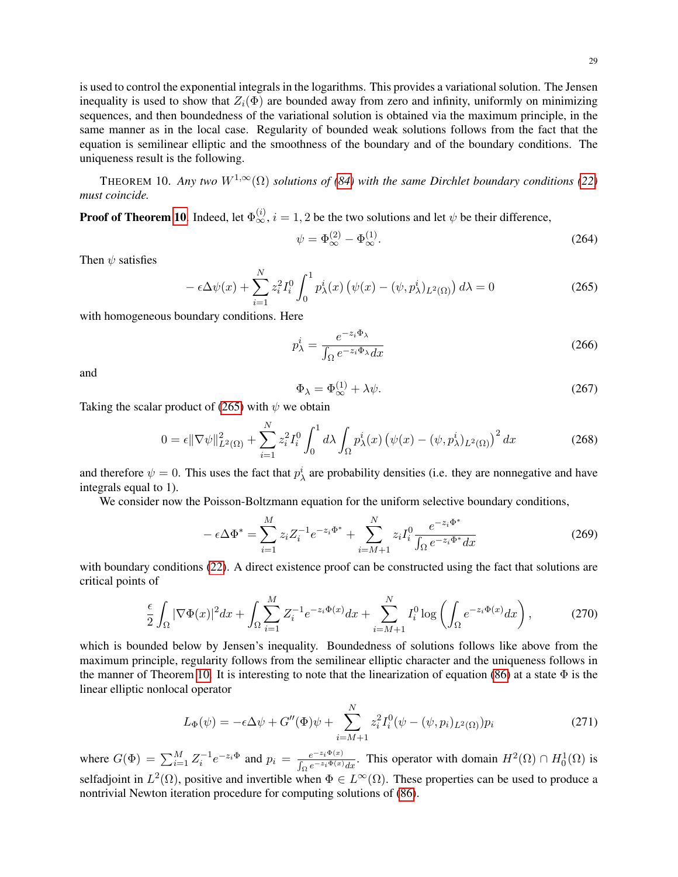is used to control the exponential integrals in the logarithms. This provides a variational solution. The Jensen inequality is used to show that $Z_i(\Phi)$ are bounded away from zero and infinity, uniformly on minimizing sequences, and then boundedness of the variational solution is obtained via the maximum principle, in the same manner as in the local case. Regularity of bounded weak solutions follows from the fact that the equation is semilinear elliptic and the smoothness of the boundary and of the boundary conditions. The uniqueness result is the following.

THEOREM 10. *Any two $W^{1,\infty}(\Omega)$ solutions of (84) with the same Dirchlet boundary conditions (22) must coincide.*

**Proof of Theorem 10.** Indeed, let $\Phi_\infty^{(i)}$, $i = 1, 2$ be the two solutions and let $\psi$ be their difference,

$$\psi = \Phi_\infty^{(2)} - \Phi_\infty^{(1)}. \tag{264}$$

Then $\psi$ satisfies

$$-\epsilon\Delta\psi(x) + \sum_{i=1}^{N} z_i^2 I_i^0 \int_0^1 p_\lambda^i(x)\left(\psi(x) - (\psi, p_\lambda^i)_{L^2(\Omega)}\right)d\lambda = 0 \tag{265}$$

with homogeneous boundary conditions. Here

$$p_\lambda^i = \frac{e^{-z_i\Phi_\lambda}}{\int_\Omega e^{-z_i\Phi_\lambda}dx} \tag{266}$$

and

$$\Phi_\lambda = \Phi_\infty^{(1)} + \lambda\psi. \tag{267}$$

Taking the scalar product of (265) with $\psi$ we obtain

$$0 = \epsilon\|\nabla\psi\|_{L^2(\Omega)}^2 + \sum_{i=1}^{N} z_i^2 I_i^0 \int_0^1 d\lambda \int_\Omega p_\lambda^i(x)\left(\psi(x) - (\psi, p_\lambda^i)_{L^2(\Omega)}\right)^2 dx \tag{268}$$

and therefore $\psi = 0$. This uses the fact that $p_\lambda^i$ are probability densities (i.e. they are nonnegative and have integrals equal to 1).

We consider now the Poisson-Boltzmann equation for the uniform selective boundary conditions,

$$-\epsilon\Delta\Phi^* = \sum_{i=1}^{M} z_i Z_i^{-1} e^{-z_i\Phi^*} + \sum_{i=M+1}^{N} z_i I_i^0 \frac{e^{-z_i\Phi^*}}{\int_\Omega e^{-z_i\Phi^*}dx} \tag{269}$$

with boundary conditions (22). A direct existence proof can be constructed using the fact that solutions are critical points of

$$\frac{\epsilon}{2}\int_\Omega |\nabla\Phi(x)|^2 dx + \int_\Omega \sum_{i=1}^{M} Z_i^{-1} e^{-z_i\Phi(x)}dx + \sum_{i=M+1}^{N} I_i^0 \log\left(\int_\Omega e^{-z_i\Phi(x)}dx\right), \tag{270}$$

which is bounded below by Jensen's inequality. Boundedness of solutions follows like above from the maximum principle, regularity follows from the semilinear elliptic character and the uniqueness follows in the manner of Theorem 10. It is interesting to note that the linearization of equation (86) at a state $\Phi$ is the linear elliptic nonlocal operator

$$L_\Phi(\psi) = -\epsilon\Delta\psi + G''(\Phi)\psi + \sum_{i=M+1}^{N} z_i^2 I_i^0 (\psi - (\psi, p_i)_{L^2(\Omega)})p_i \tag{271}$$

where $G(\Phi) = \sum_{i=1}^{M} Z_i^{-1} e^{-z_i\Phi}$ and $p_i = \frac{e^{-z_i\Phi(x)}}{\int_\Omega e^{-z_i\Phi(x)}dx}$. This operator with domain $H^2(\Omega) \cap H_0^1(\Omega)$ is selfadjoint in $L^2(\Omega)$, positive and invertible when $\Phi \in L^\infty(\Omega)$. These properties can be used to produce a nontrivial Newton iteration procedure for computing solutions of (86).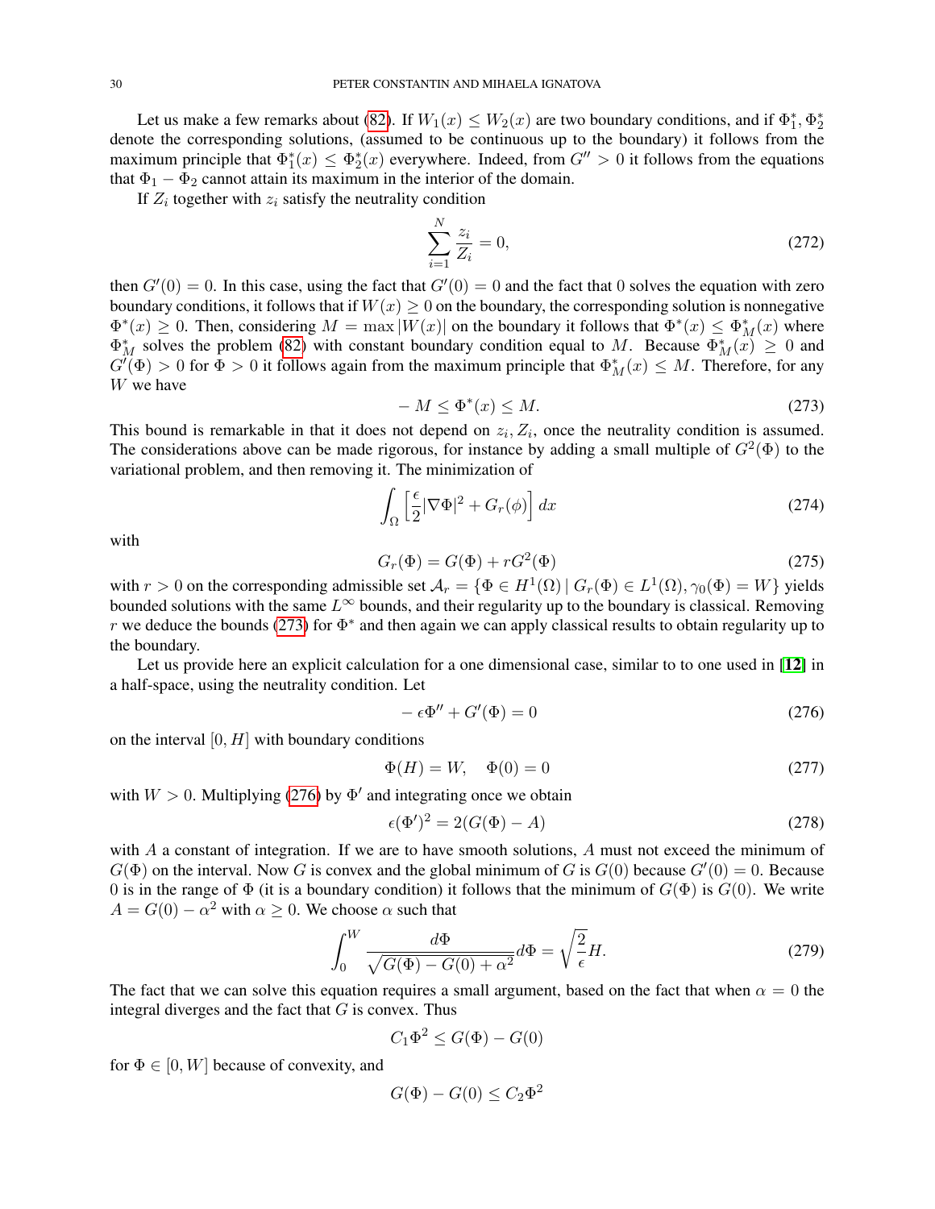Let us make a few remarks about (82). If $W_1(x) \le W_2(x)$ are two boundary conditions, and if $\Phi_1^*, \Phi_2^*$ denote the corresponding solutions, (assumed to be continuous up to the boundary) it follows from the maximum principle that $\Phi_1^*(x) \le \Phi_2^*(x)$ everywhere. Indeed, from $G'' > 0$ it follows from the equations that $\Phi_1 - \Phi_2$ cannot attain its maximum in the interior of the domain.

If $Z_i$ together with $z_i$ satisfy the neutrality condition

$$\sum_{i=1}^{N} \frac{z_i}{Z_i} = 0, \tag{272}$$

then $G'(0) = 0$. In this case, using the fact that $G'(0) = 0$ and the fact that 0 solves the equation with zero boundary conditions, it follows that if $W(x) \ge 0$ on the boundary, the corresponding solution is nonnegative $\Phi^*(x) \ge 0$. Then, considering $M = \max |W(x)|$ on the boundary it follows that $\Phi^*(x) \le \Phi_M^*(x)$ where $\Phi_M^*$ solves the problem (82) with constant boundary condition equal to $M$. Because $\Phi_M^*(x) \ge 0$ and $G'(\Phi) > 0$ for $\Phi > 0$ it follows again from the maximum principle that $\Phi_M^*(x) \le M$. Therefore, for any $W$ we have

$$-M \le \Phi^*(x) \le M. \tag{273}$$

This bound is remarkable in that it does not depend on $z_i, Z_i$, once the neutrality condition is assumed. The considerations above can be made rigorous, for instance by adding a small multiple of $G^2(\Phi)$ to the variational problem, and then removing it. The minimization of

$$\int_\Omega \left[\frac{\epsilon}{2}|\nabla\Phi|^2 + G_r(\phi)\right] dx \tag{274}$$

with

$$G_r(\Phi) = G(\Phi) + rG^2(\Phi) \tag{275}$$

with $r > 0$ on the corresponding admissible set $\mathcal{A}_r = \{\Phi \in H^1(\Omega) \mid G_r(\Phi) \in L^1(\Omega), \gamma_0(\Phi) = W\}$ yields bounded solutions with the same $L^\infty$ bounds, and their regularity up to the boundary is classical. Removing $r$ we deduce the bounds (273) for $\Phi^*$ and then again we can apply classical results to obtain regularity up to the boundary.

Let us provide here an explicit calculation for a one dimensional case, similar to to one used in [12] in a half-space, using the neutrality condition. Let

$$-\epsilon\Phi'' + G'(\Phi) = 0 \tag{276}$$

on the interval $[0, H]$ with boundary conditions

$$\Phi(H) = W, \quad \Phi(0) = 0 \tag{277}$$

with $W > 0$. Multiplying (276) by $\Phi'$ and integrating once we obtain

$$\epsilon(\Phi')^2 = 2(G(\Phi) - A) \tag{278}$$

with $A$ a constant of integration. If we are to have smooth solutions, $A$ must not exceed the minimum of $G(\Phi)$ on the interval. Now $G$ is convex and the global minimum of $G$ is $G(0)$ because $G'(0) = 0$. Because 0 is in the range of $\Phi$ (it is a boundary condition) it follows that the minimum of $G(\Phi)$ is $G(0)$. We write $A = G(0) - \alpha^2$ with $\alpha \ge 0$. We choose $\alpha$ such that

$$\int_0^W \frac{d\Phi}{\sqrt{G(\Phi) - G(0) + \alpha^2}} d\Phi = \sqrt{\frac{2}{\epsilon}} H. \tag{279}$$

The fact that we can solve this equation requires a small argument, based on the fact that when $\alpha = 0$ the integral diverges and the fact that $G$ is convex. Thus

$$C_1\Phi^2 \le G(\Phi) - G(0)$$

for $\Phi \in [0, W]$ because of convexity, and

$$G(\Phi) - G(0) \le C_2\Phi^2$$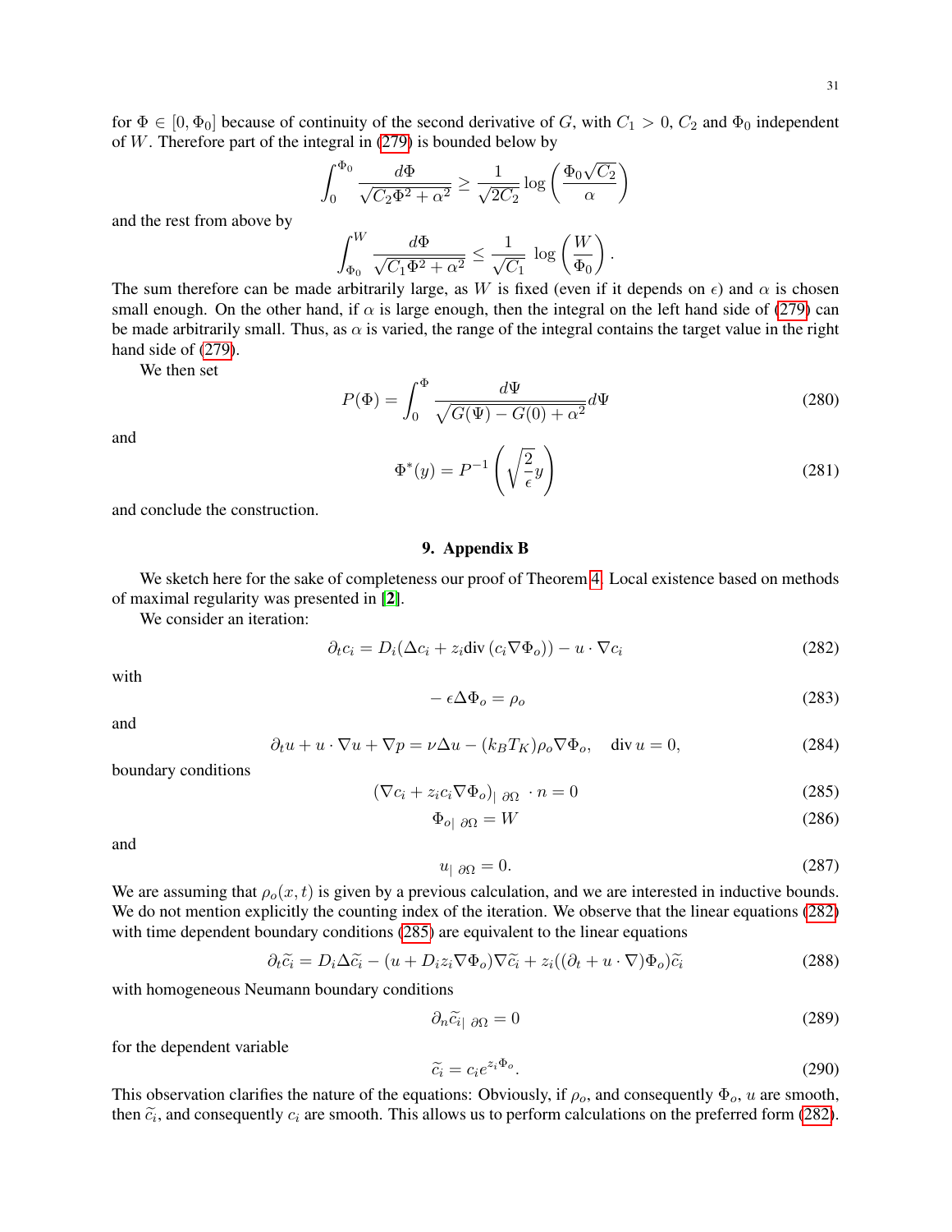for $\Phi \in [0, \Phi_0]$ because of continuity of the second derivative of $G$, with $C_1 > 0$, $C_2$ and $\Phi_0$ independent of $W$. Therefore part of the integral in (279) is bounded below by

$$\int_0^{\Phi_0} \frac{d\Phi}{\sqrt{C_2\Phi^2 + \alpha^2}} \geq \frac{1}{\sqrt{2C_2}} \log\left(\frac{\Phi_0\sqrt{C_2}}{\alpha}\right)$$

and the rest from above by

$$\int_{\Phi_0}^{W} \frac{d\Phi}{\sqrt{C_1\Phi^2 + \alpha^2}} \leq \frac{1}{\sqrt{C_1}} \log\left(\frac{W}{\Phi_0}\right).$$

The sum therefore can be made arbitrarily large, as $W$ is fixed (even if it depends on $\epsilon$) and $\alpha$ is chosen small enough. On the other hand, if $\alpha$ is large enough, then the integral on the left hand side of (279) can be made arbitrarily small. Thus, as $\alpha$ is varied, the range of the integral contains the target value in the right hand side of (279).

We then set

$$P(\Phi) = \int_0^{\Phi} \frac{d\Psi}{\sqrt{G(\Psi) - G(0) + \alpha^2}} d\Psi \tag{280}$$

and

$$\Phi^*(y) = P^{-1}\left(\sqrt{\frac{2}{\epsilon}}y\right) \tag{281}$$

and conclude the construction.

## 9. Appendix B

We sketch here for the sake of completeness our proof of Theorem 4. Local existence based on methods of maximal regularity was presented in [2].

We consider an iteration:

$$\partial_t c_i = D_i(\Delta c_i + z_i \mathrm{div}\,(c_i \nabla \Phi_o)) - u \cdot \nabla c_i \tag{282}$$

with

$$-\epsilon \Delta \Phi_o = \rho_o \tag{283}$$

and

$$\partial_t u + u \cdot \nabla u + \nabla p = \nu \Delta u - (k_B T_K)\rho_o \nabla \Phi_o, \quad \mathrm{div}\, u = 0, \tag{284}$$

boundary conditions

$$(\nabla c_i + z_i c_i \nabla \Phi_o)_{|\ \partial\Omega} \cdot n = 0 \tag{285}$$

$$\Phi_{o|\ \partial\Omega} = W \tag{286}$$

and

$$u_{|\ \partial\Omega} = 0. \tag{287}$$

We are assuming that $\rho_o(x,t)$ is given by a previous calculation, and we are interested in inductive bounds. We do not mention explicitly the counting index of the iteration. We observe that the linear equations (282) with time dependent boundary conditions (285) are equivalent to the linear equations

$$\partial_t \widetilde{c_i} = D_i \Delta \widetilde{c_i} - (u + D_i z_i \nabla \Phi_o)\nabla \widetilde{c_i} + z_i((\partial_t + u \cdot \nabla)\Phi_o)\widetilde{c_i} \tag{288}$$

with homogeneous Neumann boundary conditions

$$\partial_n \widetilde{c_i}_{|\ \partial\Omega} = 0 \tag{289}$$

for the dependent variable

$$\widetilde{c_i} = c_i e^{z_i \Phi_o}. \tag{290}$$

This observation clarifies the nature of the equations: Obviously, if $\rho_o$, and consequently $\Phi_o$, $u$ are smooth, then $\widetilde{c_i}$, and consequently $c_i$ are smooth. This allows us to perform calculations on the preferred form (282).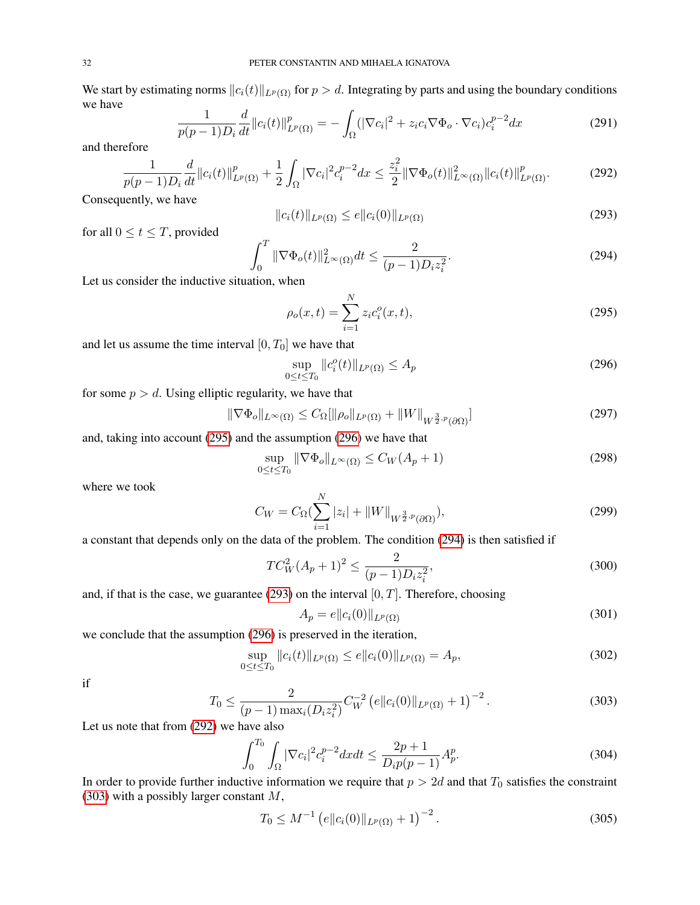We start by estimating norms $\|c_i(t)\|_{L^p(\Omega)}$ for $p > d$. Integrating by parts and using the boundary conditions we have

$$
\frac{1}{p(p-1)D_i}\frac{d}{dt}\|c_i(t)\|^p_{L^p(\Omega)} = -\int_\Omega (|\nabla c_i|^2 + z_i c_i \nabla\Phi_o\cdot\nabla c_i)c_i^{p-2}dx \tag{291}
$$

and therefore

$$
\frac{1}{p(p-1)D_i}\frac{d}{dt}\|c_i(t)\|^p_{L^p(\Omega)} + \frac{1}{2}\int_\Omega |\nabla c_i|^2 c_i^{p-2}dx \le \frac{z_i^2}{2}\|\nabla\Phi_o(t)\|^2_{L^\infty(\Omega)}\|c_i(t)\|^p_{L^p(\Omega)}. \tag{292}
$$

Consequently, we have

$$
\|c_i(t)\|_{L^p(\Omega)} \le e\|c_i(0)\|_{L^p(\Omega)} \tag{293}
$$

for all $0 \le t \le T$, provided

$$
\int_0^T \|\nabla\Phi_o(t)\|^2_{L^\infty(\Omega)}dt \le \frac{2}{(p-1)D_i z_i^2}. \tag{294}
$$

Let us consider the inductive situation, when

$$
\rho_o(x,t) = \sum_{i=1}^N z_i c_i^o(x,t), \tag{295}
$$

and let us assume the time interval $[0,T_0]$ we have that

$$
\sup_{0\le t\le T_0}\|c_i^o(t)\|_{L^p(\Omega)} \le A_p \tag{296}
$$

for some $p > d$. Using elliptic regularity, we have that

$$
\|\nabla\Phi_o\|_{L^\infty(\Omega)} \le C_\Omega[\|\rho_o\|_{L^p(\Omega)} + \|W\|_{W^{\frac{3}{2},p}(\partial\Omega)}] \tag{297}
$$

and, taking into account (295) and the assumption (296) we have that

$$
\sup_{0\le t\le T_0}\|\nabla\Phi_o\|_{L^\infty(\Omega)} \le C_W(A_p+1) \tag{298}
$$

where we took

$$
C_W = C_\Omega\Big(\sum_{i=1}^N |z_i| + \|W\|_{W^{\frac{3}{2},p}(\partial\Omega)}\Big), \tag{299}
$$

a constant that depends only on the data of the problem. The condition (294) is then satisfied if

$$
TC_W^2(A_p+1)^2 \le \frac{2}{(p-1)D_i z_i^2}, \tag{300}
$$

and, if that is the case, we guarantee (293) on the interval $[0,T]$. Therefore, choosing

$$
A_p = e\|c_i(0)\|_{L^p(\Omega)} \tag{301}
$$

we conclude that the assumption (296) is preserved in the iteration,

$$
\sup_{0\le t\le T_0}\|c_i(t)\|_{L^p(\Omega)} \le e\|c_i(0)\|_{L^p(\Omega)} = A_p, \tag{302}
$$

if

$$
T_0 \le \frac{2}{(p-1)\max_i(D_i z_i^2)} C_W^{-2}\left(e\|c_i(0)\|_{L^p(\Omega)}+1\right)^{-2}. \tag{303}
$$

Let us note that from (292) we have also

$$
\int_0^{T_0}\int_\Omega |\nabla c_i|^2 c_i^{p-2}dxdt \le \frac{2p+1}{D_i p(p-1)}A_p^p. \tag{304}
$$

In order to provide further inductive information we require that $p > 2d$ and that $T_0$ satisfies the constraint (303) with a possibly larger constant $M$,

$$
T_0 \le M^{-1}\left(e\|c_i(0)\|_{L^p(\Omega)}+1\right)^{-2}. \tag{305}
$$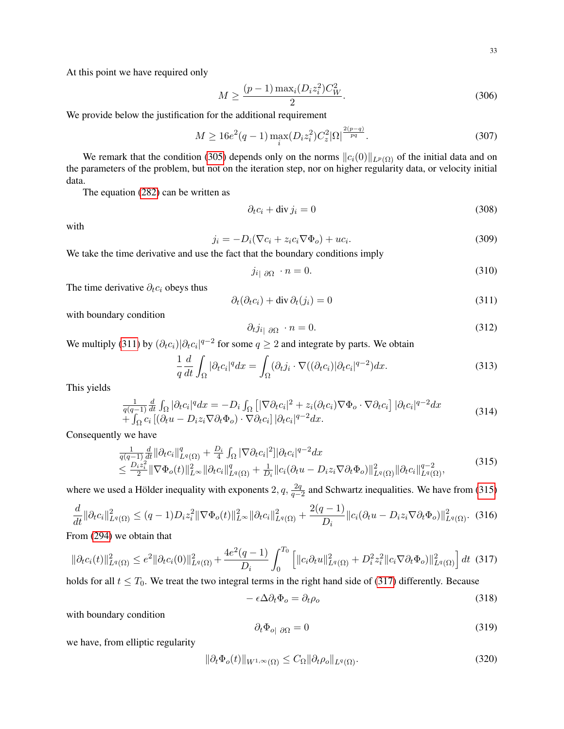At this point we have required only

$$M \ge \frac{(p-1)\max_i(D_i z_i^2)C_W^2}{2}. \tag{306}$$

We provide below the justification for the additional requirement

$$M \ge 16e^2(q-1)\max_i(D_i z_i^2)C_z^2|\Omega|^{\frac{2(p-q)}{pq}}. \tag{307}$$

We remark that the condition (305) depends only on the norms $\|c_i(0)\|_{L^p(\Omega)}$ of the initial data and on the parameters of the problem, but not on the iteration step, nor on higher regularity data, or velocity initial data.

The equation (282) can be written as

$$\partial_t c_i + \operatorname{div} j_i = 0 \tag{308}$$

with

$$j_i = -D_i(\nabla c_i + z_i c_i \nabla \Phi_o) + u c_i. \tag{309}$$

We take the time derivative and use the fact that the boundary conditions imply

$$j_{i|\ \partial\Omega} \cdot n = 0. \tag{310}$$

The time derivative $\partial_t c_i$ obeys thus

$$\partial_t(\partial_t c_i) + \operatorname{div} \partial_t(j_i) = 0 \tag{311}$$

with boundary condition

$$\partial_t j_{i|\ \partial\Omega} \cdot n = 0. \tag{312}$$

We multiply (311) by $(\partial_t c_i)|\partial_t c_i|^{q-2}$ for some $q \ge 2$ and integrate by parts. We obtain

$$\frac{1}{q}\frac{d}{dt}\int_\Omega |\partial_t c_i|^q dx = \int_\Omega (\partial_t j_i \cdot \nabla((\partial_t c_i)|\partial_t c_i|^{q-2}) dx. \tag{313}$$

This yields

$$\begin{array}{l} \frac{1}{q(q-1)}\frac{d}{dt}\int_\Omega |\partial_t c_i|^q dx = -D_i \int_\Omega \left[|\nabla \partial_t c_i|^2 + z_i(\partial_t c_i)\nabla\Phi_o \cdot \nabla \partial_t c_i\right] |\partial_t c_i|^{q-2} dx \\ + \int_\Omega c_i \left[(\partial_t u - D_i z_i \nabla \partial_t \Phi_o)\cdot \nabla \partial_t c_i\right] |\partial_t c_i|^{q-2} dx. \end{array} \tag{314}$$

Consequently we have

$$\begin{array}{l} \frac{1}{q(q-1)}\frac{d}{dt}\|\partial_t c_i\|_{L^q(\Omega)}^q + \frac{D_i}{4}\int_\Omega |\nabla \partial_t c_i|^2] |\partial_t c_i|^{q-2} dx \\ \le \frac{D_i z_i^2}{2}\|\nabla\Phi_o(t)\|_{L^\infty}^2 \|\partial_t c_i\|_{L^q(\Omega)}^q + \frac{1}{D_i}\|c_i(\partial_t u - D_i z_i \nabla \partial_t \Phi_o)\|_{L^q(\Omega)}^2 \|\partial_t c_i\|_{L^q(\Omega)}^{q-2}, \end{array} \tag{315}$$

where we used a Hölder inequality with exponents $2, q, \frac{2q}{q-2}$ and Schwartz inequalities. We have from (315)

$$\frac{d}{dt}\|\partial_t c_i\|_{L^q(\Omega)}^2 \le (q-1)D_i z_i^2 \|\nabla\Phi_o(t)\|_{L^\infty}^2 \|\partial_t c_i\|_{L^q(\Omega)}^2 + \frac{2(q-1)}{D_i}\|c_i(\partial_t u - D_i z_i \nabla \partial_t \Phi_o)\|_{L^q(\Omega)}^2. \tag{316}$$

From (294) we obtain that

$$\|\partial_t c_i(t)\|_{L^q(\Omega)}^2 \le e^2 \|\partial_t c_i(0)\|_{L^q(\Omega)}^2 + \frac{4e^2(q-1)}{D_i}\int_0^{T_0}\left[\|c_i \partial_t u\|_{L^q(\Omega)}^2 + D_i^2 z_i^2 \|c_i \nabla \partial_t \Phi_o)\|_{L^q(\Omega)}^2\right] dt \tag{317}$$

holds for all $t \le T_0$. We treat the two integral terms in the right hand side of (317) differently. Because

$$-\epsilon \Delta \partial_t \Phi_o = \partial_t \rho_o \tag{318}$$

with boundary condition

$$\partial_t \Phi_{o|\ \partial\Omega} = 0 \tag{319}$$

we have, from elliptic regularity

$$\|\partial_t \Phi_o(t)\|_{W^{1,\infty}(\Omega)} \le C_\Omega \|\partial_t \rho_o\|_{L^q(\Omega)}. \tag{320}$$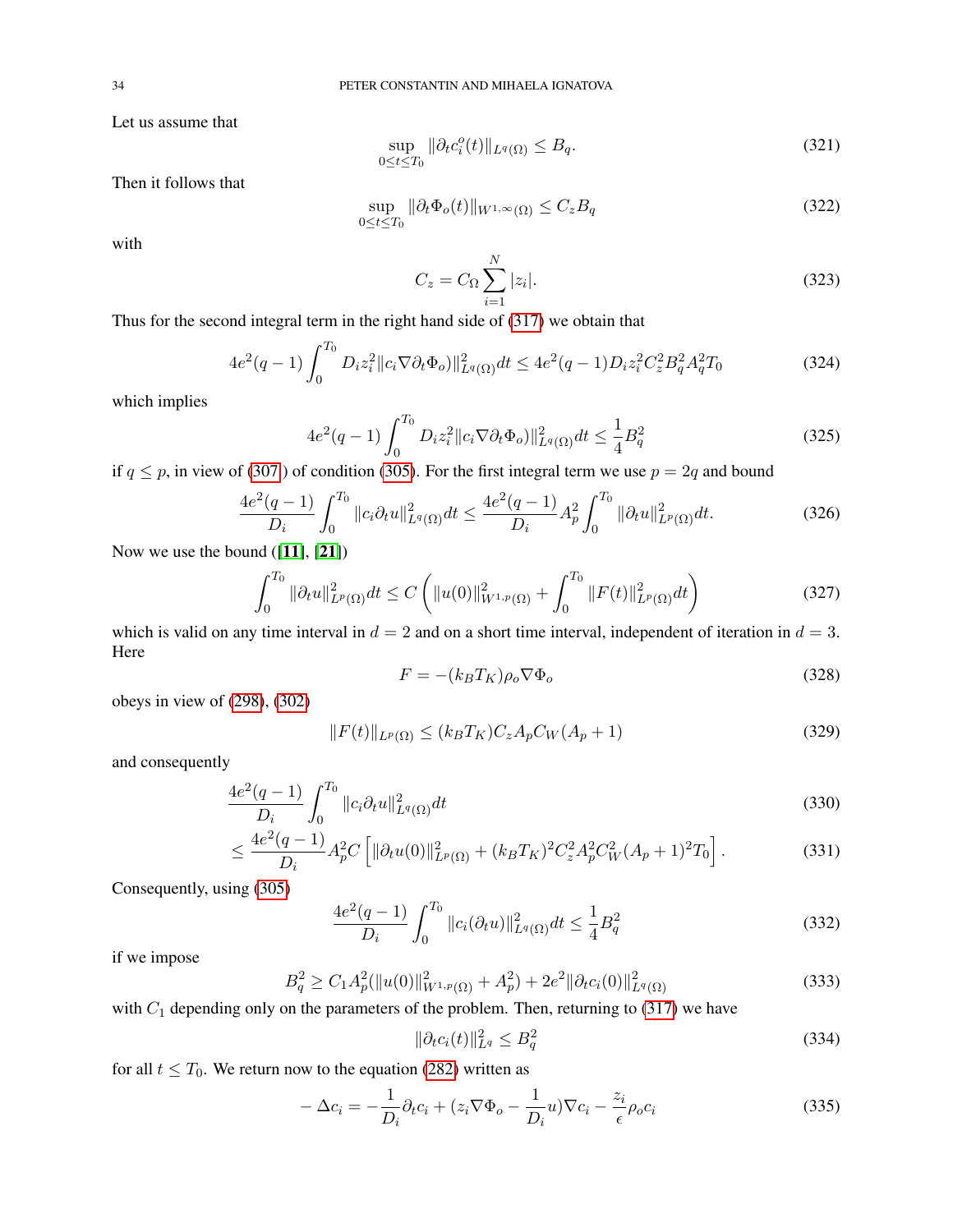Let us assume that

$$\sup_{0\le t\le T_0} \|\partial_t c_i^o(t)\|_{L^q(\Omega)} \le B_q. \tag{321}$$

Then it follows that

$$\sup_{0\le t\le T_0} \|\partial_t \Phi_o(t)\|_{W^{1,\infty}(\Omega)} \le C_z B_q \tag{322}$$

with

$$C_z = C_\Omega \sum_{i=1}^N |z_i|. \tag{323}$$

Thus for the second integral term in the right hand side of (317) we obtain that

$$4e^2(q-1)\int_0^{T_0} D_i z_i^2 \|c_i \nabla \partial_t \Phi_o)\|_{L^q(\Omega)}^2 dt \le 4e^2(q-1) D_i z_i^2 C_z^2 B_q^2 A_q^2 T_0 \tag{324}$$

which implies

$$4e^2(q-1)\int_0^{T_0} D_i z_i^2 \|c_i \nabla \partial_t \Phi_o)\|_{L^q(\Omega)}^2 dt \le \frac{1}{4} B_q^2 \tag{325}$$

if $q \le p$, in view of (307 ) of condition (305). For the first integral term we use $p = 2q$ and bound

$$\frac{4e^2(q-1)}{D_i}\int_0^{T_0} \|c_i \partial_t u\|_{L^q(\Omega)}^2 dt \le \frac{4e^2(q-1)}{D_i} A_p^2 \int_0^{T_0} \|\partial_t u\|_{L^p(\Omega)}^2 dt. \tag{326}$$

Now we use the bound ([11], [21])

$$\int_0^{T_0} \|\partial_t u\|_{L^p(\Omega)}^2 dt \le C\left( \|u(0)\|_{W^{1,p}(\Omega)}^2 + \int_0^{T_0} \|F(t)\|_{L^p(\Omega)}^2 dt \right) \tag{327}$$

which is valid on any time interval in $d = 2$ and on a short time interval, independent of iteration in $d = 3$. Here

$$F = -(k_B T_K)\rho_o \nabla \Phi_o \tag{328}$$

obeys in view of (298), (302)

$$\|F(t)\|_{L^p(\Omega)} \le (k_B T_K) C_z A_p C_W (A_p + 1) \tag{329}$$

and consequently

$$\frac{4e^2(q-1)}{D_i}\int_0^{T_0} \|c_i \partial_t u\|_{L^q(\Omega)}^2 dt \tag{330}$$

$$\le \frac{4e^2(q-1)}{D_i} A_p^2 C\left[ \|\partial_t u(0)\|_{L^p(\Omega)}^2 + (k_B T_K)^2 C_z^2 A_p^2 C_W^2 (A_p+1)^2 T_0 \right]. \tag{331}$$

Consequently, using (305)

$$\frac{4e^2(q-1)}{D_i}\int_0^{T_0} \|c_i(\partial_t u)\|_{L^q(\Omega)}^2 dt \le \frac{1}{4} B_q^2 \tag{332}$$

if we impose

$$B_q^2 \ge C_1 A_p^2 (\|u(0)\|_{W^{1,p}(\Omega)}^2 + A_p^2) + 2e^2 \|\partial_t c_i(0)\|_{L^q(\Omega)}^2 \tag{333}$$

with $C_1$ depending only on the parameters of the problem. Then, returning to (317) we have

$$\|\partial_t c_i(t)\|_{L^q}^2 \le B_q^2 \tag{334}$$

for all $t \le T_0$. We return now to the equation (282) written as

$$-\Delta c_i = -\frac{1}{D_i}\partial_t c_i + (z_i \nabla \Phi_o - \frac{1}{D_i} u)\nabla c_i - \frac{z_i}{\epsilon}\rho_o c_i \tag{335}$$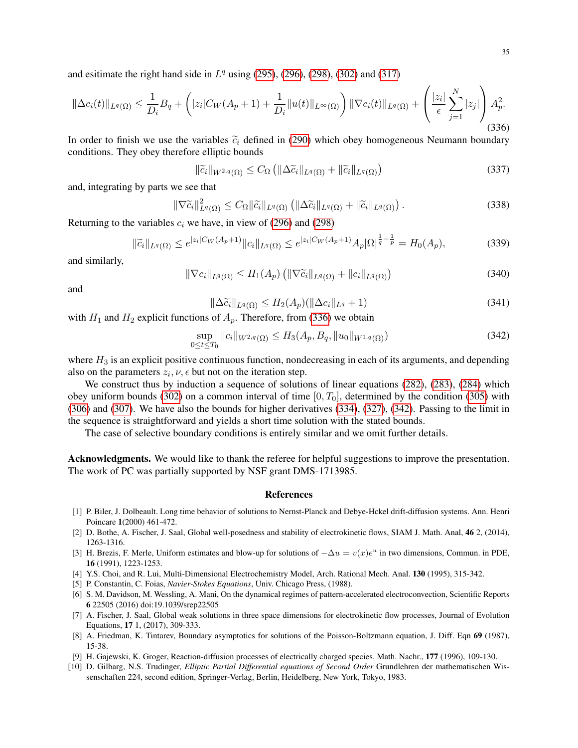and esitimate the right hand side in $L^q$ using (295), (296), (298), (302) and (317)

$$
\|\Delta c_i(t)\|_{L^q(\Omega)} \le \frac{1}{D_i} B_q + \left( |z_i| C_W(A_p+1) + \frac{1}{D_i}\|u(t)\|_{L^\infty(\Omega)} \right) \|\nabla c_i(t)\|_{L^q(\Omega)} + \left( \frac{|z_i|}{\epsilon} \sum_{j=1}^N |z_j| \right) A_p^2. \tag{336}
$$

In order to finish we use the variables $\widetilde{c}_i$ defined in (290) which obey homogeneous Neumann boundary conditions. They obey therefore elliptic bounds

$$
\|\widetilde{c}_i\|_{W^{2,q}(\Omega)} \le C_\Omega \left( \|\Delta \widetilde{c}_i\|_{L^q(\Omega)} + \|\widetilde{c}_i\|_{L^q(\Omega)} \right) \tag{337}
$$

and, integrating by parts we see that

$$
\|\nabla \widetilde{c}_i\|^2_{L^q(\Omega)} \le C_\Omega \|\widetilde{c}_i\|_{L^q(\Omega)} \left( \|\Delta \widetilde{c}_i\|_{L^q(\Omega)} + \|\widetilde{c}_i\|_{L^q(\Omega)} \right). \tag{338}
$$

Returning to the variables $c_i$ we have, in view of (296) and (298)

$$
\|\widetilde{c}_i\|_{L^q(\Omega)} \le e^{|z_i| C_W(A_p+1)} \|c_i\|_{L^q(\Omega)} \le e^{|z_i| C_W(A_p+1)} A_p |\Omega|^{\frac{1}{q}-\frac{1}{p}} = H_0(A_p), \tag{339}
$$

and similarly,

$$
\|\nabla c_i\|_{L^q(\Omega)} \le H_1(A_p) \left( \|\nabla \widetilde{c}_i\|_{L^q(\Omega)} + \|c_i\|_{L^q(\Omega)} \right) \tag{340}
$$

and

$$
\|\Delta \widetilde{c}_i\|_{L^q(\Omega)} \le H_2(A_p)(\|\Delta c_i\|_{L^q} + 1) \tag{341}
$$

with $H_1$ and $H_2$ explicit functions of $A_p$. Therefore, from (336) we obtain

$$
\sup_{0 \le t \le T_0} \|c_i\|_{W^{2,q}(\Omega)} \le H_3(A_p, B_q, \|u_0\|_{W^{1,q}(\Omega)}) \tag{342}
$$

where $H_3$ is an explicit positive continuous function, nondecreasing in each of its arguments, and depending also on the parameters $z_i, \nu, \epsilon$ but not on the iteration step.

We construct thus by induction a sequence of solutions of linear equations (282), (283), (284) which obey uniform bounds (302) on a common interval of time $[0, T_0]$, determined by the condition (305) with (306) and (307). We have also the bounds for higher derivatives (334), (327), (342). Passing to the limit in the sequence is straightforward and yields a short time solution with the stated bounds.

The case of selective boundary conditions is entirely similar and we omit further details.

**Acknowledgments.** We would like to thank the referee for helpful suggestions to improve the presentation. The work of PC was partially supported by NSF grant DMS-1713985.

## References

[1] P. Biler, J. Dolbeault. Long time behavior of solutions to Nernst-Planck and Debye-Hckel drift-diffusion systems. Ann. Henri Poincare **1**(2000) 461-472.

[2] D. Bothe, A. Fischer, J. Saal, Global well-posedness and stability of electrokinetic flows, SIAM J. Math. Anal, **46** 2, (2014), 1263-1316.

[3] H. Brezis, F. Merle, Uniform estimates and blow-up for solutions of $-\Delta u = v(x)e^u$ in two dimensions, Commun. in PDE, **16** (1991), 1223-1253.

[4] Y.S. Choi, and R. Lui, Multi-Dimensional Electrochemistry Model, Arch. Rational Mech. Anal. **130** (1995), 315-342.

[5] P. Constantin, C. Foias, *Navier-Stokes Equations*, Univ. Chicago Press, (1988).

[6] S. M. Davidson, M. Wessling, A. Mani, On the dynamical regimes of pattern-accelerated electroconvection, Scientific Reports **6** 22505 (2016) doi:19.1039/srep22505

[7] A. Fischer, J. Saal, Global weak solutions in three space dimensions for electrokinetic flow processes, Journal of Evolution Equations, **17** 1, (2017), 309-333.

[8] A. Friedman, K. Tintarev, Boundary asymptotics for solutions of the Poisson-Boltzmann equation, J. Diff. Eqn **69** (1987), 15-38.

[9] H. Gajewski, K. Groger, Reaction-diffusion processes of electrically charged species. Math. Nachr., **177** (1996), 109-130.

[10] D. Gilbarg, N.S. Trudinger, *Elliptic Partial Differential equations of Second Order* Grundlehren der mathematischen Wissenschaften 224, second edition, Springer-Verlag, Berlin, Heidelberg, New York, Tokyo, 1983.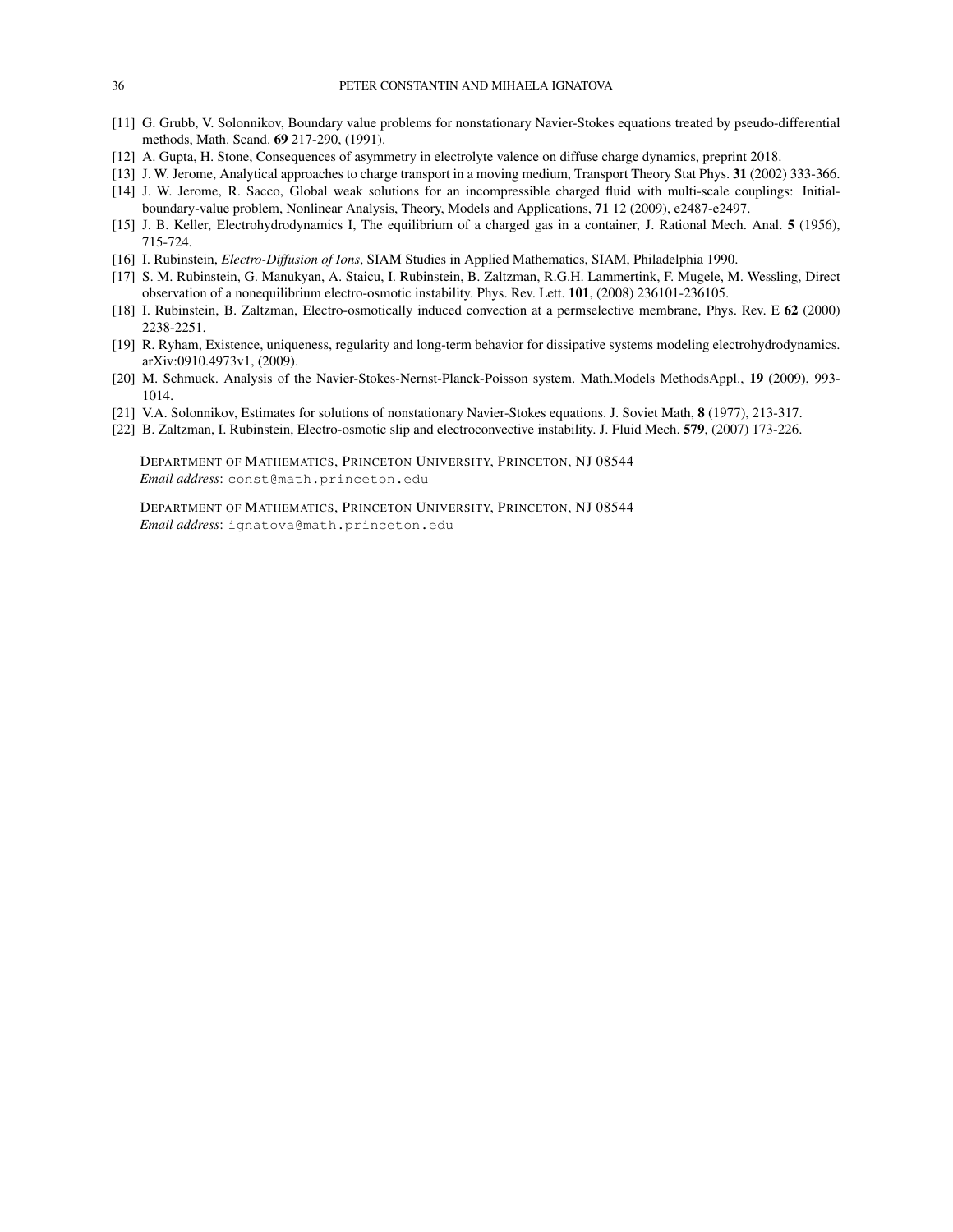[11] G. Grubb, V. Solonnikov, Boundary value problems for nonstationary Navier-Stokes equations treated by pseudo-differential methods, Math. Scand. **69** 217-290, (1991).

[12] A. Gupta, H. Stone, Consequences of asymmetry in electrolyte valence on diffuse charge dynamics, preprint 2018.

[13] J. W. Jerome, Analytical approaches to charge transport in a moving medium, Transport Theory Stat Phys. **31** (2002) 333-366.

[14] J. W. Jerome, R. Sacco, Global weak solutions for an incompressible charged fluid with multi-scale couplings: Initial-boundary-value problem, Nonlinear Analysis, Theory, Models and Applications, **71** 12 (2009), e2487-e2497.

[15] J. B. Keller, Electrohydrodynamics I, The equilibrium of a charged gas in a container, J. Rational Mech. Anal. **5** (1956), 715-724.

[16] I. Rubinstein, *Electro-Diffusion of Ions*, SIAM Studies in Applied Mathematics, SIAM, Philadelphia 1990.

[17] S. M. Rubinstein, G. Manukyan, A. Staicu, I. Rubinstein, B. Zaltzman, R.G.H. Lammertink, F. Mugele, M. Wessling, Direct observation of a nonequilibrium electro-osmotic instability. Phys. Rev. Lett. **101**, (2008) 236101-236105.

[18] I. Rubinstein, B. Zaltzman, Electro-osmotically induced convection at a permselective membrane, Phys. Rev. E **62** (2000) 2238-2251.

[19] R. Ryham, Existence, uniqueness, regularity and long-term behavior for dissipative systems modeling electrohydrodynamics. arXiv:0910.4973v1, (2009).

[20] M. Schmuck. Analysis of the Navier-Stokes-Nernst-Planck-Poisson system. Math.Models MethodsAppl., **19** (2009), 993-1014.

[21] V.A. Solonnikov, Estimates for solutions of nonstationary Navier-Stokes equations. J. Soviet Math, **8** (1977), 213-317.

[22] B. Zaltzman, I. Rubinstein, Electro-osmotic slip and electroconvective instability. J. Fluid Mech. **579**, (2007) 173-226.

DEPARTMENT OF MATHEMATICS, PRINCETON UNIVERSITY, PRINCETON, NJ 08544
*Email address*: const@math.princeton.edu

DEPARTMENT OF MATHEMATICS, PRINCETON UNIVERSITY, PRINCETON, NJ 08544
*Email address*: ignatova@math.princeton.edu